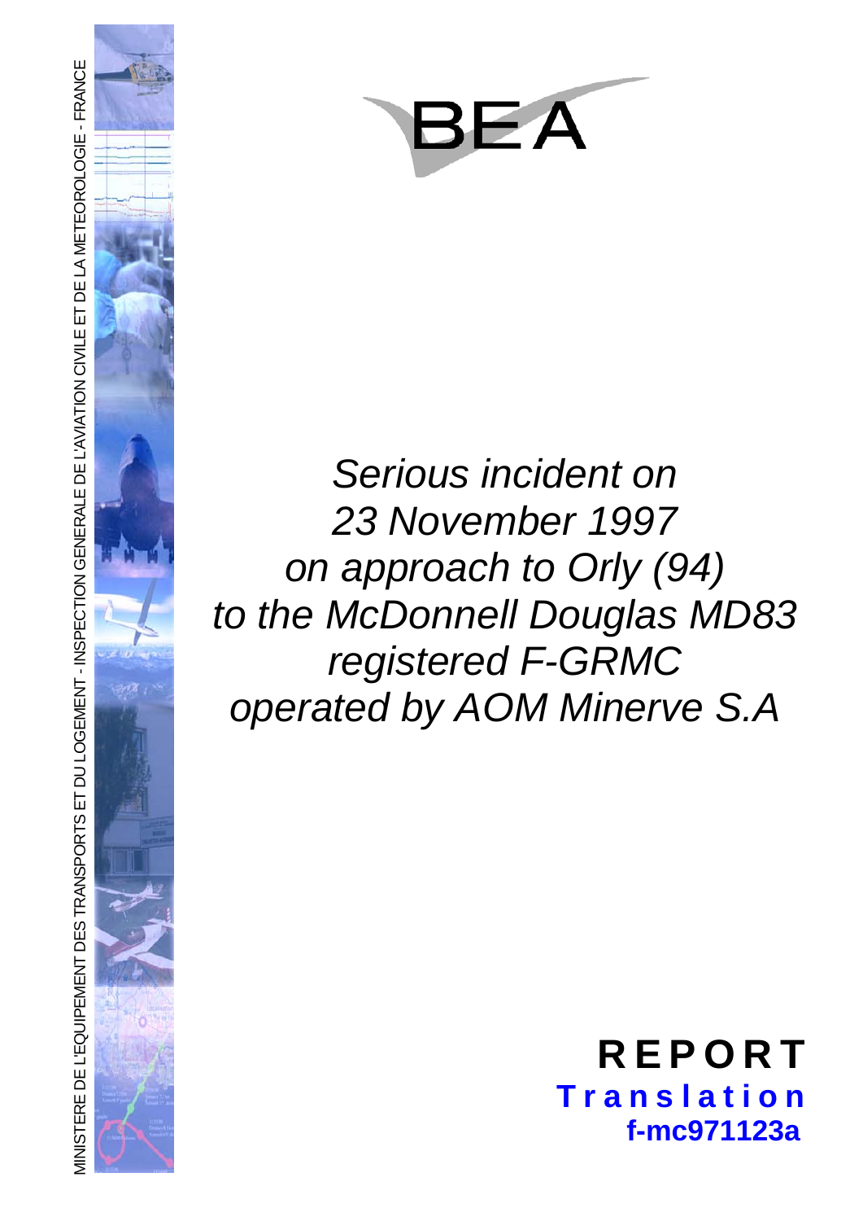MINISTERE DE L'EQUIPEMENT DES TRANSPORTS ET DU LOGEMENT - INSPECTION GENERALE DE L'AVIATION CIVILE ET DE LA METEOROLOGIE - FRANCE

BEA

*Serious incident on*
*23 November 1997*
*on approach to Orly (94)*
*to the McDonnell Douglas MD83*
*registered F-GRMC*
*operated by AOM Minerve S.A*

**REPORT**

**Translation**

**f-mc971123a**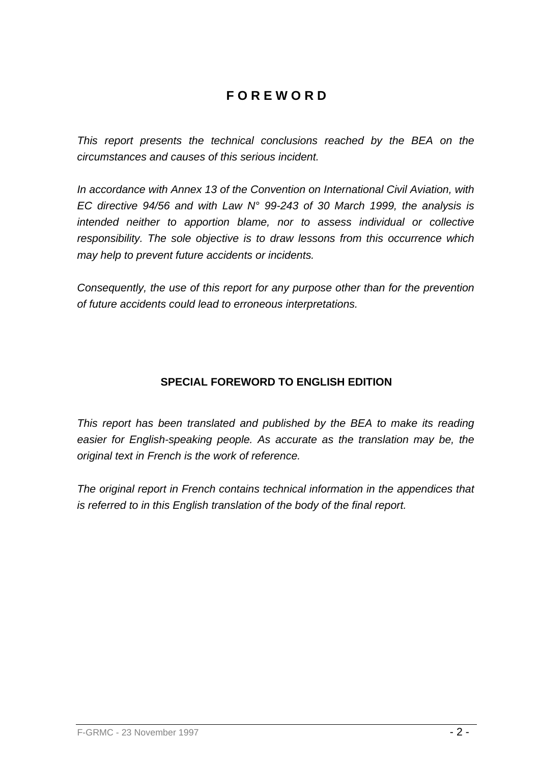# F O R E W O R D

*This report presents the technical conclusions reached by the BEA on the circumstances and causes of this serious incident.*

*In accordance with Annex 13 of the Convention on International Civil Aviation, with EC directive 94/56 and with Law N° 99-243 of 30 March 1999, the analysis is intended neither to apportion blame, nor to assess individual or collective responsibility. The sole objective is to draw lessons from this occurrence which may help to prevent future accidents or incidents.*

*Consequently, the use of this report for any purpose other than for the prevention of future accidents could lead to erroneous interpretations.*

## SPECIAL FOREWORD TO ENGLISH EDITION

*This report has been translated and published by the BEA to make its reading easier for English-speaking people. As accurate as the translation may be, the original text in French is the work of reference.*

*The original report in French contains technical information in the appendices that is referred to in this English translation of the body of the final report.*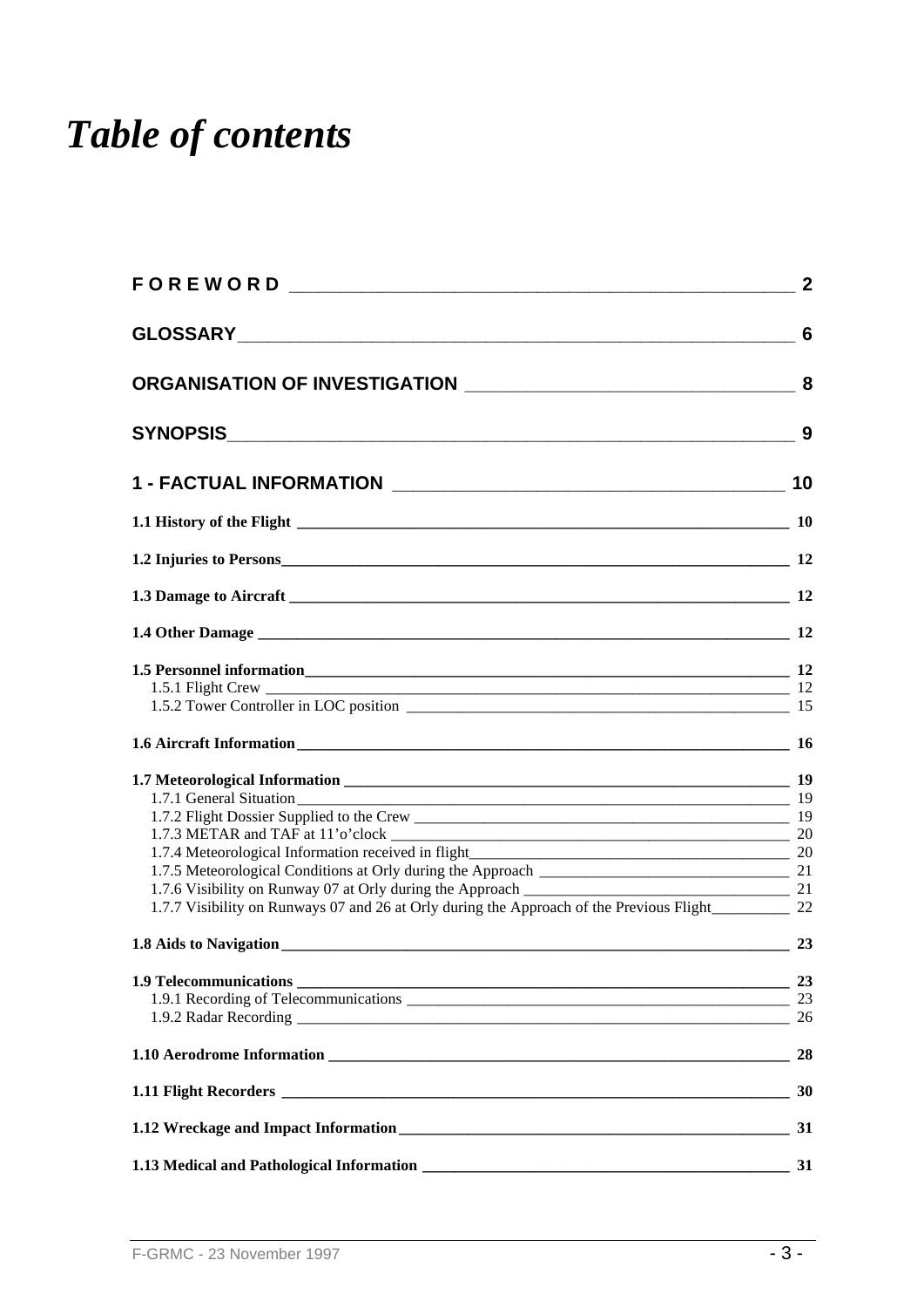# *Table of contents*

| | |
|---|---|
| **FOREWORD** | **2** |
| **GLOSSARY** | **6** |
| **ORGANISATION OF INVESTIGATION** | **8** |
| **SYNOPSIS** | **9** |
| **1 - FACTUAL INFORMATION** | **10** |
| **1.1 History of the Flight** | **10** |
| **1.2 Injuries to Persons** | **12** |
| **1.3 Damage to Aircraft** | **12** |
| **1.4 Other Damage** | **12** |
| **1.5 Personnel information** | **12** |
| 1.5.1 Flight Crew | 12 |
| 1.5.2 Tower Controller in LOC position | 15 |
| **1.6 Aircraft Information** | **16** |
| **1.7 Meteorological Information** | **19** |
| 1.7.1 General Situation | 19 |
| 1.7.2 Flight Dossier Supplied to the Crew | 19 |
| 1.7.3 METAR and TAF at 11'o'clock | 20 |
| 1.7.4 Meteorological Information received in flight | 20 |
| 1.7.5 Meteorological Conditions at Orly during the Approach | 21 |
| 1.7.6 Visibility on Runway 07 at Orly during the Approach | 21 |
| 1.7.7 Visibility on Runways 07 and 26 at Orly during the Approach of the Previous Flight | 22 |
| **1.8 Aids to Navigation** | **23** |
| **1.9 Telecommunications** | **23** |
| 1.9.1 Recording of Telecommunications | 23 |
| 1.9.2 Radar Recording | 26 |
| **1.10 Aerodrome Information** | **28** |
| **1.11 Flight Recorders** | **30** |
| **1.12 Wreckage and Impact Information** | **31** |
| **1.13 Medical and Pathological Information** | **31** |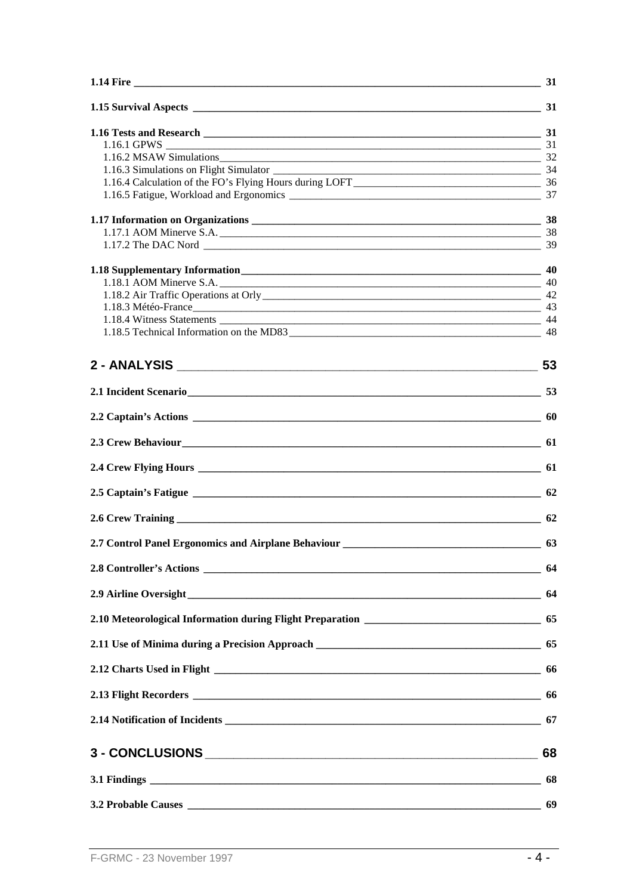**1.14 Fire** 31

**1.15 Survival Aspects** 31

**1.16 Tests and Research** 31

1.16.1 GPWS 31

1.16.2 MSAW Simulations 32

1.16.3 Simulations on Flight Simulator 34

1.16.4 Calculation of the FO's Flying Hours during LOFT 36

1.16.5 Fatigue, Workload and Ergonomics 37

**1.17 Information on Organizations** 38

1.17.1 AOM Minerve S.A. 38

1.17.2 The DAC Nord 39

**1.18 Supplementary Information** 40

1.18.1 AOM Minerve S.A. 40

1.18.2 Air Traffic Operations at Orly 42

1.18.3 Météo-France 43

1.18.4 Witness Statements 44

1.18.5 Technical Information on the MD83 48

**2 - ANALYSIS** 53

**2.1 Incident Scenario** 53

**2.2 Captain's Actions** 60

**2.3 Crew Behaviour** 61

**2.4 Crew Flying Hours** 61

**2.5 Captain's Fatigue** 62

**2.6 Crew Training** 62

**2.7 Control Panel Ergonomics and Airplane Behaviour** 63

**2.8 Controller's Actions** 64

**2.9 Airline Oversight** 64

**2.10 Meteorological Information during Flight Preparation** 65

**2.11 Use of Minima during a Precision Approach** 65

**2.12 Charts Used in Flight** 66

**2.13 Flight Recorders** 66

**2.14 Notification of Incidents** 67

**3 - CONCLUSIONS** 68

**3.1 Findings** 68

**3.2 Probable Causes** 69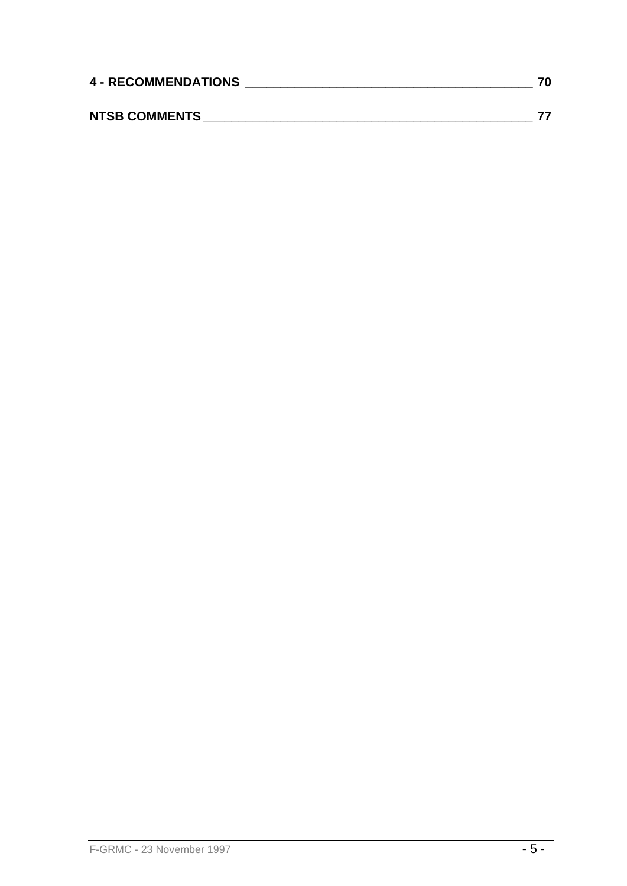**4 - RECOMMENDATIONS ____________________________________________ 70**

**NTSB COMMENTS ________________________________________________ 77**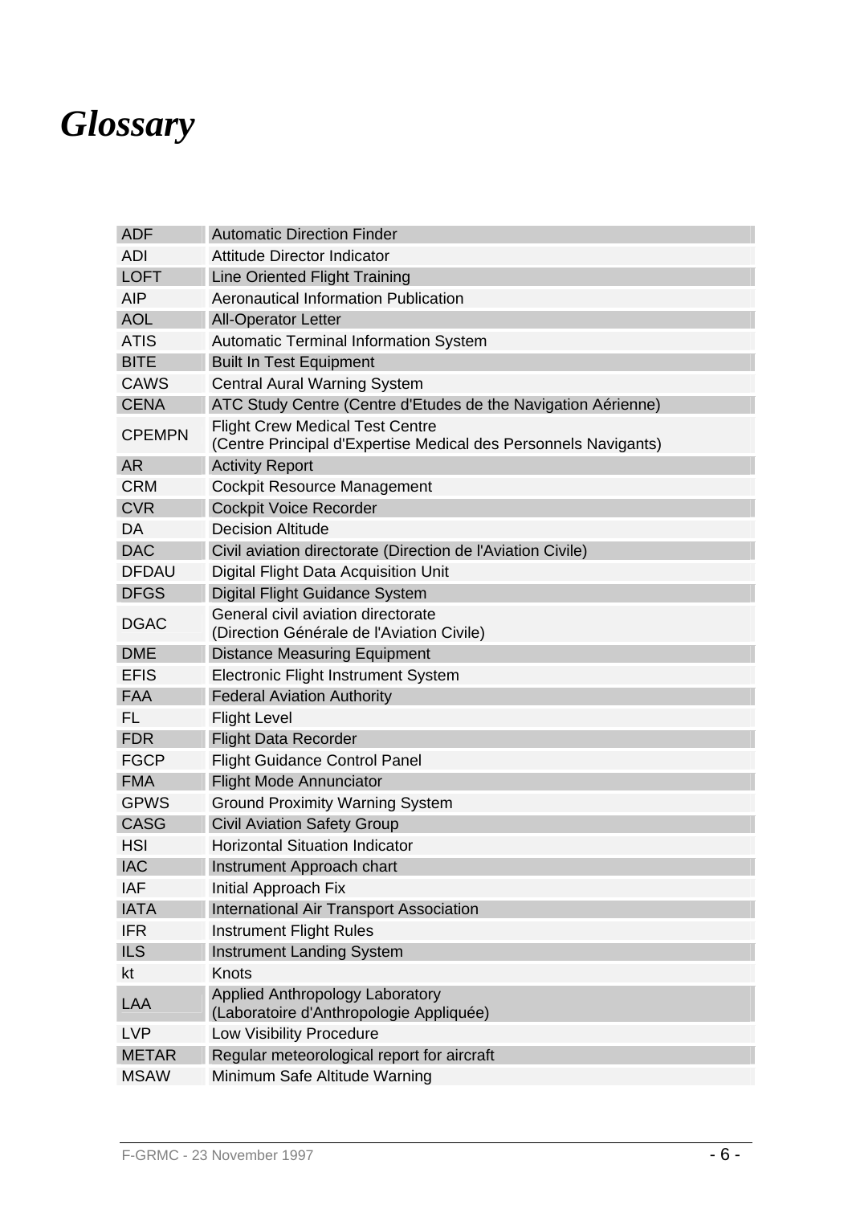# *Glossary*

| | |
|---|---|
| ADF | Automatic Direction Finder |
| ADI | Attitude Director Indicator |
| LOFT | Line Oriented Flight Training |
| AIP | Aeronautical Information Publication |
| AOL | All-Operator Letter |
| ATIS | Automatic Terminal Information System |
| BITE | Built In Test Equipment |
| CAWS | Central Aural Warning System |
| CENA | ATC Study Centre (Centre d'Etudes de the Navigation Aérienne) |
| CPEMPN | Flight Crew Medical Test Centre<br>(Centre Principal d'Expertise Medical des Personnels Navigants) |
| AR | Activity Report |
| CRM | Cockpit Resource Management |
| CVR | Cockpit Voice Recorder |
| DA | Decision Altitude |
| DAC | Civil aviation directorate (Direction de l'Aviation Civile) |
| DFDAU | Digital Flight Data Acquisition Unit |
| DFGS | Digital Flight Guidance System |
| DGAC | General civil aviation directorate<br>(Direction Générale de l'Aviation Civile) |
| DME | Distance Measuring Equipment |
| EFIS | Electronic Flight Instrument System |
| FAA | Federal Aviation Authority |
| FL | Flight Level |
| FDR | Flight Data Recorder |
| FGCP | Flight Guidance Control Panel |
| FMA | Flight Mode Annunciator |
| GPWS | Ground Proximity Warning System |
| CASG | Civil Aviation Safety Group |
| HSI | Horizontal Situation Indicator |
| IAC | Instrument Approach chart |
| IAF | Initial Approach Fix |
| IATA | International Air Transport Association |
| IFR | Instrument Flight Rules |
| ILS | Instrument Landing System |
| kt | Knots |
| LAA | Applied Anthropology Laboratory<br>(Laboratoire d'Anthropologie Appliquée) |
| LVP | Low Visibility Procedure |
| METAR | Regular meteorological report for aircraft |
| MSAW | Minimum Safe Altitude Warning |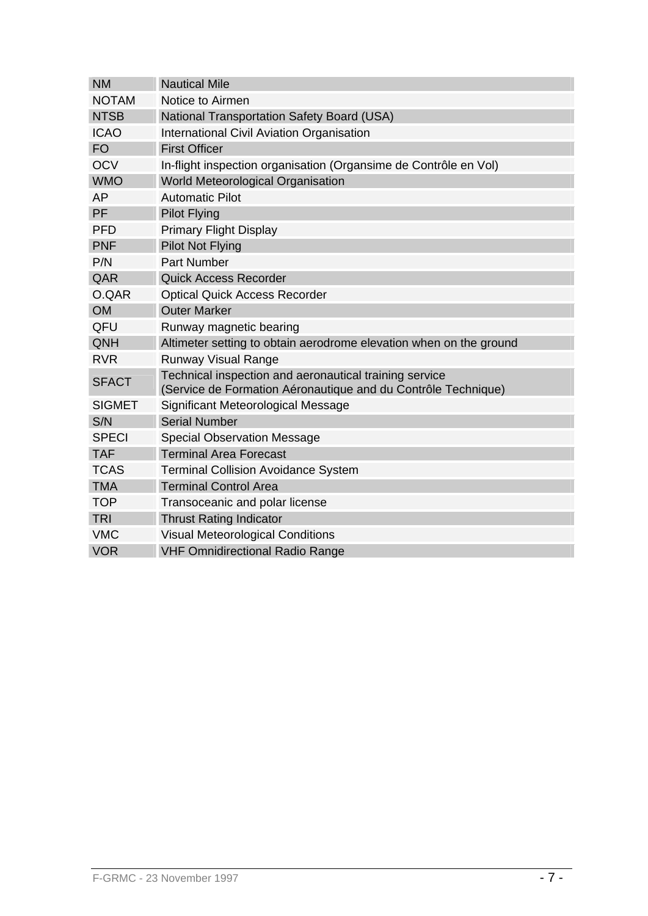| | |
|---|---|
| NM | Nautical Mile |
| NOTAM | Notice to Airmen |
| NTSB | National Transportation Safety Board (USA) |
| ICAO | International Civil Aviation Organisation |
| FO | First Officer |
| OCV | In-flight inspection organisation (Organsime de Contrôle en Vol) |
| WMO | World Meteorological Organisation |
| AP | Automatic Pilot |
| PF | Pilot Flying |
| PFD | Primary Flight Display |
| PNF | Pilot Not Flying |
| P/N | Part Number |
| QAR | Quick Access Recorder |
| O.QAR | Optical Quick Access Recorder |
| OM | Outer Marker |
| QFU | Runway magnetic bearing |
| QNH | Altimeter setting to obtain aerodrome elevation when on the ground |
| RVR | Runway Visual Range |
| SFACT | Technical inspection and aeronautical training service (Service de Formation Aéronautique and du Contrôle Technique) |
| SIGMET | Significant Meteorological Message |
| S/N | Serial Number |
| SPECI | Special Observation Message |
| TAF | Terminal Area Forecast |
| TCAS | Terminal Collision Avoidance System |
| TMA | Terminal Control Area |
| TOP | Transoceanic and polar license |
| TRI | Thrust Rating Indicator |
| VMC | Visual Meteorological Conditions |
| VOR | VHF Omnidirectional Radio Range |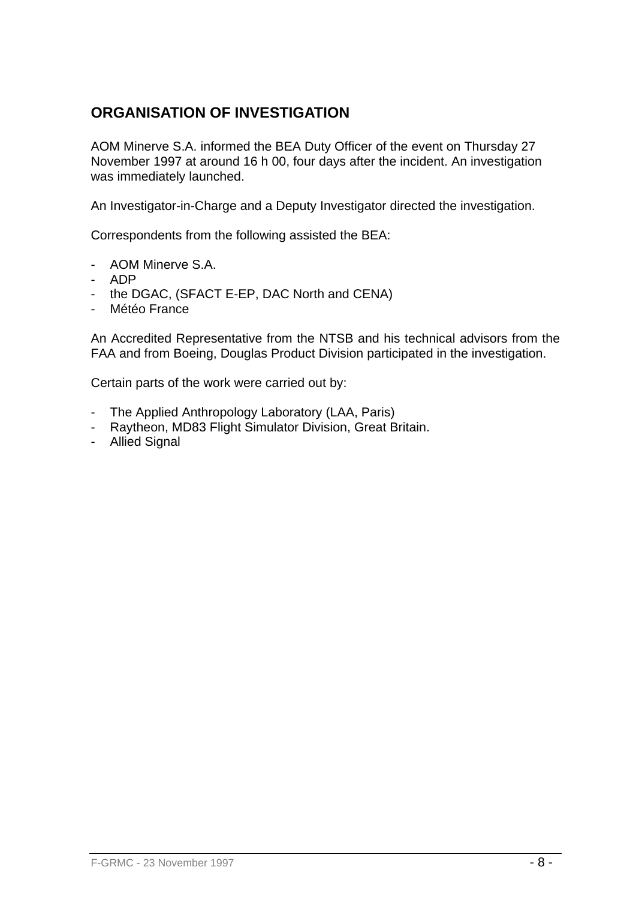## ORGANISATION OF INVESTIGATION

AOM Minerve S.A. informed the BEA Duty Officer of the event on Thursday 27 November 1997 at around 16 h 00, four days after the incident. An investigation was immediately launched.

An Investigator-in-Charge and a Deputy Investigator directed the investigation.

Correspondents from the following assisted the BEA:

- AOM Minerve S.A.
- ADP
- the DGAC, (SFACT E-EP, DAC North and CENA)
- Météo France

An Accredited Representative from the NTSB and his technical advisors from the FAA and from Boeing, Douglas Product Division participated in the investigation.

Certain parts of the work were carried out by:

- The Applied Anthropology Laboratory (LAA, Paris)
- Raytheon, MD83 Flight Simulator Division, Great Britain.
- Allied Signal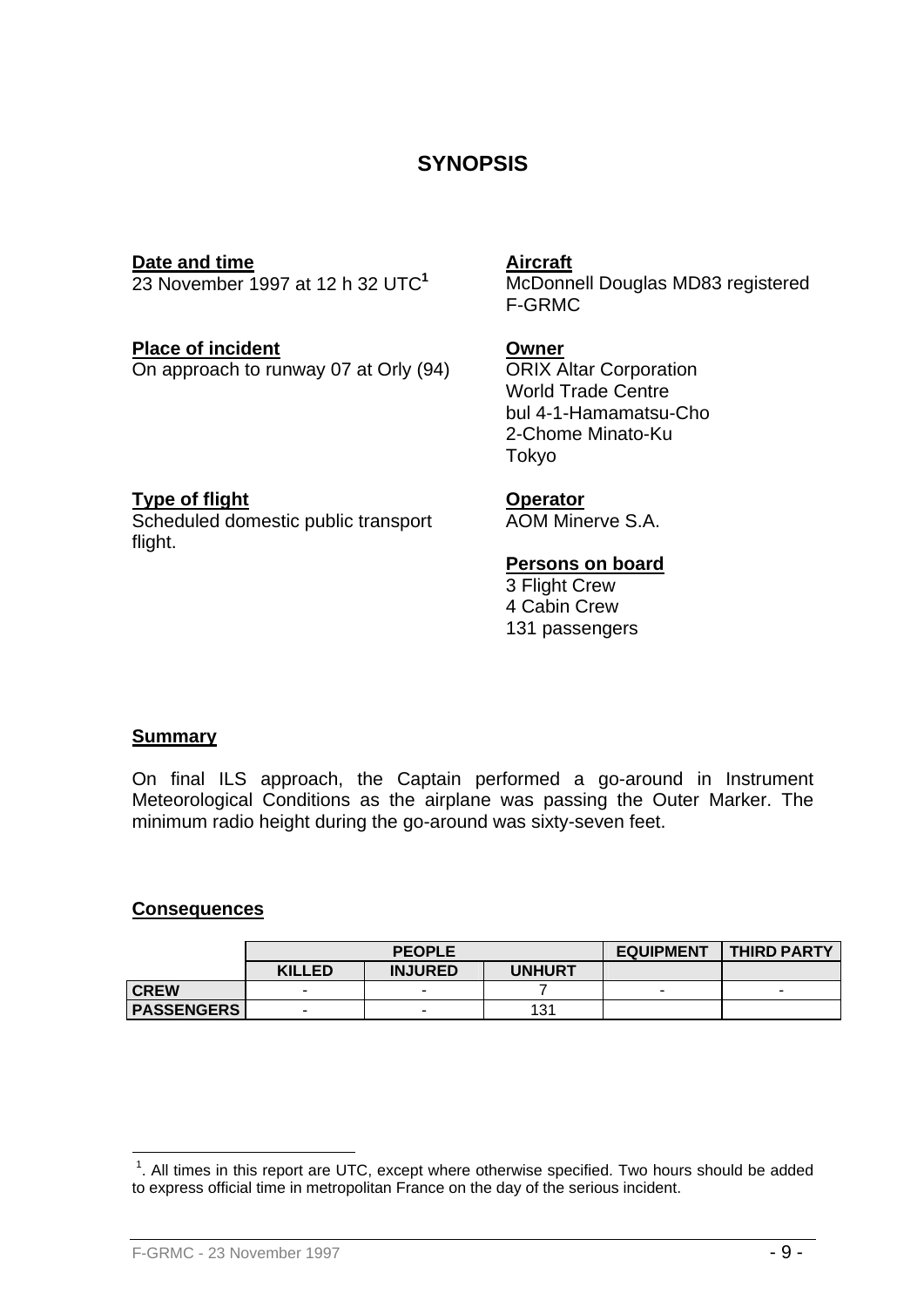# SYNOPSIS

**Date and time**
23 November 1997 at 12 h 32 UTC[1]

**Aircraft**
McDonnell Douglas MD83 registered F-GRMC

**Place of incident**
On approach to runway 07 at Orly (94)

**Owner**
ORIX Altar Corporation
World Trade Centre
bul 4-1-Hamamatsu-Cho
2-Chome Minato-Ku
Tokyo

**Type of flight**
Scheduled domestic public transport flight.

**Operator**
AOM Minerve S.A.

**Persons on board**
3 Flight Crew
4 Cabin Crew
131 passengers

**Summary**

On final ILS approach, the Captain performed a go-around in Instrument Meteorological Conditions as the airplane was passing the Outer Marker. The minimum radio height during the go-around was sixty-seven feet.

**Consequences**

| | PEOPLE | | | EQUIPMENT | THIRD PARTY |
|---|---|---|---|---|---|
| | KILLED | INJURED | UNHURT | | |
| CREW | - | - | 7 | - | - |
| PASSENGERS | - | - | 131 | | |

[1]. All times in this report are UTC, except where otherwise specified. Two hours should be added to express official time in metropolitan France on the day of the serious incident.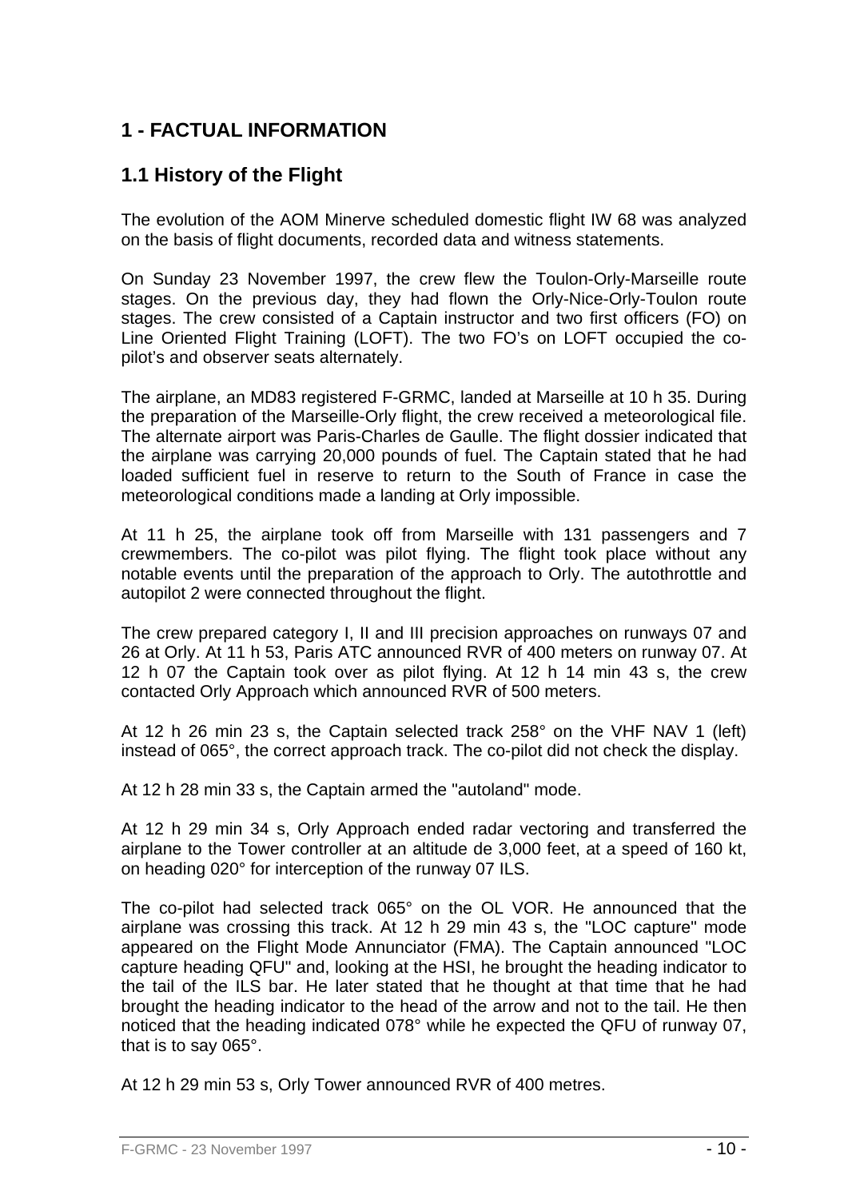# 1 - FACTUAL INFORMATION

## 1.1 History of the Flight

The evolution of the AOM Minerve scheduled domestic flight IW 68 was analyzed on the basis of flight documents, recorded data and witness statements.

On Sunday 23 November 1997, the crew flew the Toulon-Orly-Marseille route stages. On the previous day, they had flown the Orly-Nice-Orly-Toulon route stages. The crew consisted of a Captain instructor and two first officers (FO) on Line Oriented Flight Training (LOFT). The two FO's on LOFT occupied the co-pilot's and observer seats alternately.

The airplane, an MD83 registered F-GRMC, landed at Marseille at 10 h 35. During the preparation of the Marseille-Orly flight, the crew received a meteorological file. The alternate airport was Paris-Charles de Gaulle. The flight dossier indicated that the airplane was carrying 20,000 pounds of fuel. The Captain stated that he had loaded sufficient fuel in reserve to return to the South of France in case the meteorological conditions made a landing at Orly impossible.

At 11 h 25, the airplane took off from Marseille with 131 passengers and 7 crewmembers. The co-pilot was pilot flying. The flight took place without any notable events until the preparation of the approach to Orly. The autothrottle and autopilot 2 were connected throughout the flight.

The crew prepared category I, II and III precision approaches on runways 07 and 26 at Orly. At 11 h 53, Paris ATC announced RVR of 400 meters on runway 07. At 12 h 07 the Captain took over as pilot flying. At 12 h 14 min 43 s, the crew contacted Orly Approach which announced RVR of 500 meters.

At 12 h 26 min 23 s, the Captain selected track 258° on the VHF NAV 1 (left) instead of 065°, the correct approach track. The co-pilot did not check the display.

At 12 h 28 min 33 s, the Captain armed the "autoland" mode.

At 12 h 29 min 34 s, Orly Approach ended radar vectoring and transferred the airplane to the Tower controller at an altitude de 3,000 feet, at a speed of 160 kt, on heading 020° for interception of the runway 07 ILS.

The co-pilot had selected track 065° on the OL VOR. He announced that the airplane was crossing this track. At 12 h 29 min 43 s, the "LOC capture" mode appeared on the Flight Mode Annunciator (FMA). The Captain announced "LOC capture heading QFU" and, looking at the HSI, he brought the heading indicator to the tail of the ILS bar. He later stated that he thought at that time that he had brought the heading indicator to the head of the arrow and not to the tail. He then noticed that the heading indicated 078° while he expected the QFU of runway 07, that is to say 065°.

At 12 h 29 min 53 s, Orly Tower announced RVR of 400 metres.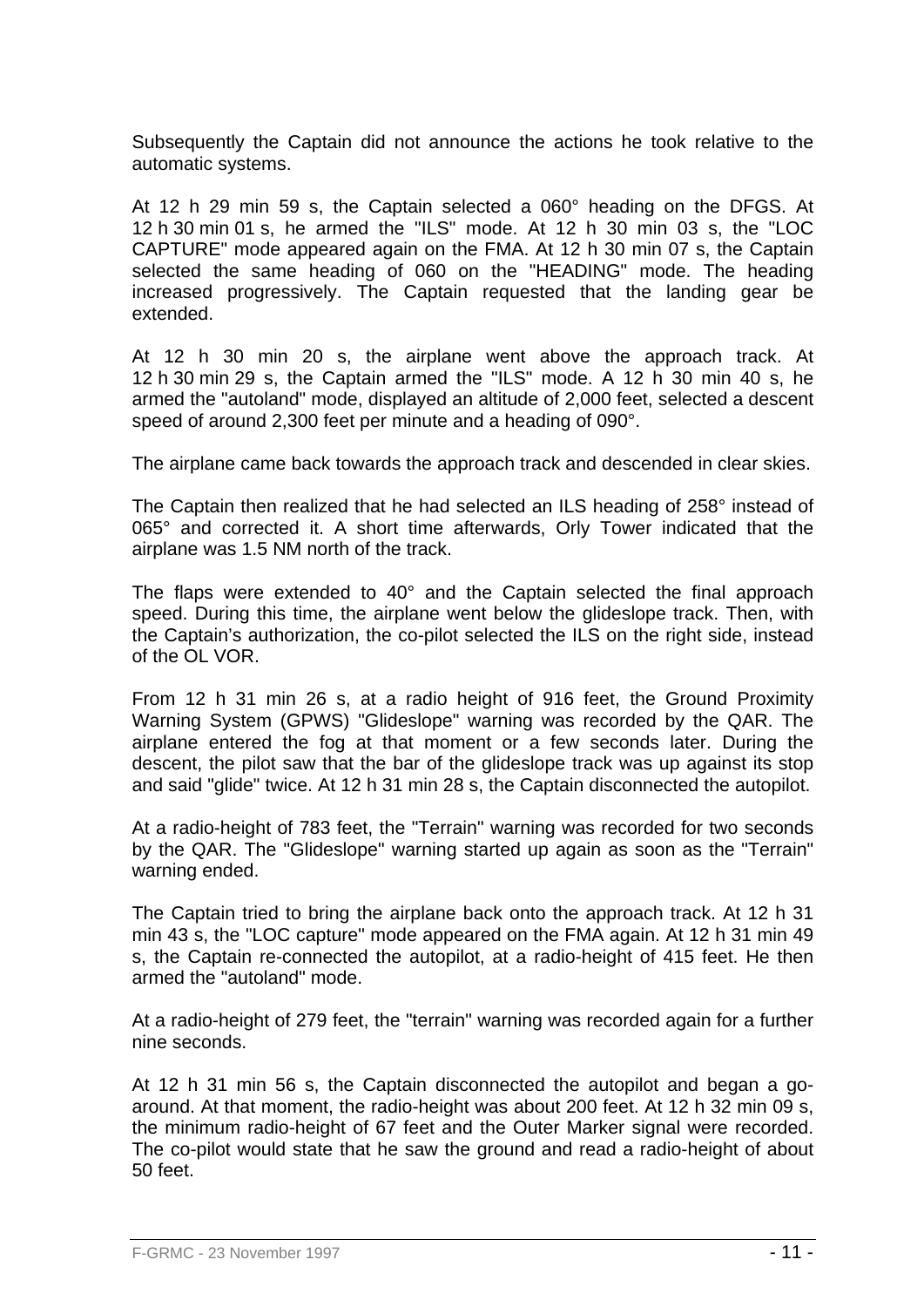Subsequently the Captain did not announce the actions he took relative to the automatic systems.

At 12 h 29 min 59 s, the Captain selected a 060° heading on the DFGS. At 12 h 30 min 01 s, he armed the "ILS" mode. At 12 h 30 min 03 s, the "LOC CAPTURE" mode appeared again on the FMA. At 12 h 30 min 07 s, the Captain selected the same heading of 060 on the "HEADING" mode. The heading increased progressively. The Captain requested that the landing gear be extended.

At 12 h 30 min 20 s, the airplane went above the approach track. At 12 h 30 min 29 s, the Captain armed the "ILS" mode. A 12 h 30 min 40 s, he armed the "autoland" mode, displayed an altitude of 2,000 feet, selected a descent speed of around 2,300 feet per minute and a heading of 090°.

The airplane came back towards the approach track and descended in clear skies.

The Captain then realized that he had selected an ILS heading of 258° instead of 065° and corrected it. A short time afterwards, Orly Tower indicated that the airplane was 1.5 NM north of the track.

The flaps were extended to 40° and the Captain selected the final approach speed. During this time, the airplane went below the glideslope track. Then, with the Captain's authorization, the co-pilot selected the ILS on the right side, instead of the OL VOR.

From 12 h 31 min 26 s, at a radio height of 916 feet, the Ground Proximity Warning System (GPWS) "Glideslope" warning was recorded by the QAR. The airplane entered the fog at that moment or a few seconds later. During the descent, the pilot saw that the bar of the glideslope track was up against its stop and said "glide" twice. At 12 h 31 min 28 s, the Captain disconnected the autopilot.

At a radio-height of 783 feet, the "Terrain" warning was recorded for two seconds by the QAR. The "Glideslope" warning started up again as soon as the "Terrain" warning ended.

The Captain tried to bring the airplane back onto the approach track. At 12 h 31 min 43 s, the "LOC capture" mode appeared on the FMA again. At 12 h 31 min 49 s, the Captain re-connected the autopilot, at a radio-height of 415 feet. He then armed the "autoland" mode.

At a radio-height of 279 feet, the "terrain" warning was recorded again for a further nine seconds.

At 12 h 31 min 56 s, the Captain disconnected the autopilot and began a go-around. At that moment, the radio-height was about 200 feet. At 12 h 32 min 09 s, the minimum radio-height of 67 feet and the Outer Marker signal were recorded. The co-pilot would state that he saw the ground and read a radio-height of about 50 feet.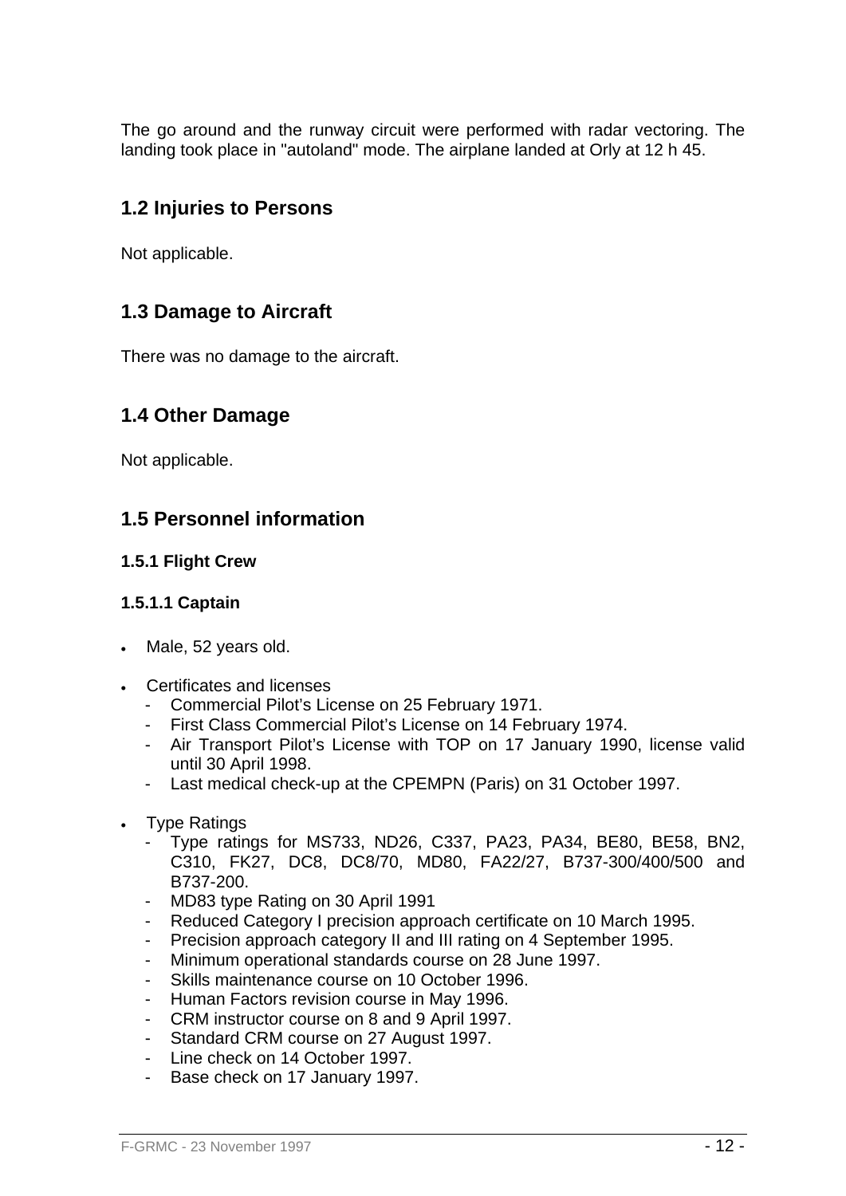The go around and the runway circuit were performed with radar vectoring. The landing took place in "autoland" mode. The airplane landed at Orly at 12 h 45.

## 1.2 Injuries to Persons

Not applicable.

## 1.3 Damage to Aircraft

There was no damage to the aircraft.

## 1.4 Other Damage

Not applicable.

## 1.5 Personnel information

### 1.5.1 Flight Crew

#### 1.5.1.1 Captain

- Male, 52 years old.
- Certificates and licenses
  - Commercial Pilot's License on 25 February 1971.
  - First Class Commercial Pilot's License on 14 February 1974.
  - Air Transport Pilot's License with TOP on 17 January 1990, license valid until 30 April 1998.
  - Last medical check-up at the CPEMPN (Paris) on 31 October 1997.
- Type Ratings
  - Type ratings for MS733, ND26, C337, PA23, PA34, BE80, BE58, BN2, C310, FK27, DC8, DC8/70, MD80, FA22/27, B737-300/400/500 and B737-200.
  - MD83 type Rating on 30 April 1991
  - Reduced Category I precision approach certificate on 10 March 1995.
  - Precision approach category II and III rating on 4 September 1995.
  - Minimum operational standards course on 28 June 1997.
  - Skills maintenance course on 10 October 1996.
  - Human Factors revision course in May 1996.
  - CRM instructor course on 8 and 9 April 1997.
  - Standard CRM course on 27 August 1997.
  - Line check on 14 October 1997.
  - Base check on 17 January 1997.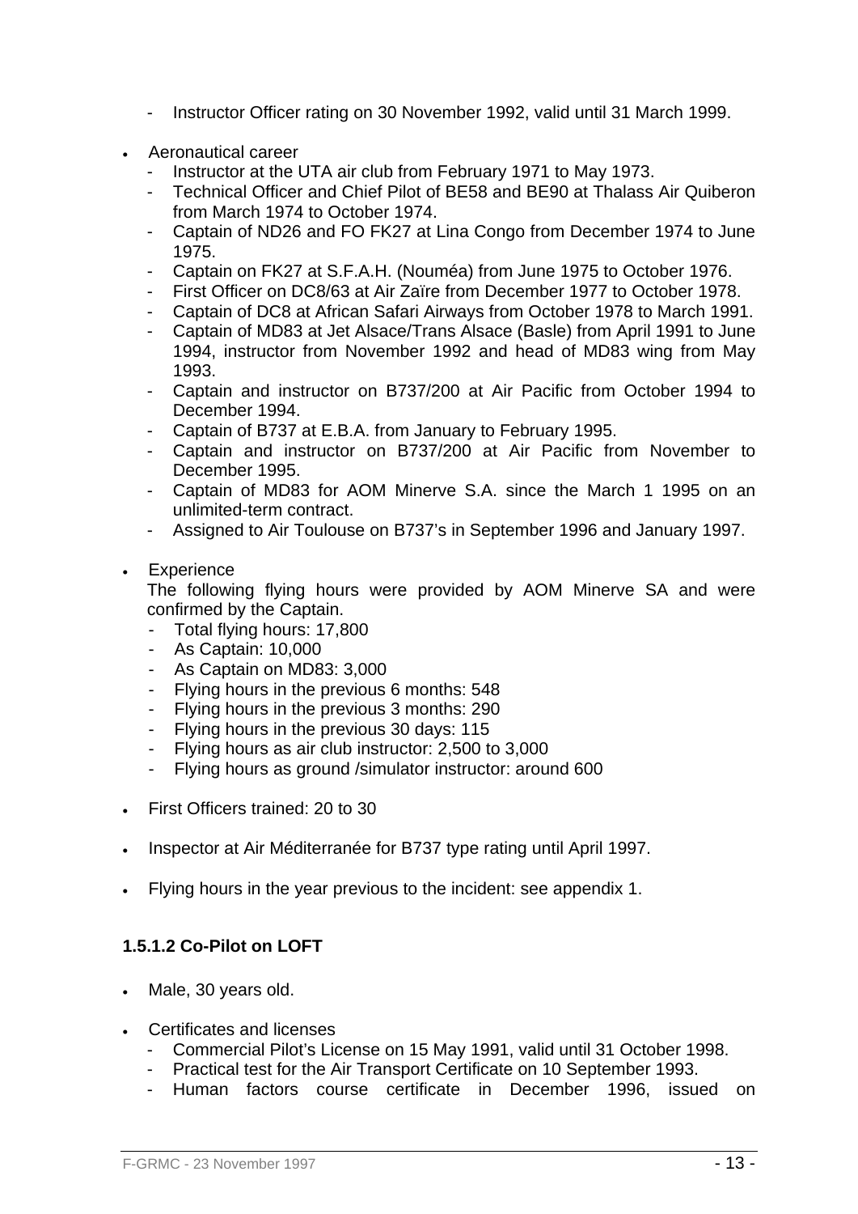- Instructor Officer rating on 30 November 1992, valid until 31 March 1999.

- Aeronautical career
  - Instructor at the UTA air club from February 1971 to May 1973.
  - Technical Officer and Chief Pilot of BE58 and BE90 at Thalass Air Quiberon from March 1974 to October 1974.
  - Captain of ND26 and FO FK27 at Lina Congo from December 1974 to June 1975.
  - Captain on FK27 at S.F.A.H. (Nouméa) from June 1975 to October 1976.
  - First Officer on DC8/63 at Air Zaïre from December 1977 to October 1978.
  - Captain of DC8 at African Safari Airways from October 1978 to March 1991.
  - Captain of MD83 at Jet Alsace/Trans Alsace (Basle) from April 1991 to June 1994, instructor from November 1992 and head of MD83 wing from May 1993.
  - Captain and instructor on B737/200 at Air Pacific from October 1994 to December 1994.
  - Captain of B737 at E.B.A. from January to February 1995.
  - Captain and instructor on B737/200 at Air Pacific from November to December 1995.
  - Captain of MD83 for AOM Minerve S.A. since the March 1 1995 on an unlimited-term contract.
  - Assigned to Air Toulouse on B737's in September 1996 and January 1997.

- Experience

  The following flying hours were provided by AOM Minerve SA and were confirmed by the Captain.
  - Total flying hours: 17,800
  - As Captain: 10,000
  - As Captain on MD83: 3,000
  - Flying hours in the previous 6 months: 548
  - Flying hours in the previous 3 months: 290
  - Flying hours in the previous 30 days: 115
  - Flying hours as air club instructor: 2,500 to 3,000
  - Flying hours as ground /simulator instructor: around 600

- First Officers trained: 20 to 30

- Inspector at Air Méditerranée for B737 type rating until April 1997.

- Flying hours in the year previous to the incident: see appendix 1.

#### 1.5.1.2 Co-Pilot on LOFT

- Male, 30 years old.

- Certificates and licenses
  - Commercial Pilot's License on 15 May 1991, valid until 31 October 1998.
  - Practical test for the Air Transport Certificate on 10 September 1993.
  - Human factors course certificate in December 1996, issued on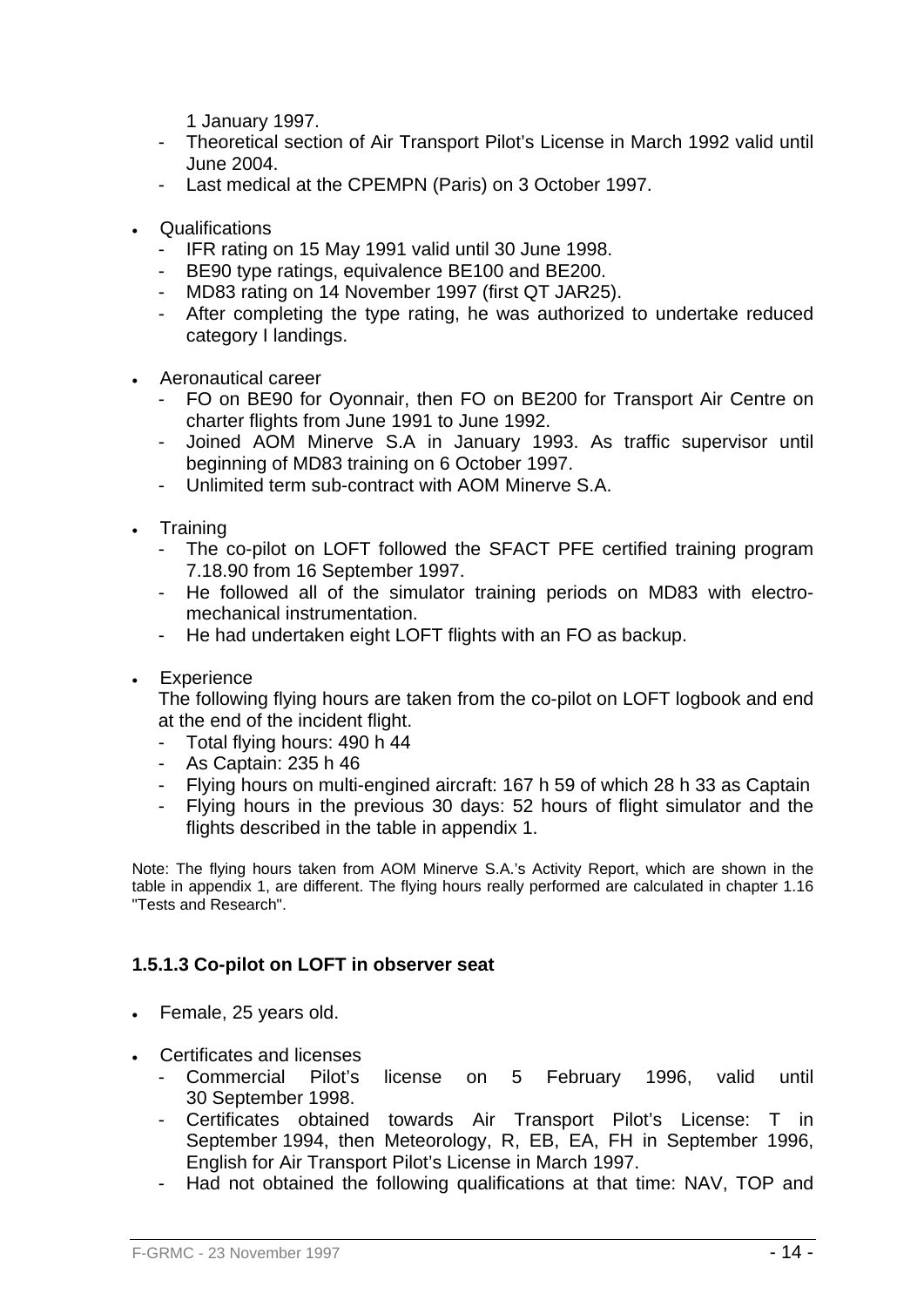1 January 1997.
- Theoretical section of Air Transport Pilot's License in March 1992 valid until June 2004.
- Last medical at the CPEMPN (Paris) on 3 October 1997.

- Qualifications
  - IFR rating on 15 May 1991 valid until 30 June 1998.
  - BE90 type ratings, equivalence BE100 and BE200.
  - MD83 rating on 14 November 1997 (first QT JAR25).
  - After completing the type rating, he was authorized to undertake reduced category I landings.

- Aeronautical career
  - FO on BE90 for Oyonnair, then FO on BE200 for Transport Air Centre on charter flights from June 1991 to June 1992.
  - Joined AOM Minerve S.A in January 1993. As traffic supervisor until beginning of MD83 training on 6 October 1997.
  - Unlimited term sub-contract with AOM Minerve S.A.

- Training
  - The co-pilot on LOFT followed the SFACT PFE certified training program 7.18.90 from 16 September 1997.
  - He followed all of the simulator training periods on MD83 with electro-mechanical instrumentation.
  - He had undertaken eight LOFT flights with an FO as backup.

- Experience

  The following flying hours are taken from the co-pilot on LOFT logbook and end at the end of the incident flight.
  - Total flying hours: 490 h 44
  - As Captain: 235 h 46
  - Flying hours on multi-engined aircraft: 167 h 59 of which 28 h 33 as Captain
  - Flying hours in the previous 30 days: 52 hours of flight simulator and the flights described in the table in appendix 1.

Note: The flying hours taken from AOM Minerve S.A.'s Activity Report, which are shown in the table in appendix 1, are different. The flying hours really performed are calculated in chapter 1.16 "Tests and Research".

### 1.5.1.3 Co-pilot on LOFT in observer seat

- Female, 25 years old.

- Certificates and licenses
  - Commercial Pilot's license on 5 February 1996, valid until 30 September 1998.
  - Certificates obtained towards Air Transport Pilot's License: T in September 1994, then Meteorology, R, EB, EA, FH in September 1996, English for Air Transport Pilot's License in March 1997.
  - Had not obtained the following qualifications at that time: NAV, TOP and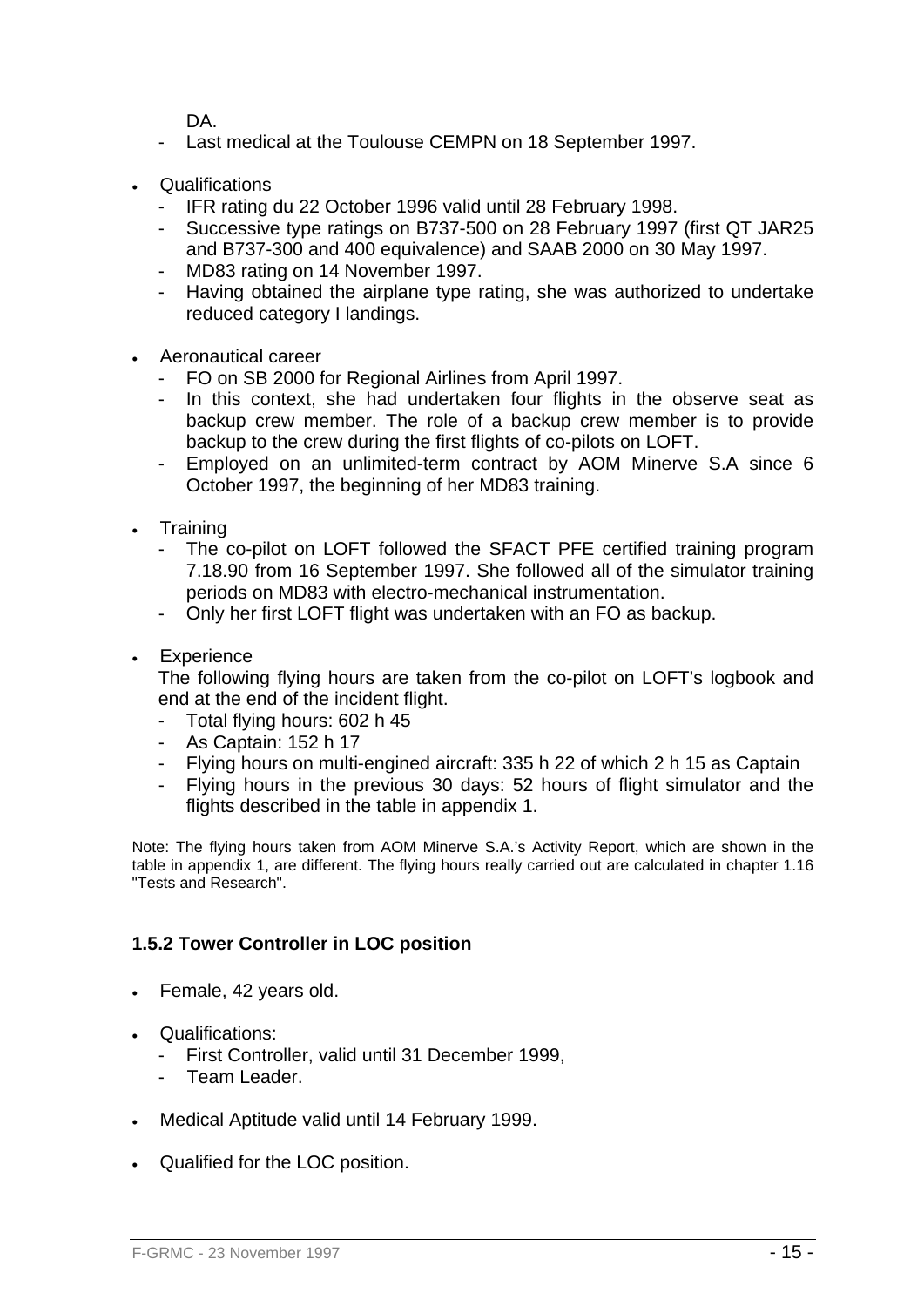DA.

- Last medical at the Toulouse CEMPN on 18 September 1997.

- Qualifications
  - IFR rating du 22 October 1996 valid until 28 February 1998.
  - Successive type ratings on B737-500 on 28 February 1997 (first QT JAR25 and B737-300 and 400 equivalence) and SAAB 2000 on 30 May 1997.
  - MD83 rating on 14 November 1997.
  - Having obtained the airplane type rating, she was authorized to undertake reduced category I landings.

- Aeronautical career
  - FO on SB 2000 for Regional Airlines from April 1997.
  - In this context, she had undertaken four flights in the observe seat as backup crew member. The role of a backup crew member is to provide backup to the crew during the first flights of co-pilots on LOFT.
  - Employed on an unlimited-term contract by AOM Minerve S.A since 6 October 1997, the beginning of her MD83 training.

- Training
  - The co-pilot on LOFT followed the SFACT PFE certified training program 7.18.90 from 16 September 1997. She followed all of the simulator training periods on MD83 with electro-mechanical instrumentation.
  - Only her first LOFT flight was undertaken with an FO as backup.

- Experience

  The following flying hours are taken from the co-pilot on LOFT's logbook and end at the end of the incident flight.
  - Total flying hours: 602 h 45
  - As Captain: 152 h 17
  - Flying hours on multi-engined aircraft: 335 h 22 of which 2 h 15 as Captain
  - Flying hours in the previous 30 days: 52 hours of flight simulator and the flights described in the table in appendix 1.

Note: The flying hours taken from AOM Minerve S.A.'s Activity Report, which are shown in the table in appendix 1, are different. The flying hours really carried out are calculated in chapter 1.16 "Tests and Research".

### 1.5.2 Tower Controller in LOC position

- Female, 42 years old.

- Qualifications:
  - First Controller, valid until 31 December 1999,
  - Team Leader.

- Medical Aptitude valid until 14 February 1999.

- Qualified for the LOC position.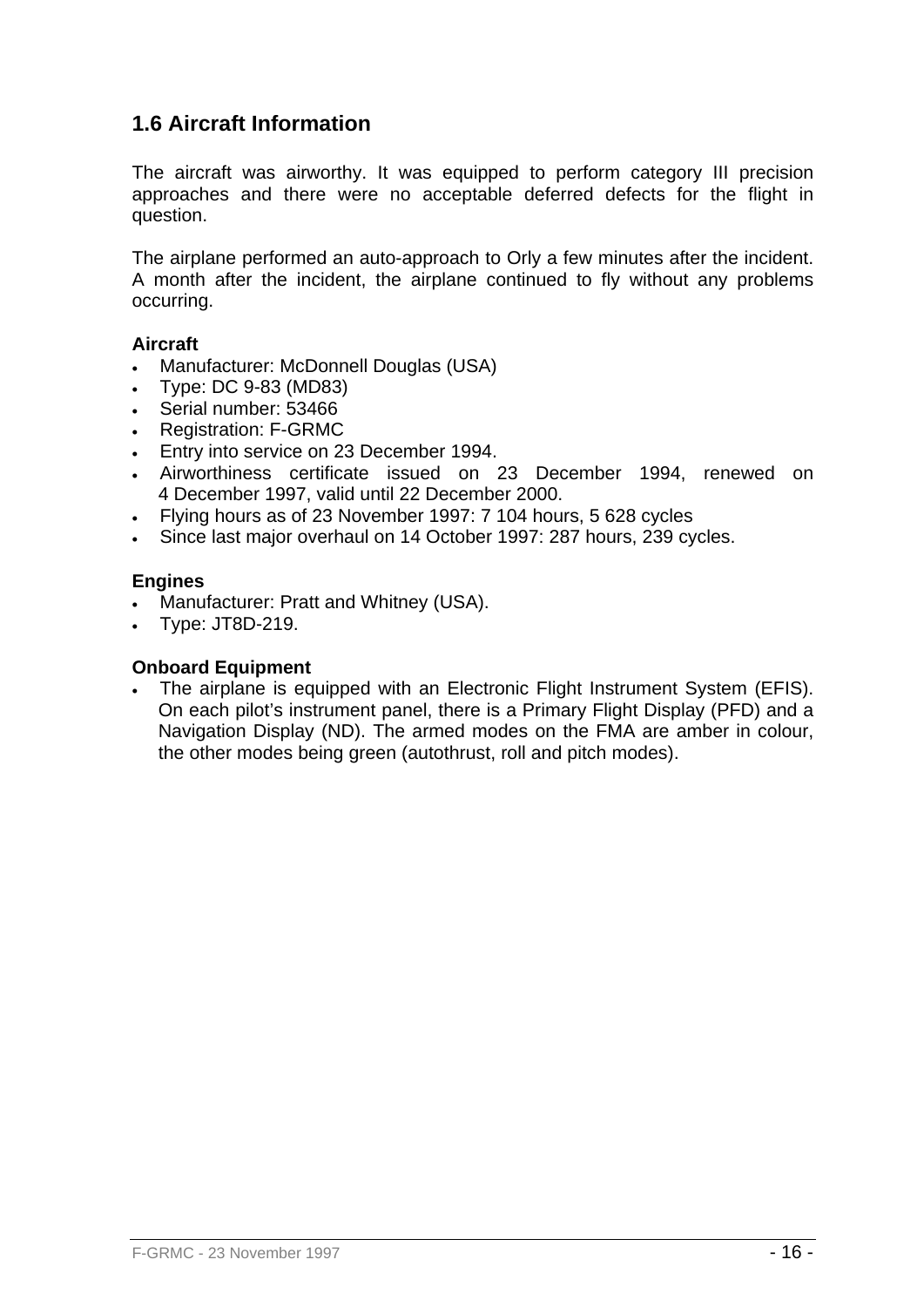## 1.6 Aircraft Information

The aircraft was airworthy. It was equipped to perform category III precision approaches and there were no acceptable deferred defects for the flight in question.

The airplane performed an auto-approach to Orly a few minutes after the incident. A month after the incident, the airplane continued to fly without any problems occurring.

**Aircraft**

- Manufacturer: McDonnell Douglas (USA)
- Type: DC 9-83 (MD83)
- Serial number: 53466
- Registration: F-GRMC
- Entry into service on 23 December 1994.
- Airworthiness certificate issued on 23 December 1994, renewed on 4 December 1997, valid until 22 December 2000.
- Flying hours as of 23 November 1997: 7 104 hours, 5 628 cycles
- Since last major overhaul on 14 October 1997: 287 hours, 239 cycles.

**Engines**

- Manufacturer: Pratt and Whitney (USA).
- Type: JT8D-219.

**Onboard Equipment**

- The airplane is equipped with an Electronic Flight Instrument System (EFIS). On each pilot's instrument panel, there is a Primary Flight Display (PFD) and a Navigation Display (ND). The armed modes on the FMA are amber in colour, the other modes being green (autothrust, roll and pitch modes).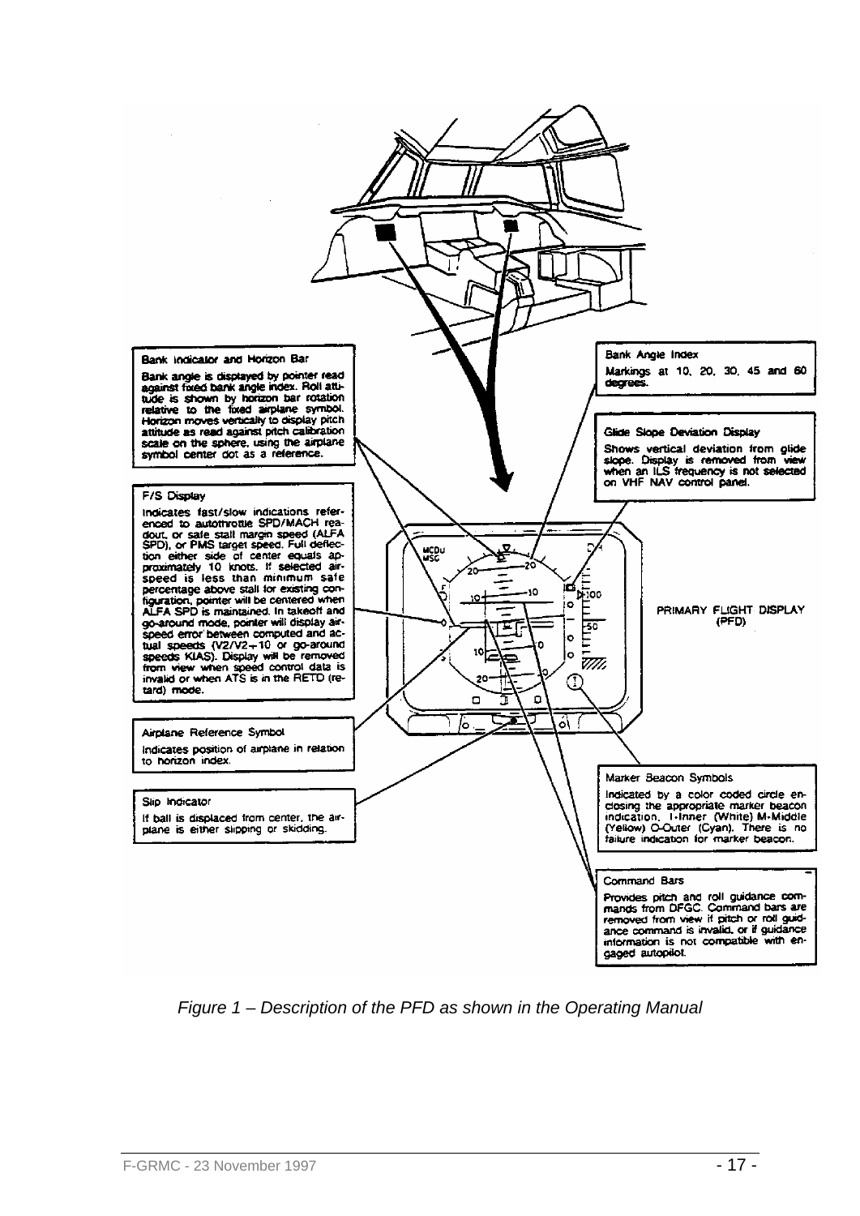**Bank Indicator and Horizon Bar**

Bank angle is displayed by pointer read against fixed bank angle index. Roll attitude is shown by horizon bar rotation relative to the fixed airplane symbol. Horizon moves vertically to display pitch attitude as read against pitch calibration scale on the sphere, using the airplane symbol center dot as a reference.

**F/S Display**

Indicates fast/slow indications referenced to autothrottle SPD/MACH readout, or safe stall margin speed (ALFA SPD), or PMS target speed. Full deflection either side of center equals approximately 10 knots. If selected airspeed is less than minimum safe percentage above stall for existing configuration, pointer will be centered when ALFA SPD is maintained. In takeoff and go-around mode, pointer will display airspeed error between computed and actual speeds (V2/V2+10 or go-around speeds KIAS). Display will be removed from view when speed control data is invalid or when ATS is in the RETD (retard) mode.

**Airplane Reference Symbol**

Indicates position of airplane in relation to horizon index.

**Slip Indicator**

If ball is displaced from center, the airplane is either slipping or skidding.

**Bank Angle Index**

Markings at 10, 20, 30, 45 and 60 degrees.

**Glide Slope Deviation Display**

Shows vertical deviation from glide slope. Display is removed from view when an ILS frequency is not selected on VHF NAV control panel.

PRIMARY FLIGHT DISPLAY (PFD)

**Marker Beacon Symbols**

Indicated by a color coded circle enclosing the appropriate marker beacon indication. I-Inner (White) M-Middle (Yellow) O-Outer (Cyan). There is no failure indication for marker beacon.

**Command Bars**

Provides pitch and roll guidance commands from DFGC. Command bars are removed from view if pitch or roll guidance command is invalid, or if guidance information is not compatible with engaged autopilot.

*Figure 1 – Description of the PFD as shown in the Operating Manual*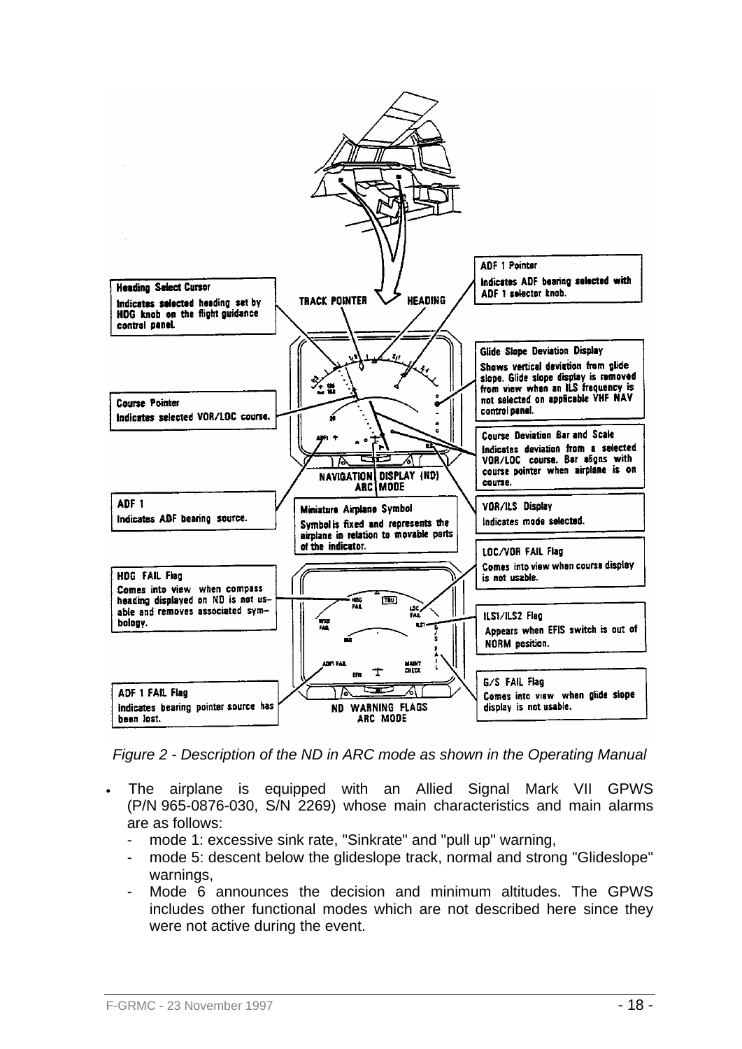*Figure 2 - Description of the ND in ARC mode as shown in the Operating Manual*

- The airplane is equipped with an Allied Signal Mark VII GPWS (P/N 965-0876-030, S/N 2269) whose main characteristics and main alarms are as follows:
  - mode 1: excessive sink rate, "Sinkrate" and "pull up" warning,
  - mode 5: descent below the glideslope track, normal and strong "Glideslope" warnings,
  - Mode 6 announces the decision and minimum altitudes. The GPWS includes other functional modes which are not described here since they were not active during the event.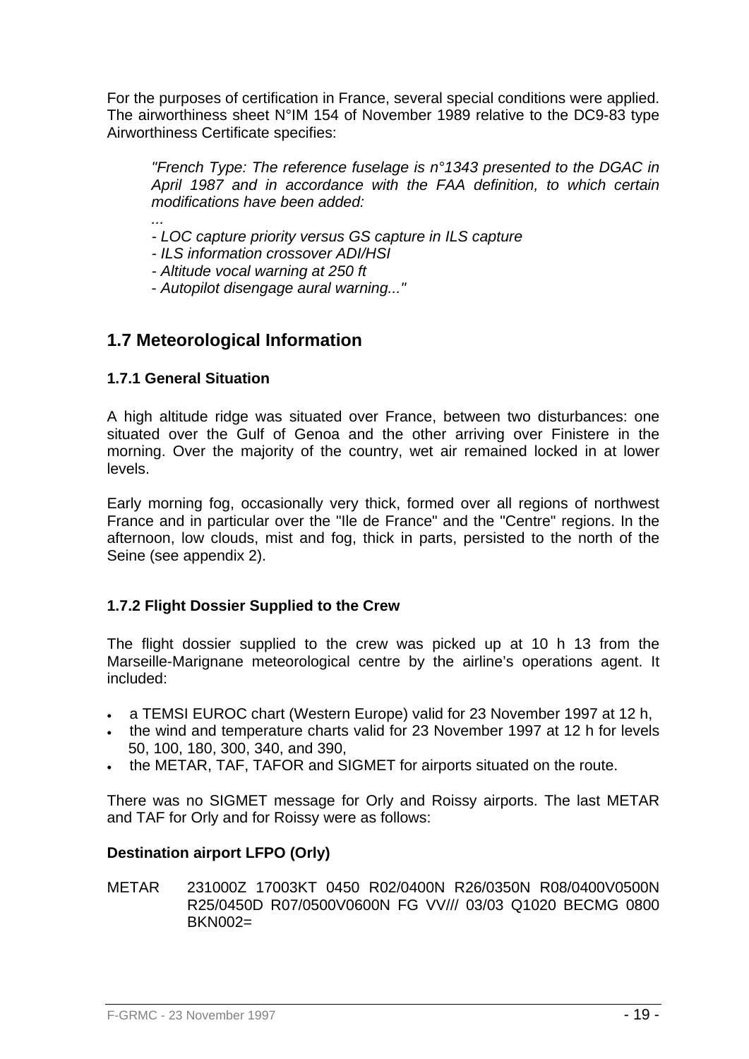For the purposes of certification in France, several special conditions were applied. The airworthiness sheet N°IM 154 of November 1989 relative to the DC9-83 type Airworthiness Certificate specifies:

> *"French Type: The reference fuselage is n°1343 presented to the DGAC in April 1987 and in accordance with the FAA definition, to which certain modifications have been added:*
>
> *...*
>
> *- LOC capture priority versus GS capture in ILS capture*
> *- ILS information crossover ADI/HSI*
> *- Altitude vocal warning at 250 ft*
> *- Autopilot disengage aural warning..."*

## 1.7 Meteorological Information

### 1.7.1 General Situation

A high altitude ridge was situated over France, between two disturbances: one situated over the Gulf of Genoa and the other arriving over Finistere in the morning. Over the majority of the country, wet air remained locked in at lower levels.

Early morning fog, occasionally very thick, formed over all regions of northwest France and in particular over the "Ile de France" and the "Centre" regions. In the afternoon, low clouds, mist and fog, thick in parts, persisted to the north of the Seine (see appendix 2).

### 1.7.2 Flight Dossier Supplied to the Crew

The flight dossier supplied to the crew was picked up at 10 h 13 from the Marseille-Marignane meteorological centre by the airline's operations agent. It included:

- a TEMSI EUROC chart (Western Europe) valid for 23 November 1997 at 12 h,
- the wind and temperature charts valid for 23 November 1997 at 12 h for levels 50, 100, 180, 300, 340, and 390,
- the METAR, TAF, TAFOR and SIGMET for airports situated on the route.

There was no SIGMET message for Orly and Roissy airports. The last METAR and TAF for Orly and for Roissy were as follows:

**Destination airport LFPO (Orly)**

METAR 231000Z 17003KT 0450 R02/0400N R26/0350N R08/0400V0500N R25/0450D R07/0500V0600N FG VV/// 03/03 Q1020 BECMG 0800 BKN002=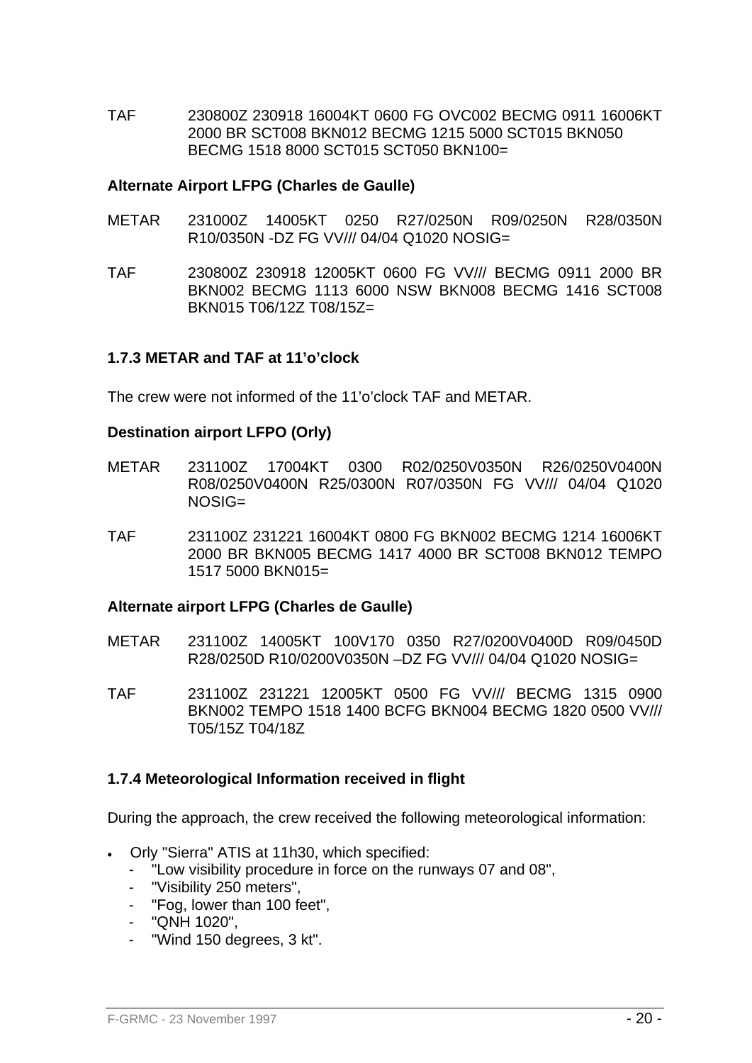TAF 230800Z 230918 16004KT 0600 FG OVC002 BECMG 0911 16006KT 2000 BR SCT008 BKN012 BECMG 1215 5000 SCT015 BKN050 BECMG 1518 8000 SCT015 SCT050 BKN100=

**Alternate Airport LFPG (Charles de Gaulle)**

METAR 231000Z 14005KT 0250 R27/0250N R09/0250N R28/0350N R10/0350N -DZ FG VV/// 04/04 Q1020 NOSIG=

TAF 230800Z 230918 12005KT 0600 FG VV/// BECMG 0911 2000 BR BKN002 BECMG 1113 6000 NSW BKN008 BECMG 1416 SCT008 BKN015 T06/12Z T08/15Z=

### 1.7.3 METAR and TAF at 11'o'clock

The crew were not informed of the 11'o'clock TAF and METAR.

**Destination airport LFPO (Orly)**

METAR 231100Z 17004KT 0300 R02/0250V0350N R26/0250V0400N R08/0250V0400N R25/0300N R07/0350N FG VV/// 04/04 Q1020 NOSIG=

TAF 231100Z 231221 16004KT 0800 FG BKN002 BECMG 1214 16006KT 2000 BR BKN005 BECMG 1417 4000 BR SCT008 BKN012 TEMPO 1517 5000 BKN015=

**Alternate airport LFPG (Charles de Gaulle)**

METAR 231100Z 14005KT 100V170 0350 R27/0200V0400D R09/0450D R28/0250D R10/0200V0350N –DZ FG VV/// 04/04 Q1020 NOSIG=

TAF 231100Z 231221 12005KT 0500 FG VV/// BECMG 1315 0900 BKN002 TEMPO 1518 1400 BCFG BKN004 BECMG 1820 0500 VV/// T05/15Z T04/18Z

### 1.7.4 Meteorological Information received in flight

During the approach, the crew received the following meteorological information:

- Orly "Sierra" ATIS at 11h30, which specified:
  - "Low visibility procedure in force on the runways 07 and 08",
  - "Visibility 250 meters",
  - "Fog, lower than 100 feet",
  - "QNH 1020",
  - "Wind 150 degrees, 3 kt".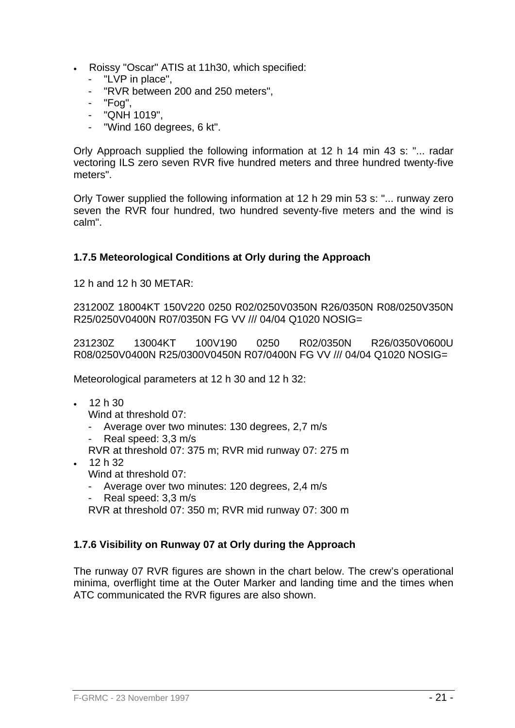- Roissy "Oscar" ATIS at 11h30, which specified:
  - "LVP in place",
  - "RVR between 200 and 250 meters",
  - "Fog",
  - "QNH 1019",
  - "Wind 160 degrees, 6 kt".

Orly Approach supplied the following information at 12 h 14 min 43 s: "... radar vectoring ILS zero seven RVR five hundred meters and three hundred twenty-five meters".

Orly Tower supplied the following information at 12 h 29 min 53 s: "... runway zero seven the RVR four hundred, two hundred seventy-five meters and the wind is calm".

### 1.7.5 Meteorological Conditions at Orly during the Approach

12 h and 12 h 30 METAR:

231200Z 18004KT 150V220 0250 R02/0250V0350N R26/0350N R08/0250V350N R25/0250V0400N R07/0350N FG VV /// 04/04 Q1020 NOSIG=

231230Z 13004KT 100V190 0250 R02/0350N R26/0350V0600U R08/0250V0400N R25/0300V0450N R07/0400N FG VV /// 04/04 Q1020 NOSIG=

Meteorological parameters at 12 h 30 and 12 h 32:

- 12 h 30
  Wind at threshold 07:
  - Average over two minutes: 130 degrees, 2,7 m/s
  - Real speed: 3,3 m/s

  RVR at threshold 07: 375 m; RVR mid runway 07: 275 m
- 12 h 32
  Wind at threshold 07:
  - Average over two minutes: 120 degrees, 2,4 m/s
  - Real speed: 3,3 m/s

  RVR at threshold 07: 350 m; RVR mid runway 07: 300 m

### 1.7.6 Visibility on Runway 07 at Orly during the Approach

The runway 07 RVR figures are shown in the chart below. The crew's operational minima, overflight time at the Outer Marker and landing time and the times when ATC communicated the RVR figures are also shown.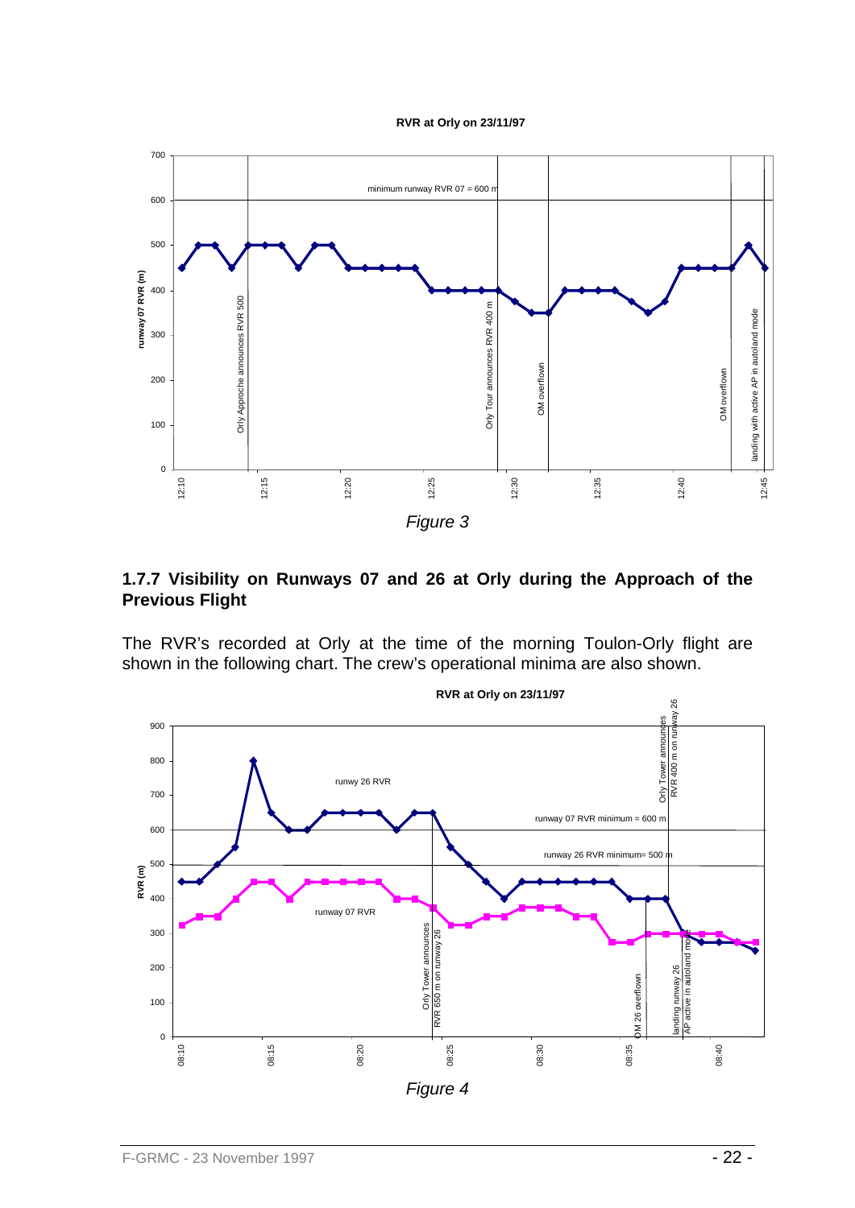*Figure 3*

### 1.7.7 Visibility on Runways 07 and 26 at Orly during the Approach of the Previous Flight

The RVR's recorded at Orly at the time of the morning Toulon-Orly flight are shown in the following chart. The crew's operational minima are also shown.

*Figure 4*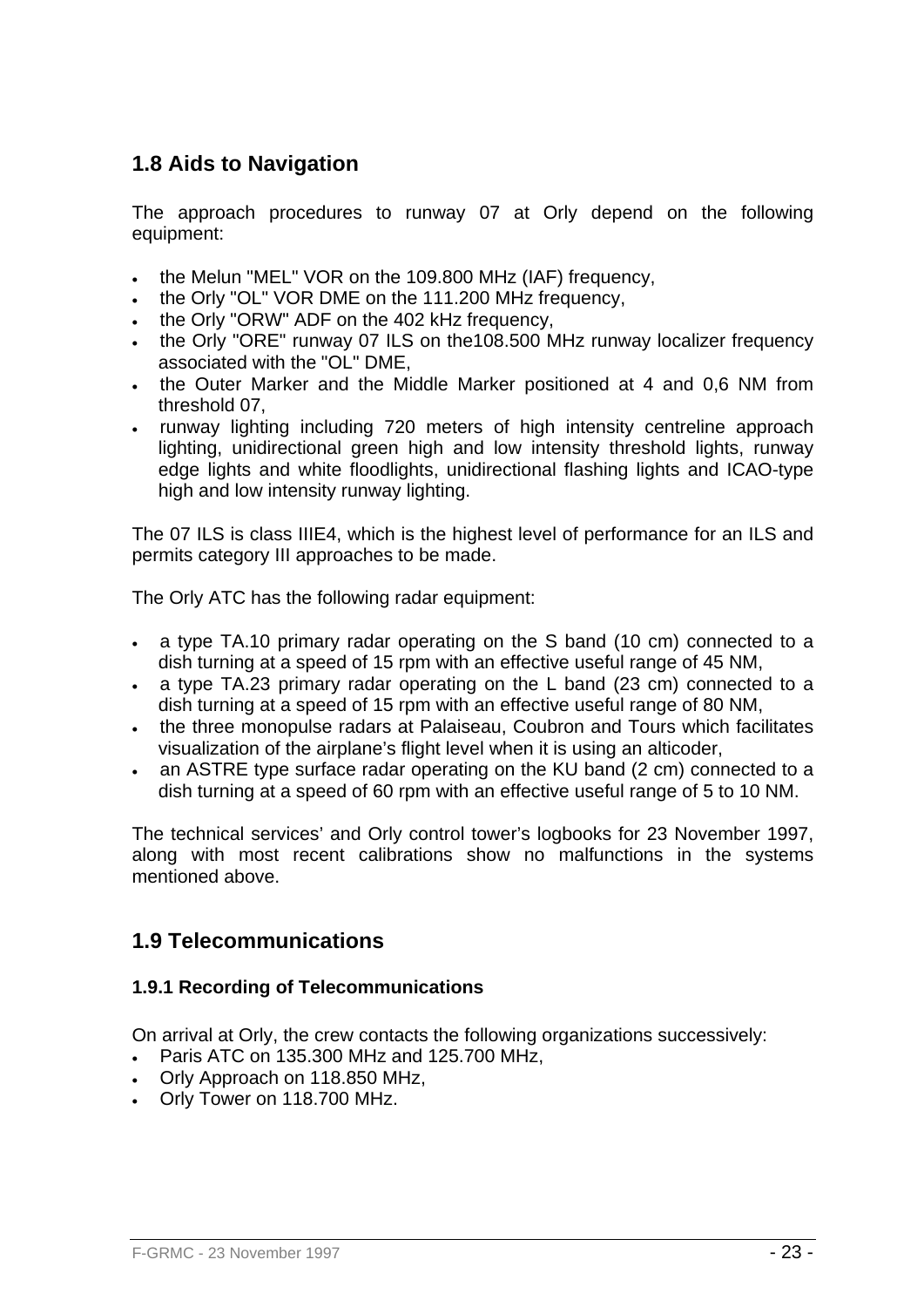## 1.8 Aids to Navigation

The approach procedures to runway 07 at Orly depend on the following equipment:

- the Melun "MEL" VOR on the 109.800 MHz (IAF) frequency,
- the Orly "OL" VOR DME on the 111.200 MHz frequency,
- the Orly "ORW" ADF on the 402 kHz frequency,
- the Orly "ORE" runway 07 ILS on the108.500 MHz runway localizer frequency associated with the "OL" DME,
- the Outer Marker and the Middle Marker positioned at 4 and 0,6 NM from threshold 07,
- runway lighting including 720 meters of high intensity centreline approach lighting, unidirectional green high and low intensity threshold lights, runway edge lights and white floodlights, unidirectional flashing lights and ICAO-type high and low intensity runway lighting.

The 07 ILS is class IIIE4, which is the highest level of performance for an ILS and permits category III approaches to be made.

The Orly ATC has the following radar equipment:

- a type TA.10 primary radar operating on the S band (10 cm) connected to a dish turning at a speed of 15 rpm with an effective useful range of 45 NM,
- a type TA.23 primary radar operating on the L band (23 cm) connected to a dish turning at a speed of 15 rpm with an effective useful range of 80 NM,
- the three monopulse radars at Palaiseau, Coubron and Tours which facilitates visualization of the airplane's flight level when it is using an alticoder,
- an ASTRE type surface radar operating on the KU band (2 cm) connected to a dish turning at a speed of 60 rpm with an effective useful range of 5 to 10 NM.

The technical services' and Orly control tower's logbooks for 23 November 1997, along with most recent calibrations show no malfunctions in the systems mentioned above.

## 1.9 Telecommunications

### 1.9.1 Recording of Telecommunications

On arrival at Orly, the crew contacts the following organizations successively:

- Paris ATC on 135.300 MHz and 125.700 MHz,
- Orly Approach on 118.850 MHz,
- Orly Tower on 118.700 MHz.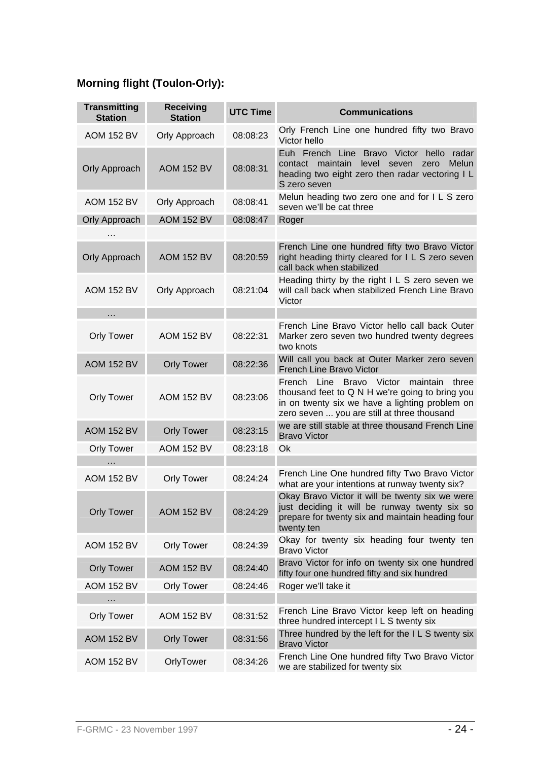### Morning flight (Toulon-Orly):

| Transmitting Station | Receiving Station | UTC Time | Communications |
|---|---|---|---|
| AOM 152 BV | Orly Approach | 08:08:23 | Orly French Line one hundred fifty two Bravo Victor hello |
| Orly Approach | AOM 152 BV | 08:08:31 | Euh French Line Bravo Victor hello radar contact maintain level seven zero Melun heading two eight zero then radar vectoring I L S zero seven |
| AOM 152 BV | Orly Approach | 08:08:41 | Melun heading two zero one and for I L S zero seven we'll be cat three |
| Orly Approach | AOM 152 BV | 08:08:47 | Roger |
| … | | | |
| Orly Approach | AOM 152 BV | 08:20:59 | French Line one hundred fifty two Bravo Victor right heading thirty cleared for I L S zero seven call back when stabilized |
| AOM 152 BV | Orly Approach | 08:21:04 | Heading thirty by the right I L S zero seven we will call back when stabilized French Line Bravo Victor |
| … | | | |
| Orly Tower | AOM 152 BV | 08:22:31 | French Line Bravo Victor hello call back Outer Marker zero seven two hundred twenty degrees two knots |
| AOM 152 BV | Orly Tower | 08:22:36 | Will call you back at Outer Marker zero seven French Line Bravo Victor |
| Orly Tower | AOM 152 BV | 08:23:06 | French Line Bravo Victor maintain three thousand feet to Q N H we're going to bring you in on twenty six we have a lighting problem on zero seven ... you are still at three thousand |
| AOM 152 BV | Orly Tower | 08:23:15 | we are still stable at three thousand French Line Bravo Victor |
| Orly Tower | AOM 152 BV | 08:23:18 | Ok |
| … | | | |
| AOM 152 BV | Orly Tower | 08:24:24 | French Line One hundred fifty Two Bravo Victor what are your intentions at runway twenty six? |
| Orly Tower | AOM 152 BV | 08:24:29 | Okay Bravo Victor it will be twenty six we were just deciding it will be runway twenty six so prepare for twenty six and maintain heading four twenty ten |
| AOM 152 BV | Orly Tower | 08:24:39 | Okay for twenty six heading four twenty ten Bravo Victor |
| Orly Tower | AOM 152 BV | 08:24:40 | Bravo Victor for info on twenty six one hundred fifty four one hundred fifty and six hundred |
| AOM 152 BV | Orly Tower | 08:24:46 | Roger we'll take it |
| … | | | |
| Orly Tower | AOM 152 BV | 08:31:52 | French Line Bravo Victor keep left on heading three hundred intercept I L S twenty six |
| AOM 152 BV | Orly Tower | 08:31:56 | Three hundred by the left for the I L S twenty six Bravo Victor |
| AOM 152 BV | OrlyTower | 08:34:26 | French Line One hundred fifty Two Bravo Victor we are stabilized for twenty six |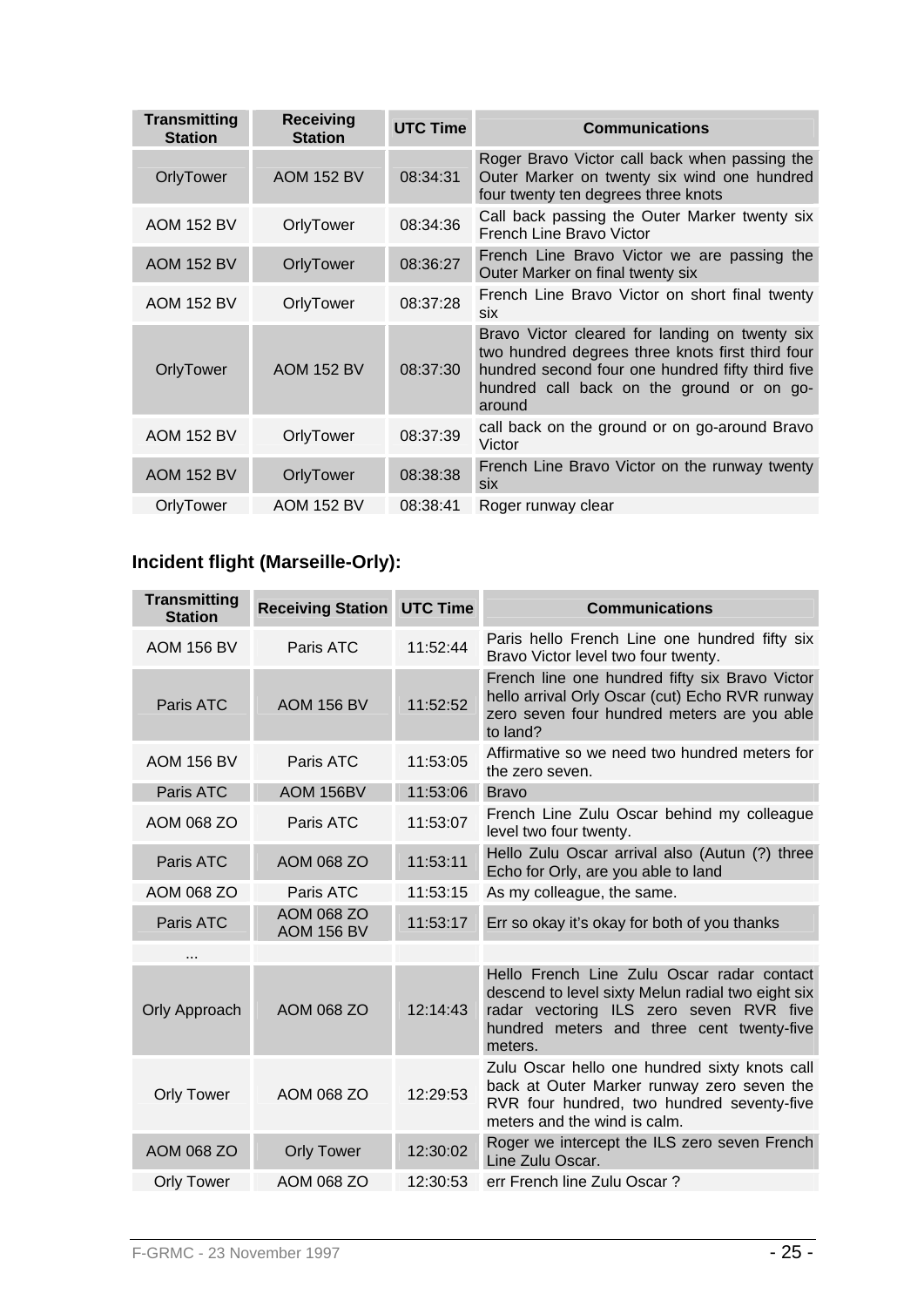| Transmitting Station | Receiving Station | UTC Time | Communications |
|---|---|---|---|
| OrlyTower | AOM 152 BV | 08:34:31 | Roger Bravo Victor call back when passing the Outer Marker on twenty six wind one hundred four twenty ten degrees three knots |
| AOM 152 BV | OrlyTower | 08:34:36 | Call back passing the Outer Marker twenty six French Line Bravo Victor |
| AOM 152 BV | OrlyTower | 08:36:27 | French Line Bravo Victor we are passing the Outer Marker on final twenty six |
| AOM 152 BV | OrlyTower | 08:37:28 | French Line Bravo Victor on short final twenty six |
| OrlyTower | AOM 152 BV | 08:37:30 | Bravo Victor cleared for landing on twenty six two hundred degrees three knots first third four hundred second four one hundred fifty third five hundred call back on the ground or on go-around |
| AOM 152 BV | OrlyTower | 08:37:39 | call back on the ground or on go-around Bravo Victor |
| AOM 152 BV | OrlyTower | 08:38:38 | French Line Bravo Victor on the runway twenty six |
| OrlyTower | AOM 152 BV | 08:38:41 | Roger runway clear |

**Incident flight (Marseille-Orly):**

| Transmitting Station | Receiving Station | UTC Time | Communications |
|---|---|---|---|
| AOM 156 BV | Paris ATC | 11:52:44 | Paris hello French Line one hundred fifty six Bravo Victor level two four twenty. |
| Paris ATC | AOM 156 BV | 11:52:52 | French line one hundred fifty six Bravo Victor hello arrival Orly Oscar (cut) Echo RVR runway zero seven four hundred meters are you able to land? |
| AOM 156 BV | Paris ATC | 11:53:05 | Affirmative so we need two hundred meters for the zero seven. |
| Paris ATC | AOM 156BV | 11:53:06 | Bravo |
| AOM 068 ZO | Paris ATC | 11:53:07 | French Line Zulu Oscar behind my colleague level two four twenty. |
| Paris ATC | AOM 068 ZO | 11:53:11 | Hello Zulu Oscar arrival also (Autun (?) three Echo for Orly, are you able to land |
| AOM 068 ZO | Paris ATC | 11:53:15 | As my colleague, the same. |
| Paris ATC | AOM 068 ZO AOM 156 BV | 11:53:17 | Err so okay it's okay for both of you thanks |
| ... | | | |
| Orly Approach | AOM 068 ZO | 12:14:43 | Hello French Line Zulu Oscar radar contact descend to level sixty Melun radial two eight six radar vectoring ILS zero seven RVR five hundred meters and three cent twenty-five meters. |
| Orly Tower | AOM 068 ZO | 12:29:53 | Zulu Oscar hello one hundred sixty knots call back at Outer Marker runway zero seven the RVR four hundred, two hundred seventy-five meters and the wind is calm. |
| AOM 068 ZO | Orly Tower | 12:30:02 | Roger we intercept the ILS zero seven French Line Zulu Oscar. |
| Orly Tower | AOM 068 ZO | 12:30:53 | err French line Zulu Oscar ? |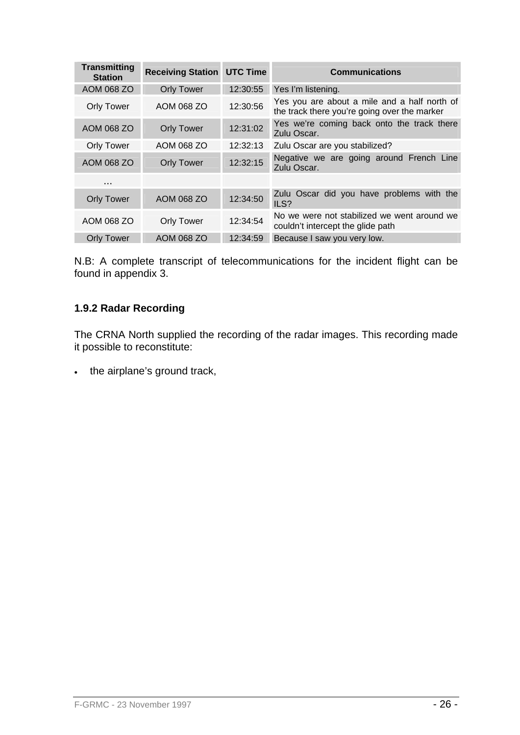| Transmitting Station | Receiving Station | UTC Time | Communications |
|---|---|---|---|
| AOM 068 ZO | Orly Tower | 12:30:55 | Yes I'm listening. |
| Orly Tower | AOM 068 ZO | 12:30:56 | Yes you are about a mile and a half north of the track there you're going over the marker |
| AOM 068 ZO | Orly Tower | 12:31:02 | Yes we're coming back onto the track there Zulu Oscar. |
| Orly Tower | AOM 068 ZO | 12:32:13 | Zulu Oscar are you stabilized? |
| AOM 068 ZO | Orly Tower | 12:32:15 | Negative we are going around French Line Zulu Oscar. |
| ... | | | |
| Orly Tower | AOM 068 ZO | 12:34:50 | Zulu Oscar did you have problems with the ILS? |
| AOM 068 ZO | Orly Tower | 12:34:54 | No we were not stabilized we went around we couldn't intercept the glide path |
| Orly Tower | AOM 068 ZO | 12:34:59 | Because I saw you very low. |

N.B: A complete transcript of telecommunications for the incident flight can be found in appendix 3.

### 1.9.2 Radar Recording

The CRNA North supplied the recording of the radar images. This recording made it possible to reconstitute:

- the airplane's ground track,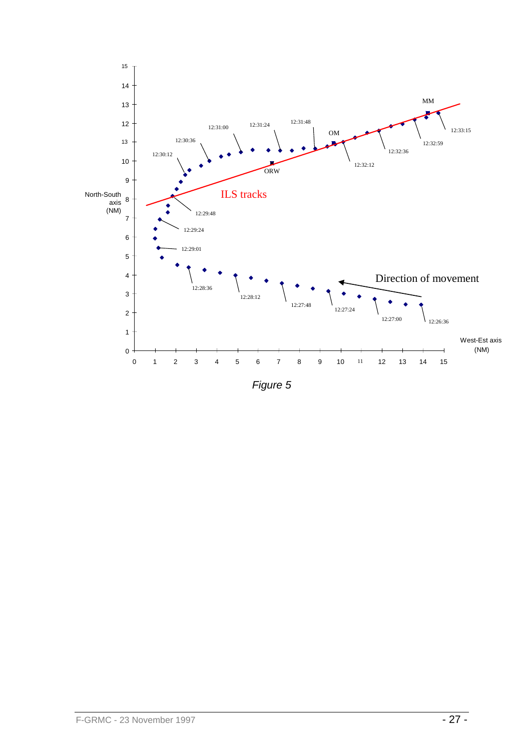Figure 5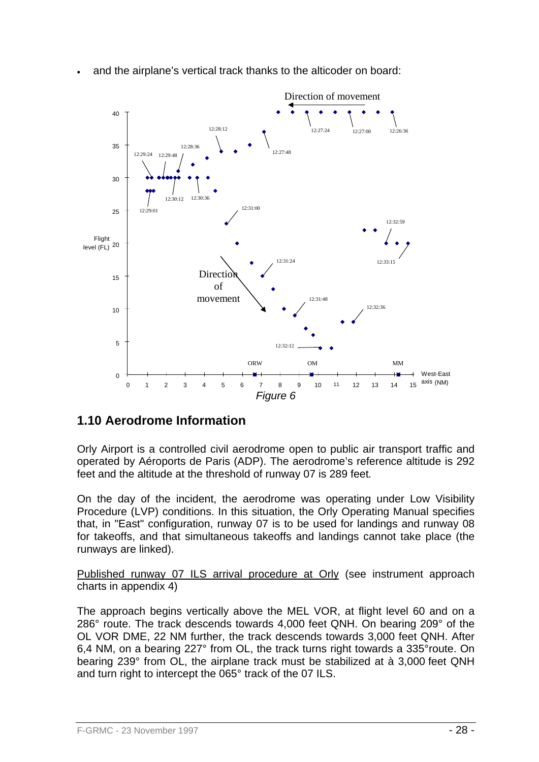- and the airplane's vertical track thanks to the alticoder on board:

*Figure 6*

## 1.10 Aerodrome Information

Orly Airport is a controlled civil aerodrome open to public air transport traffic and operated by Aéroports de Paris (ADP). The aerodrome's reference altitude is 292 feet and the altitude at the threshold of runway 07 is 289 feet.

On the day of the incident, the aerodrome was operating under Low Visibility Procedure (LVP) conditions. In this situation, the Orly Operating Manual specifies that, in "East" configuration, runway 07 is to be used for landings and runway 08 for takeoffs, and that simultaneous takeoffs and landings cannot take place (the runways are linked).

Published runway 07 ILS arrival procedure at Orly (see instrument approach charts in appendix 4)

The approach begins vertically above the MEL VOR, at flight level 60 and on a 286° route. The track descends towards 4,000 feet QNH. On bearing 209° of the OL VOR DME, 22 NM further, the track descends towards 3,000 feet QNH. After 6,4 NM, on a bearing 227° from OL, the track turns right towards a 335°route. On bearing 239° from OL, the airplane track must be stabilized at à 3,000 feet QNH and turn right to intercept the 065° track of the 07 ILS.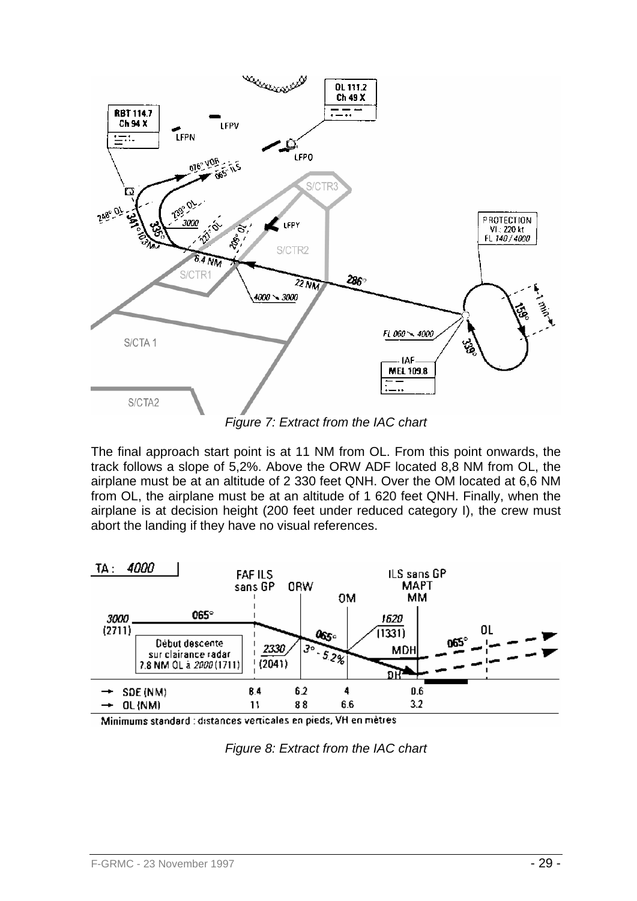*Figure 7: Extract from the IAC chart*

The final approach start point is at 11 NM from OL. From this point onwards, the track follows a slope of 5,2%. Above the ORW ADF located 8,8 NM from OL, the airplane must be at an altitude of 2 330 feet QNH. Over the OM located at 6,6 NM from OL, the airplane must be at an altitude of 1 620 feet QNH. Finally, when the airplane is at decision height (200 feet under reduced category I), the crew must abort the landing if they have no visual references.

*Figure 8: Extract from the IAC chart*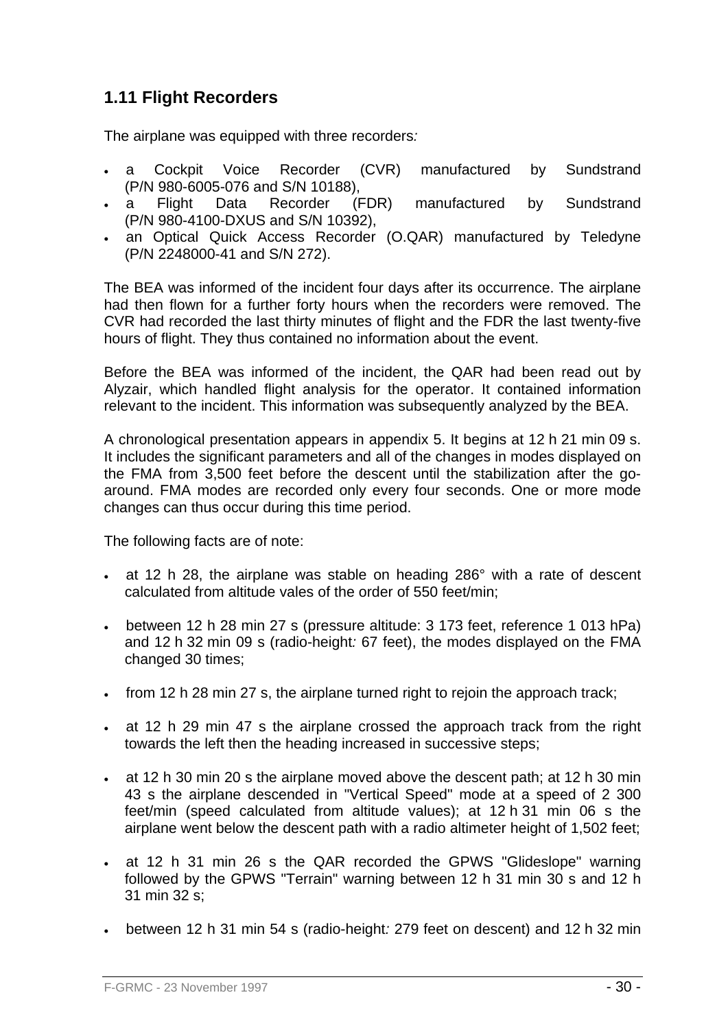## 1.11 Flight Recorders

The airplane was equipped with three recorders*:*

- a Cockpit Voice Recorder (CVR) manufactured by Sundstrand (P/N 980-6005-076 and S/N 10188),
- a Flight Data Recorder (FDR) manufactured by Sundstrand (P/N 980-4100-DXUS and S/N 10392),
- an Optical Quick Access Recorder (O.QAR) manufactured by Teledyne (P/N 2248000-41 and S/N 272).

The BEA was informed of the incident four days after its occurrence. The airplane had then flown for a further forty hours when the recorders were removed. The CVR had recorded the last thirty minutes of flight and the FDR the last twenty-five hours of flight. They thus contained no information about the event.

Before the BEA was informed of the incident, the QAR had been read out by Alyzair, which handled flight analysis for the operator. It contained information relevant to the incident. This information was subsequently analyzed by the BEA.

A chronological presentation appears in appendix 5. It begins at 12 h 21 min 09 s. It includes the significant parameters and all of the changes in modes displayed on the FMA from 3,500 feet before the descent until the stabilization after the go-around. FMA modes are recorded only every four seconds. One or more mode changes can thus occur during this time period.

The following facts are of note:

- at 12 h 28, the airplane was stable on heading 286° with a rate of descent calculated from altitude vales of the order of 550 feet/min;
- between 12 h 28 min 27 s (pressure altitude: 3 173 feet, reference 1 013 hPa) and 12 h 32 min 09 s (radio-height*:* 67 feet), the modes displayed on the FMA changed 30 times;
- from 12 h 28 min 27 s, the airplane turned right to rejoin the approach track;
- at 12 h 29 min 47 s the airplane crossed the approach track from the right towards the left then the heading increased in successive steps;
- at 12 h 30 min 20 s the airplane moved above the descent path; at 12 h 30 min 43 s the airplane descended in "Vertical Speed" mode at a speed of 2 300 feet/min (speed calculated from altitude values); at 12 h 31 min 06 s the airplane went below the descent path with a radio altimeter height of 1,502 feet;
- at 12 h 31 min 26 s the QAR recorded the GPWS "Glideslope" warning followed by the GPWS "Terrain" warning between 12 h 31 min 30 s and 12 h 31 min 32 s;
- between 12 h 31 min 54 s (radio-height*:* 279 feet on descent) and 12 h 32 min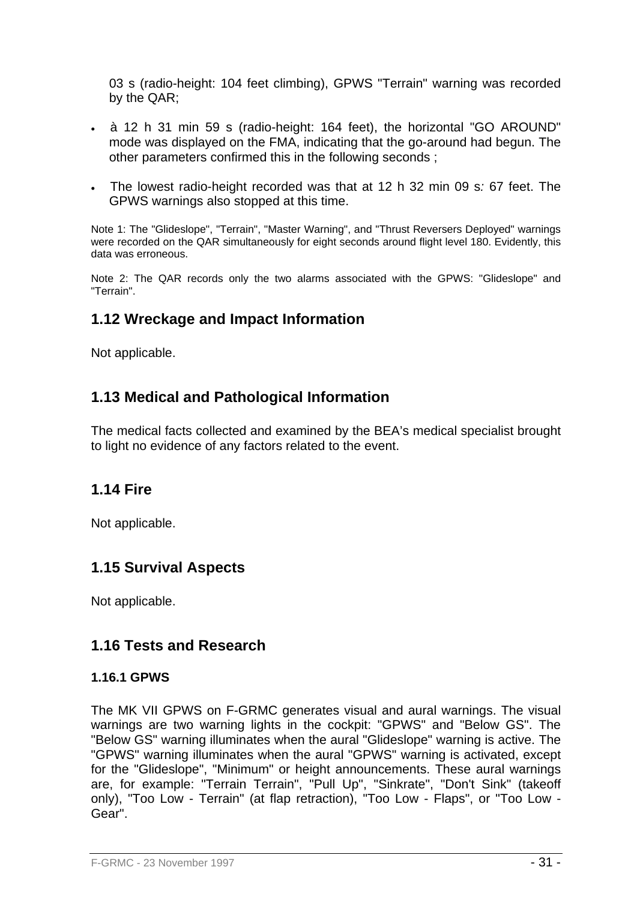03 s (radio-height: 104 feet climbing), GPWS "Terrain" warning was recorded by the QAR;

- à 12 h 31 min 59 s (radio-height: 164 feet), the horizontal "GO AROUND" mode was displayed on the FMA, indicating that the go-around had begun. The other parameters confirmed this in the following seconds ;
- The lowest radio-height recorded was that at 12 h 32 min 09 s*:* 67 feet. The GPWS warnings also stopped at this time.

Note 1: The "Glideslope", "Terrain", "Master Warning", and "Thrust Reversers Deployed" warnings were recorded on the QAR simultaneously for eight seconds around flight level 180. Evidently, this data was erroneous.

Note 2: The QAR records only the two alarms associated with the GPWS: "Glideslope" and "Terrain".

## 1.12 Wreckage and Impact Information

Not applicable.

## 1.13 Medical and Pathological Information

The medical facts collected and examined by the BEA's medical specialist brought to light no evidence of any factors related to the event.

## 1.14 Fire

Not applicable.

## 1.15 Survival Aspects

Not applicable.

## 1.16 Tests and Research

### 1.16.1 GPWS

The MK VII GPWS on F-GRMC generates visual and aural warnings. The visual warnings are two warning lights in the cockpit: "GPWS" and "Below GS". The "Below GS" warning illuminates when the aural "Glideslope" warning is active. The "GPWS" warning illuminates when the aural "GPWS" warning is activated, except for the "Glideslope", "Minimum" or height announcements. These aural warnings are, for example: "Terrain Terrain", "Pull Up", "Sinkrate", "Don't Sink" (takeoff only), "Too Low - Terrain" (at flap retraction), "Too Low - Flaps", or "Too Low - Gear".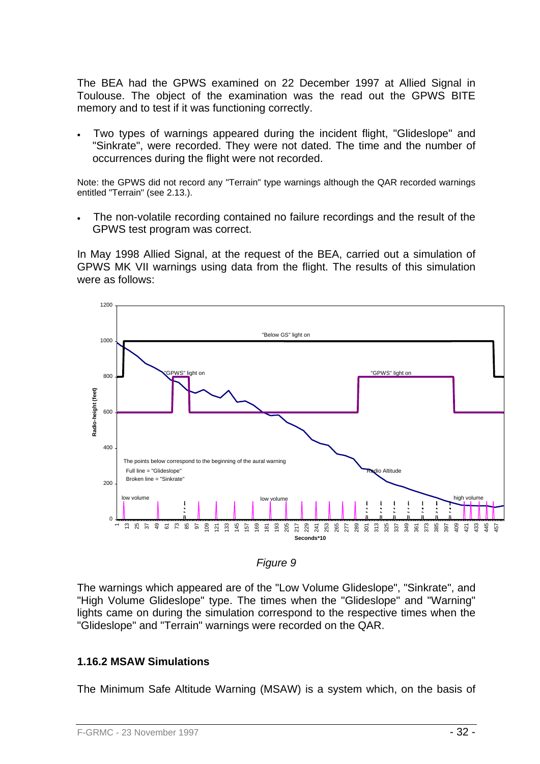The BEA had the GPWS examined on 22 December 1997 at Allied Signal in Toulouse. The object of the examination was the read out the GPWS BITE memory and to test if it was functioning correctly.

- Two types of warnings appeared during the incident flight, "Glideslope" and "Sinkrate", were recorded. They were not dated. The time and the number of occurrences during the flight were not recorded.

Note: the GPWS did not record any "Terrain" type warnings although the QAR recorded warnings entitled "Terrain" (see 2.13.).

- The non-volatile recording contained no failure recordings and the result of the GPWS test program was correct.

In May 1998 Allied Signal, at the request of the BEA, carried out a simulation of GPWS MK VII warnings using data from the flight. The results of this simulation were as follows:

*Figure 9*

The warnings which appeared are of the "Low Volume Glideslope", "Sinkrate", and "High Volume Glideslope" type. The times when the "Glideslope" and "Warning" lights came on during the simulation correspond to the respective times when the "Glideslope" and "Terrain" warnings were recorded on the QAR.

### 1.16.2 MSAW Simulations

The Minimum Safe Altitude Warning (MSAW) is a system which, on the basis of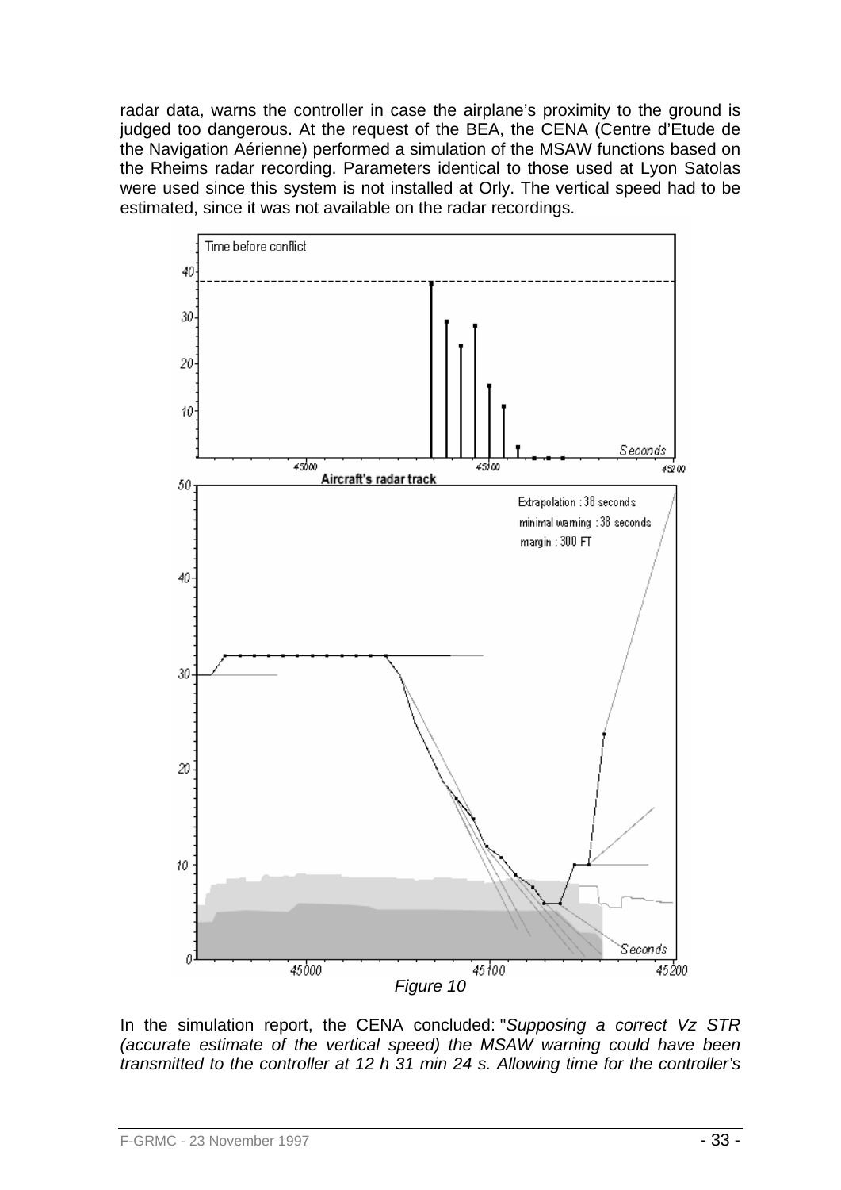radar data, warns the controller in case the airplane's proximity to the ground is judged too dangerous. At the request of the BEA, the CENA (Centre d'Etude de the Navigation Aérienne) performed a simulation of the MSAW functions based on the Rheims radar recording. Parameters identical to those used at Lyon Satolas were used since this system is not installed at Orly. The vertical speed had to be estimated, since it was not available on the radar recordings.

*Figure 10*

In the simulation report, the CENA concluded: "*Supposing a correct Vz STR (accurate estimate of the vertical speed) the MSAW warning could have been transmitted to the controller at 12 h 31 min 24 s. Allowing time for the controller's*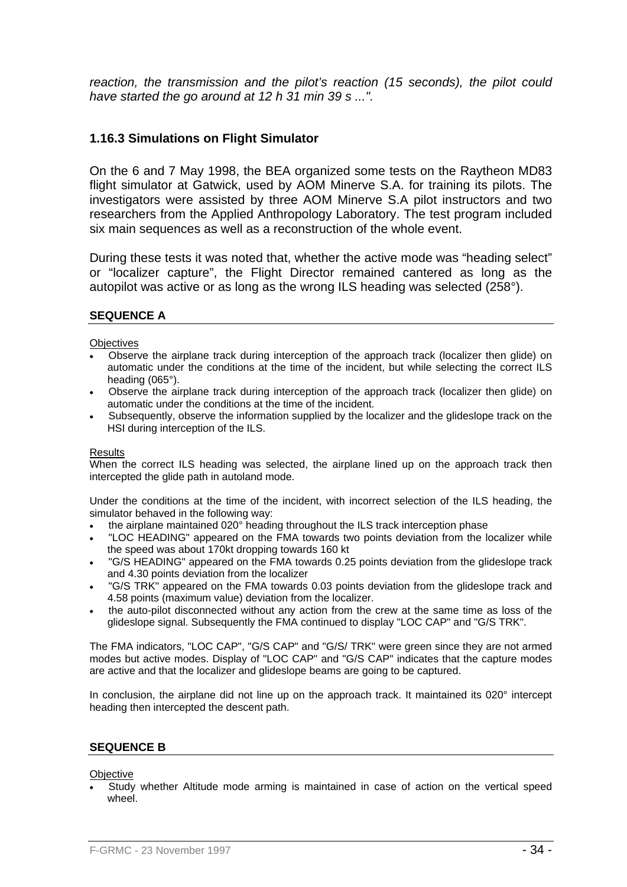*reaction, the transmission and the pilot's reaction (15 seconds), the pilot could have started the go around at 12 h 31 min 39 s ...".*

### 1.16.3 Simulations on Flight Simulator

On the 6 and 7 May 1998, the BEA organized some tests on the Raytheon MD83 flight simulator at Gatwick, used by AOM Minerve S.A. for training its pilots. The investigators were assisted by three AOM Minerve S.A pilot instructors and two researchers from the Applied Anthropology Laboratory. The test program included six main sequences as well as a reconstruction of the whole event.

During these tests it was noted that, whether the active mode was "heading select" or "localizer capture", the Flight Director remained cantered as long as the autopilot was active or as long as the wrong ILS heading was selected (258°).

#### SEQUENCE A

Objectives

- Observe the airplane track during interception of the approach track (localizer then glide) on automatic under the conditions at the time of the incident, but while selecting the correct ILS heading (065°).
- Observe the airplane track during interception of the approach track (localizer then glide) on automatic under the conditions at the time of the incident.
- Subsequently, observe the information supplied by the localizer and the glideslope track on the HSI during interception of the ILS.

Results

When the correct ILS heading was selected, the airplane lined up on the approach track then intercepted the glide path in autoland mode.

Under the conditions at the time of the incident, with incorrect selection of the ILS heading, the simulator behaved in the following way:

- the airplane maintained 020° heading throughout the ILS track interception phase
- "LOC HEADING" appeared on the FMA towards two points deviation from the localizer while the speed was about 170kt dropping towards 160 kt
- "G/S HEADING" appeared on the FMA towards 0.25 points deviation from the glideslope track and 4.30 points deviation from the localizer
- "G/S TRK" appeared on the FMA towards 0.03 points deviation from the glideslope track and 4.58 points (maximum value) deviation from the localizer.
- the auto-pilot disconnected without any action from the crew at the same time as loss of the glideslope signal. Subsequently the FMA continued to display "LOC CAP" and "G/S TRK".

The FMA indicators, "LOC CAP", "G/S CAP" and "G/S/ TRK" were green since they are not armed modes but active modes. Display of "LOC CAP" and "G/S CAP" indicates that the capture modes are active and that the localizer and glideslope beams are going to be captured.

In conclusion, the airplane did not line up on the approach track. It maintained its 020° intercept heading then intercepted the descent path.

#### SEQUENCE B

Objective

- Study whether Altitude mode arming is maintained in case of action on the vertical speed wheel.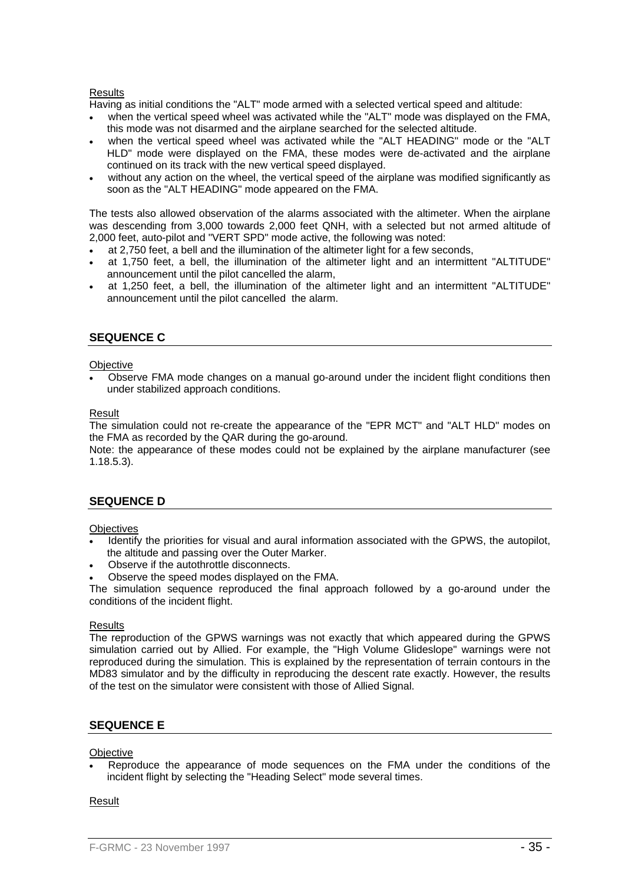Results

Having as initial conditions the "ALT" mode armed with a selected vertical speed and altitude:

- when the vertical speed wheel was activated while the "ALT" mode was displayed on the FMA, this mode was not disarmed and the airplane searched for the selected altitude.
- when the vertical speed wheel was activated while the "ALT HEADING" mode or the "ALT HLD" mode were displayed on the FMA, these modes were de-activated and the airplane continued on its track with the new vertical speed displayed.
- without any action on the wheel, the vertical speed of the airplane was modified significantly as soon as the "ALT HEADING" mode appeared on the FMA.

The tests also allowed observation of the alarms associated with the altimeter. When the airplane was descending from 3,000 towards 2,000 feet QNH, with a selected but not armed altitude of 2,000 feet, auto-pilot and "VERT SPD" mode active, the following was noted:

- at 2,750 feet, a bell and the illumination of the altimeter light for a few seconds,
- at 1,750 feet, a bell, the illumination of the altimeter light and an intermittent "ALTITUDE" announcement until the pilot cancelled the alarm,
- at 1,250 feet, a bell, the illumination of the altimeter light and an intermittent "ALTITUDE" announcement until the pilot cancelled the alarm.

## SEQUENCE C

Objective

- Observe FMA mode changes on a manual go-around under the incident flight conditions then under stabilized approach conditions.

Result

The simulation could not re-create the appearance of the "EPR MCT" and "ALT HLD" modes on the FMA as recorded by the QAR during the go-around.

Note: the appearance of these modes could not be explained by the airplane manufacturer (see 1.18.5.3).

## SEQUENCE D

Objectives

- Identify the priorities for visual and aural information associated with the GPWS, the autopilot, the altitude and passing over the Outer Marker.
- Observe if the autothrottle disconnects.
- Observe the speed modes displayed on the FMA.

The simulation sequence reproduced the final approach followed by a go-around under the conditions of the incident flight.

Results

The reproduction of the GPWS warnings was not exactly that which appeared during the GPWS simulation carried out by Allied. For example, the "High Volume Glideslope" warnings were not reproduced during the simulation. This is explained by the representation of terrain contours in the MD83 simulator and by the difficulty in reproducing the descent rate exactly. However, the results of the test on the simulator were consistent with those of Allied Signal.

## SEQUENCE E

Objective

- Reproduce the appearance of mode sequences on the FMA under the conditions of the incident flight by selecting the "Heading Select" mode several times.

Result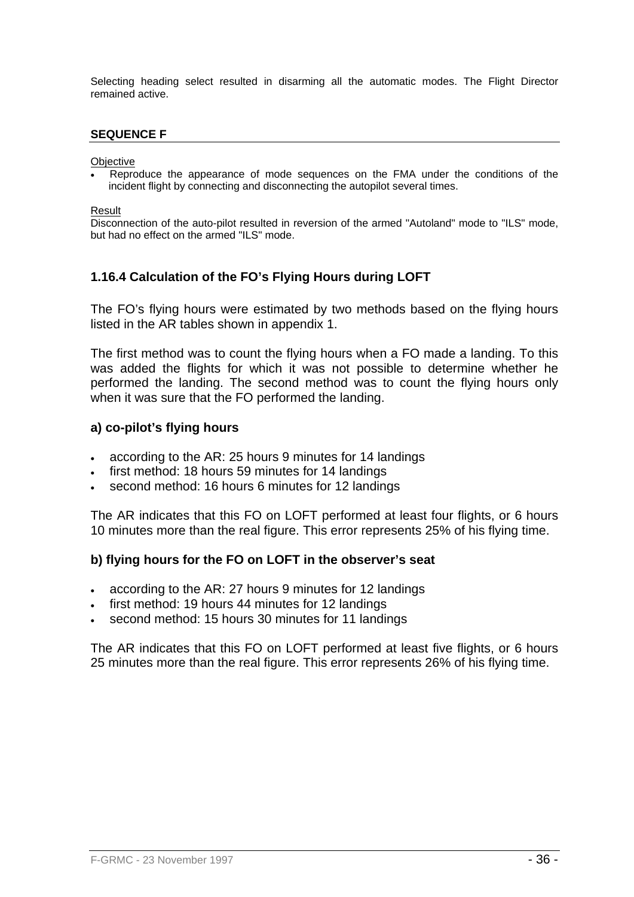Selecting heading select resulted in disarming all the automatic modes. The Flight Director remained active.

#### SEQUENCE F

Objective

- Reproduce the appearance of mode sequences on the FMA under the conditions of the incident flight by connecting and disconnecting the autopilot several times.

Result

Disconnection of the auto-pilot resulted in reversion of the armed "Autoland" mode to "ILS" mode, but had no effect on the armed "ILS" mode.

### 1.16.4 Calculation of the FO's Flying Hours during LOFT

The FO's flying hours were estimated by two methods based on the flying hours listed in the AR tables shown in appendix 1.

The first method was to count the flying hours when a FO made a landing. To this was added the flights for which it was not possible to determine whether he performed the landing. The second method was to count the flying hours only when it was sure that the FO performed the landing.

#### a) co-pilot's flying hours

- according to the AR: 25 hours 9 minutes for 14 landings
- first method: 18 hours 59 minutes for 14 landings
- second method: 16 hours 6 minutes for 12 landings

The AR indicates that this FO on LOFT performed at least four flights, or 6 hours 10 minutes more than the real figure. This error represents 25% of his flying time.

#### b) flying hours for the FO on LOFT in the observer's seat

- according to the AR: 27 hours 9 minutes for 12 landings
- first method: 19 hours 44 minutes for 12 landings
- second method: 15 hours 30 minutes for 11 landings

The AR indicates that this FO on LOFT performed at least five flights, or 6 hours 25 minutes more than the real figure. This error represents 26% of his flying time.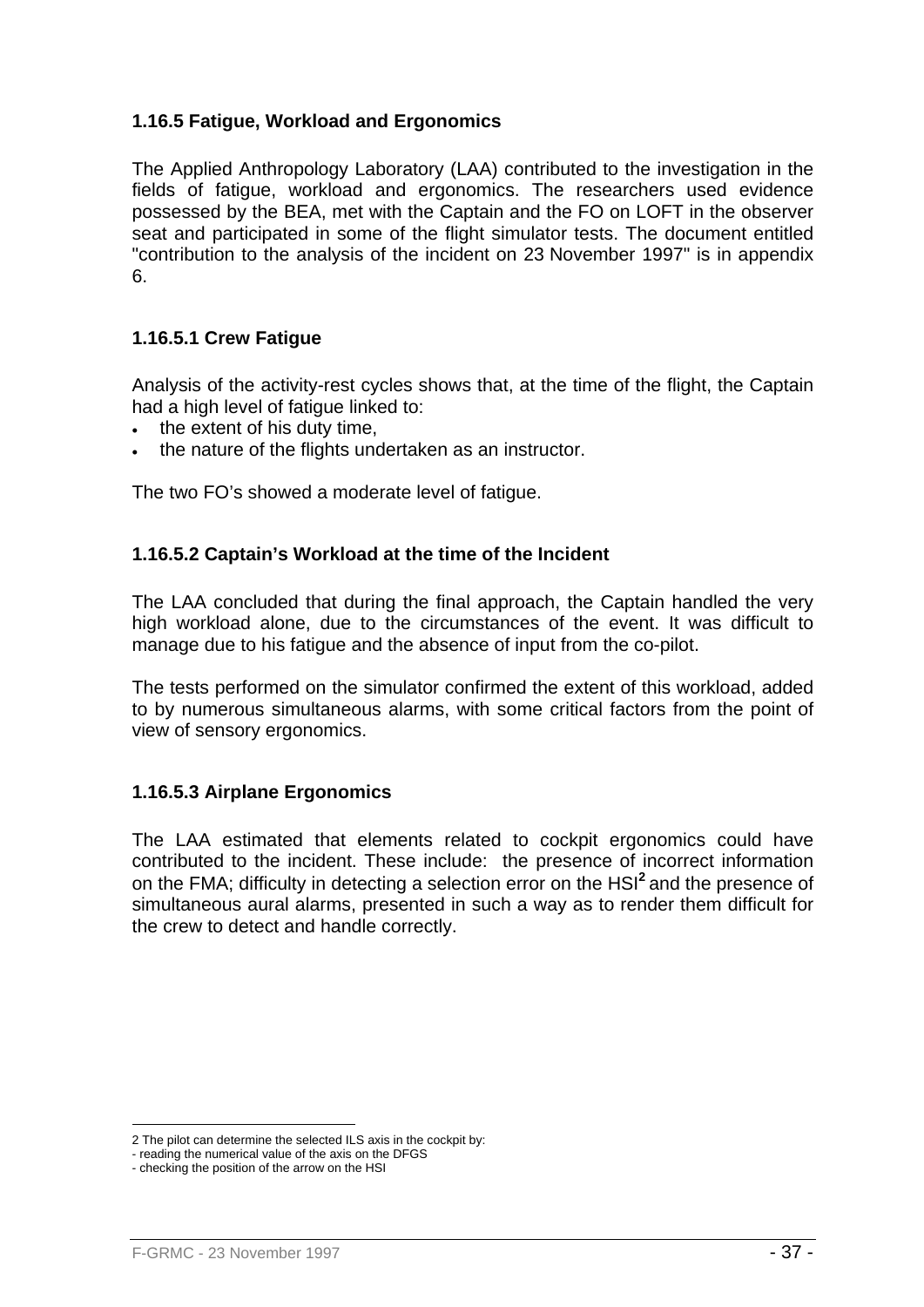### 1.16.5 Fatigue, Workload and Ergonomics

The Applied Anthropology Laboratory (LAA) contributed to the investigation in the fields of fatigue, workload and ergonomics. The researchers used evidence possessed by the BEA, met with the Captain and the FO on LOFT in the observer seat and participated in some of the flight simulator tests. The document entitled "contribution to the analysis of the incident on 23 November 1997" is in appendix 6.

#### 1.16.5.1 Crew Fatigue

Analysis of the activity-rest cycles shows that, at the time of the flight, the Captain had a high level of fatigue linked to:

- the extent of his duty time,
- the nature of the flights undertaken as an instructor.

The two FO's showed a moderate level of fatigue.

#### 1.16.5.2 Captain's Workload at the time of the Incident

The LAA concluded that during the final approach, the Captain handled the very high workload alone, due to the circumstances of the event. It was difficult to manage due to his fatigue and the absence of input from the co-pilot.

The tests performed on the simulator confirmed the extent of this workload, added to by numerous simultaneous alarms, with some critical factors from the point of view of sensory ergonomics.

#### 1.16.5.3 Airplane Ergonomics

The LAA estimated that elements related to cockpit ergonomics could have contributed to the incident. These include: the presence of incorrect information on the FMA; difficulty in detecting a selection error on the HSI[2] and the presence of simultaneous aural alarms, presented in such a way as to render them difficult for the crew to detect and handle correctly.

---

2 The pilot can determine the selected ILS axis in the cockpit by:
- reading the numerical value of the axis on the DFGS
- checking the position of the arrow on the HSI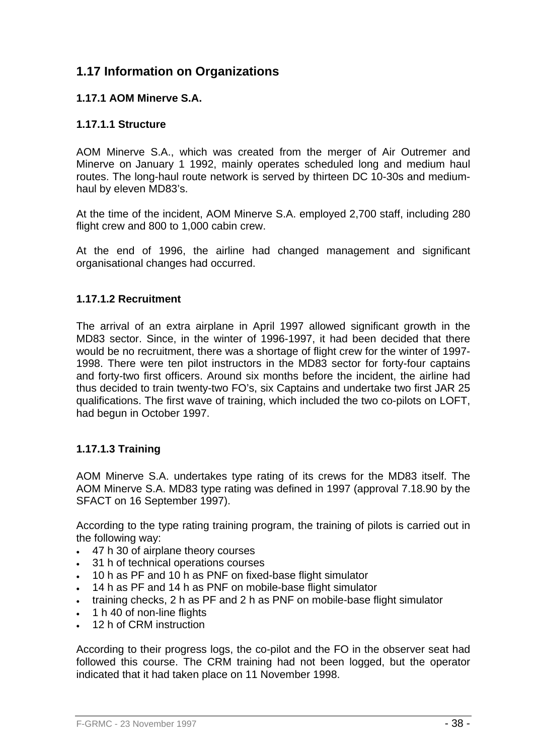## 1.17 Information on Organizations

### 1.17.1 AOM Minerve S.A.

#### 1.17.1.1 Structure

AOM Minerve S.A., which was created from the merger of Air Outremer and Minerve on January 1 1992, mainly operates scheduled long and medium haul routes. The long-haul route network is served by thirteen DC 10-30s and medium-haul by eleven MD83's.

At the time of the incident, AOM Minerve S.A. employed 2,700 staff, including 280 flight crew and 800 to 1,000 cabin crew.

At the end of 1996, the airline had changed management and significant organisational changes had occurred.

#### 1.17.1.2 Recruitment

The arrival of an extra airplane in April 1997 allowed significant growth in the MD83 sector. Since, in the winter of 1996-1997, it had been decided that there would be no recruitment, there was a shortage of flight crew for the winter of 1997-1998. There were ten pilot instructors in the MD83 sector for forty-four captains and forty-two first officers. Around six months before the incident, the airline had thus decided to train twenty-two FO's, six Captains and undertake two first JAR 25 qualifications. The first wave of training, which included the two co-pilots on LOFT, had begun in October 1997.

#### 1.17.1.3 Training

AOM Minerve S.A. undertakes type rating of its crews for the MD83 itself. The AOM Minerve S.A. MD83 type rating was defined in 1997 (approval 7.18.90 by the SFACT on 16 September 1997).

According to the type rating training program, the training of pilots is carried out in the following way:

- 47 h 30 of airplane theory courses
- 31 h of technical operations courses
- 10 h as PF and 10 h as PNF on fixed-base flight simulator
- 14 h as PF and 14 h as PNF on mobile-base flight simulator
- training checks, 2 h as PF and 2 h as PNF on mobile-base flight simulator
- 1 h 40 of non-line flights
- 12 h of CRM instruction

According to their progress logs, the co-pilot and the FO in the observer seat had followed this course. The CRM training had not been logged, but the operator indicated that it had taken place on 11 November 1998.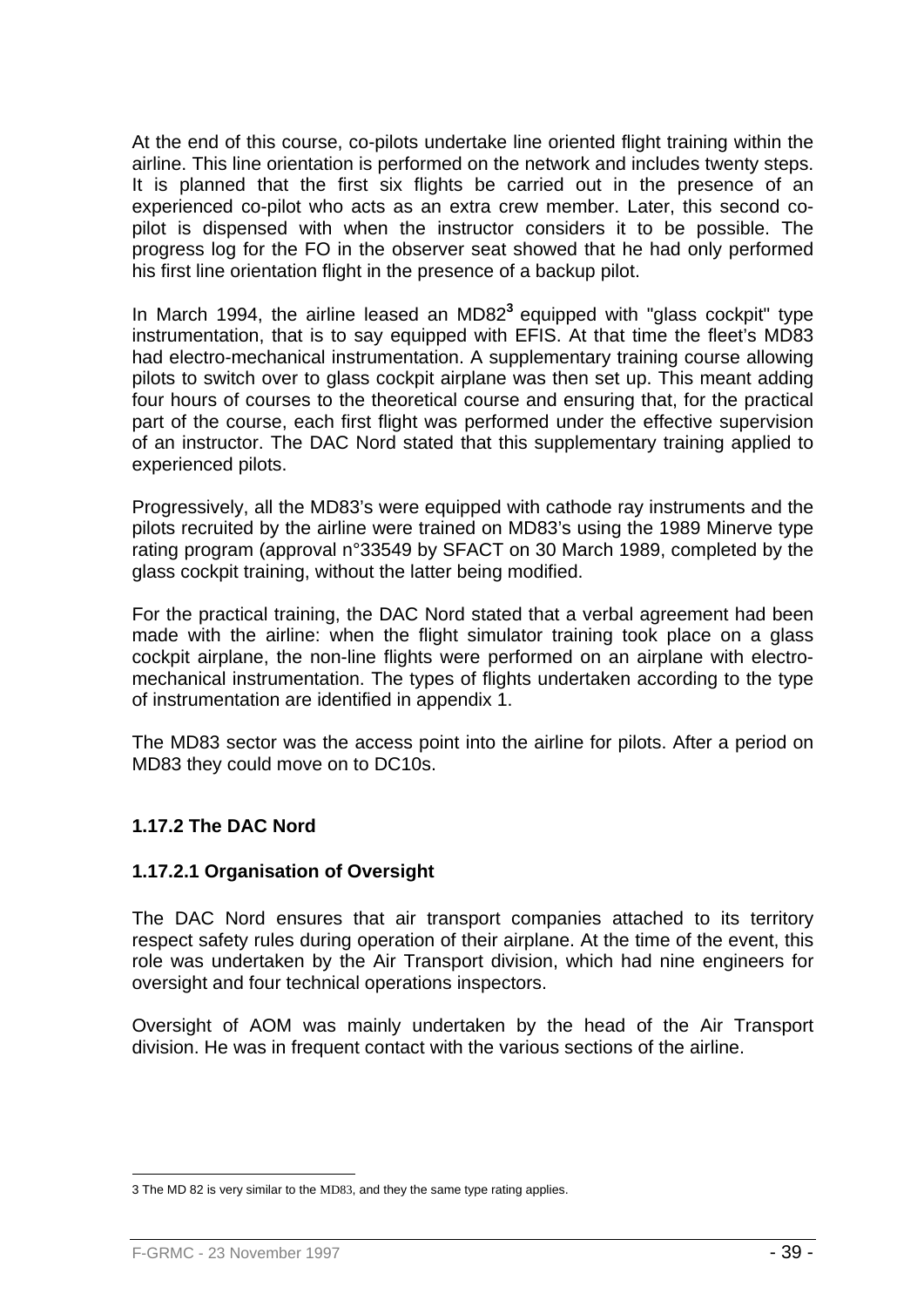At the end of this course, co-pilots undertake line oriented flight training within the airline. This line orientation is performed on the network and includes twenty steps. It is planned that the first six flights be carried out in the presence of an experienced co-pilot who acts as an extra crew member. Later, this second co-pilot is dispensed with when the instructor considers it to be possible. The progress log for the FO in the observer seat showed that he had only performed his first line orientation flight in the presence of a backup pilot.

In March 1994, the airline leased an MD82[3] equipped with "glass cockpit" type instrumentation, that is to say equipped with EFIS. At that time the fleet's MD83 had electro-mechanical instrumentation. A supplementary training course allowing pilots to switch over to glass cockpit airplane was then set up. This meant adding four hours of courses to the theoretical course and ensuring that, for the practical part of the course, each first flight was performed under the effective supervision of an instructor. The DAC Nord stated that this supplementary training applied to experienced pilots.

Progressively, all the MD83's were equipped with cathode ray instruments and the pilots recruited by the airline were trained on MD83's using the 1989 Minerve type rating program (approval n°33549 by SFACT on 30 March 1989, completed by the glass cockpit training, without the latter being modified.

For the practical training, the DAC Nord stated that a verbal agreement had been made with the airline: when the flight simulator training took place on a glass cockpit airplane, the non-line flights were performed on an airplane with electro-mechanical instrumentation. The types of flights undertaken according to the type of instrumentation are identified in appendix 1.

The MD83 sector was the access point into the airline for pilots. After a period on MD83 they could move on to DC10s.

### 1.17.2 The DAC Nord

#### 1.17.2.1 Organisation of Oversight

The DAC Nord ensures that air transport companies attached to its territory respect safety rules during operation of their airplane. At the time of the event, this role was undertaken by the Air Transport division, which had nine engineers for oversight and four technical operations inspectors.

Oversight of AOM was mainly undertaken by the head of the Air Transport division. He was in frequent contact with the various sections of the airline.

---

3 The MD 82 is very similar to the MD83, and they the same type rating applies.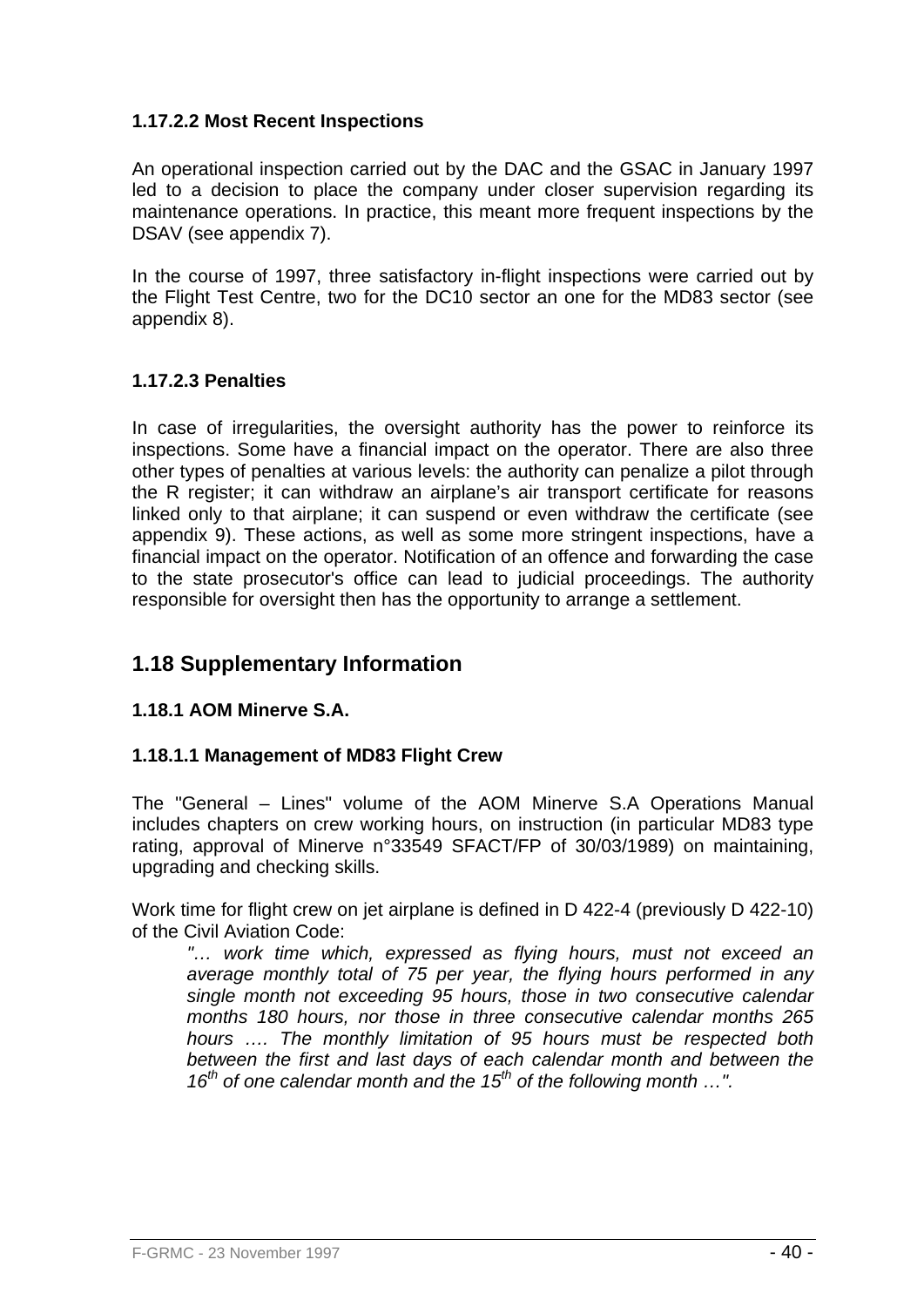#### 1.17.2.2 Most Recent Inspections

An operational inspection carried out by the DAC and the GSAC in January 1997 led to a decision to place the company under closer supervision regarding its maintenance operations. In practice, this meant more frequent inspections by the DSAV (see appendix 7).

In the course of 1997, three satisfactory in-flight inspections were carried out by the Flight Test Centre, two for the DC10 sector an one for the MD83 sector (see appendix 8).

#### 1.17.2.3 Penalties

In case of irregularities, the oversight authority has the power to reinforce its inspections. Some have a financial impact on the operator. There are also three other types of penalties at various levels: the authority can penalize a pilot through the R register; it can withdraw an airplane's air transport certificate for reasons linked only to that airplane; it can suspend or even withdraw the certificate (see appendix 9). These actions, as well as some more stringent inspections, have a financial impact on the operator. Notification of an offence and forwarding the case to the state prosecutor's office can lead to judicial proceedings. The authority responsible for oversight then has the opportunity to arrange a settlement.

## 1.18 Supplementary Information

### 1.18.1 AOM Minerve S.A.

#### 1.18.1.1 Management of MD83 Flight Crew

The "General – Lines" volume of the AOM Minerve S.A Operations Manual includes chapters on crew working hours, on instruction (in particular MD83 type rating, approval of Minerve n°33549 SFACT/FP of 30/03/1989) on maintaining, upgrading and checking skills.

Work time for flight crew on jet airplane is defined in D 422-4 (previously D 422-10) of the Civil Aviation Code:

> *"… work time which, expressed as flying hours, must not exceed an average monthly total of 75 per year, the flying hours performed in any single month not exceeding 95 hours, those in two consecutive calendar months 180 hours, nor those in three consecutive calendar months 265 hours …. The monthly limitation of 95 hours must be respected both between the first and last days of each calendar month and between the 16th of one calendar month and the 15th of the following month …".*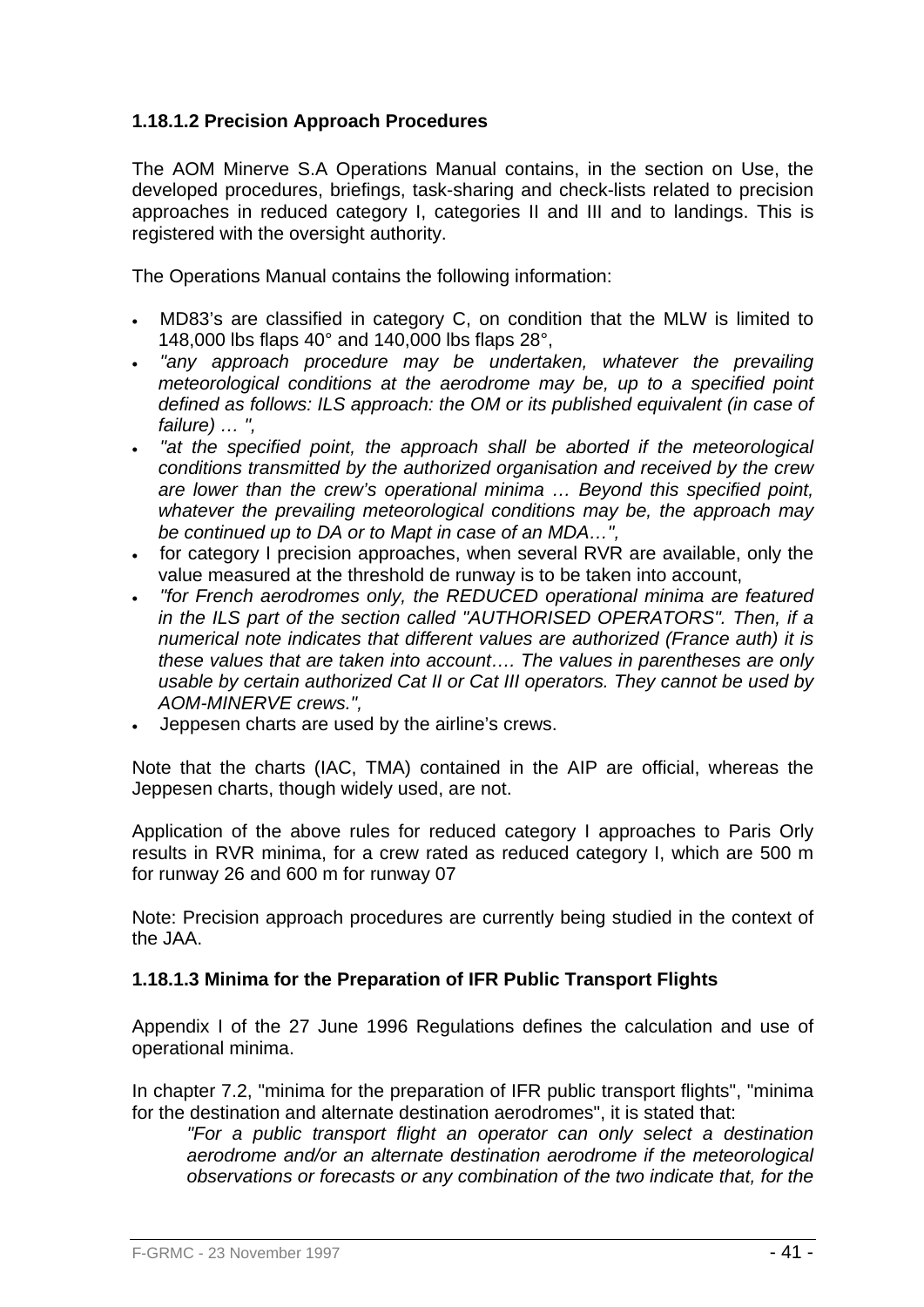### 1.18.1.2 Precision Approach Procedures

The AOM Minerve S.A Operations Manual contains, in the section on Use, the developed procedures, briefings, task-sharing and check-lists related to precision approaches in reduced category I, categories II and III and to landings. This is registered with the oversight authority.

The Operations Manual contains the following information:

- MD83's are classified in category C, on condition that the MLW is limited to 148,000 lbs flaps 40° and 140,000 lbs flaps 28°,
- *"any approach procedure may be undertaken, whatever the prevailing meteorological conditions at the aerodrome may be, up to a specified point defined as follows: ILS approach: the OM or its published equivalent (in case of failure) … ",*
- *"at the specified point, the approach shall be aborted if the meteorological conditions transmitted by the authorized organisation and received by the crew are lower than the crew's operational minima … Beyond this specified point, whatever the prevailing meteorological conditions may be, the approach may be continued up to DA or to Mapt in case of an MDA…",*
- for category I precision approaches, when several RVR are available, only the value measured at the threshold de runway is to be taken into account,
- *"for French aerodromes only, the REDUCED operational minima are featured in the ILS part of the section called "AUTHORISED OPERATORS". Then, if a numerical note indicates that different values are authorized (France auth) it is these values that are taken into account…. The values in parentheses are only usable by certain authorized Cat II or Cat III operators. They cannot be used by AOM-MINERVE crews.",*
- Jeppesen charts are used by the airline's crews.

Note that the charts (IAC, TMA) contained in the AIP are official, whereas the Jeppesen charts, though widely used, are not.

Application of the above rules for reduced category I approaches to Paris Orly results in RVR minima, for a crew rated as reduced category I, which are 500 m for runway 26 and 600 m for runway 07

Note: Precision approach procedures are currently being studied in the context of the JAA.

### 1.18.1.3 Minima for the Preparation of IFR Public Transport Flights

Appendix I of the 27 June 1996 Regulations defines the calculation and use of operational minima.

In chapter 7.2, "minima for the preparation of IFR public transport flights", "minima for the destination and alternate destination aerodromes", it is stated that:

> *"For a public transport flight an operator can only select a destination aerodrome and/or an alternate destination aerodrome if the meteorological observations or forecasts or any combination of the two indicate that, for the*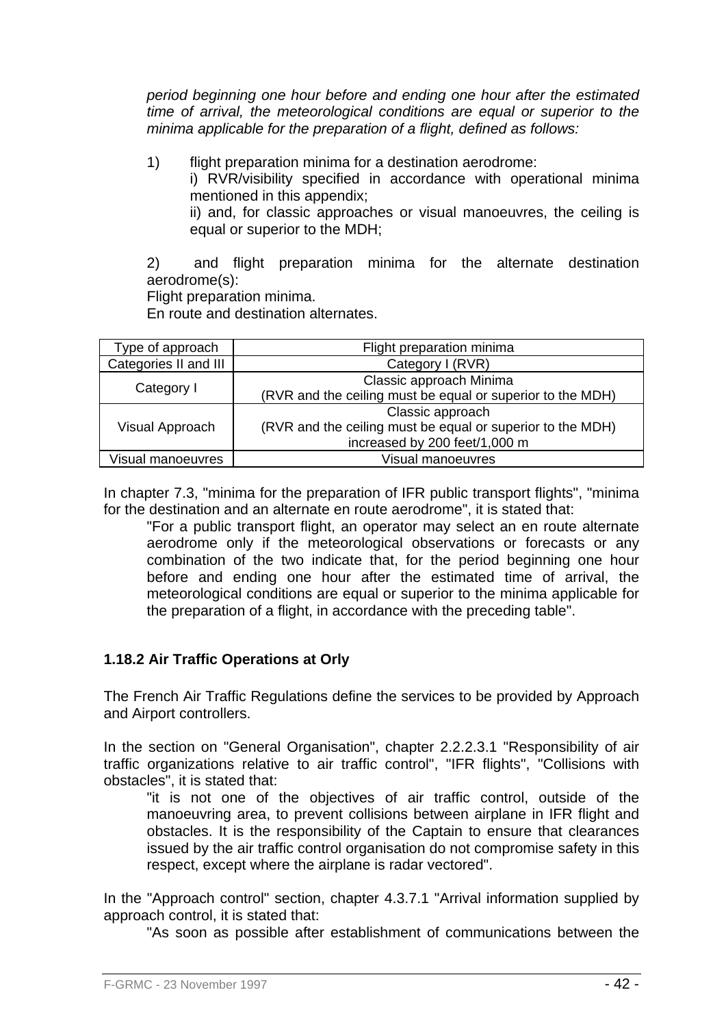*period beginning one hour before and ending one hour after the estimated time of arrival, the meteorological conditions are equal or superior to the minima applicable for the preparation of a flight, defined as follows:*

1) flight preparation minima for a destination aerodrome:
   i) RVR/visibility specified in accordance with operational minima mentioned in this appendix;
   ii) and, for classic approaches or visual manoeuvres, the ceiling is equal or superior to the MDH;

2) and flight preparation minima for the alternate destination aerodrome(s):
   Flight preparation minima.
   En route and destination alternates.

| Type of approach | Flight preparation minima |
|---|---|
| Categories II and III | Category I (RVR) |
| Category I | Classic approach Minima (RVR and the ceiling must be equal or superior to the MDH) |
| Visual Approach | Classic approach (RVR and the ceiling must be equal or superior to the MDH) increased by 200 feet/1,000 m |
| Visual manoeuvres | Visual manoeuvres |

In chapter 7.3, "minima for the preparation of IFR public transport flights", "minima for the destination and an alternate en route aerodrome", it is stated that:

> "For a public transport flight, an operator may select an en route alternate aerodrome only if the meteorological observations or forecasts or any combination of the two indicate that, for the period beginning one hour before and ending one hour after the estimated time of arrival, the meteorological conditions are equal or superior to the minima applicable for the preparation of a flight, in accordance with the preceding table".

### 1.18.2 Air Traffic Operations at Orly

The French Air Traffic Regulations define the services to be provided by Approach and Airport controllers.

In the section on "General Organisation", chapter 2.2.2.3.1 "Responsibility of air traffic organizations relative to air traffic control", "IFR flights", "Collisions with obstacles", it is stated that:

> "it is not one of the objectives of air traffic control, outside of the manoeuvring area, to prevent collisions between airplane in IFR flight and obstacles. It is the responsibility of the Captain to ensure that clearances issued by the air traffic control organisation do not compromise safety in this respect, except where the airplane is radar vectored".

In the "Approach control" section, chapter 4.3.7.1 "Arrival information supplied by approach control, it is stated that:

> "As soon as possible after establishment of communications between the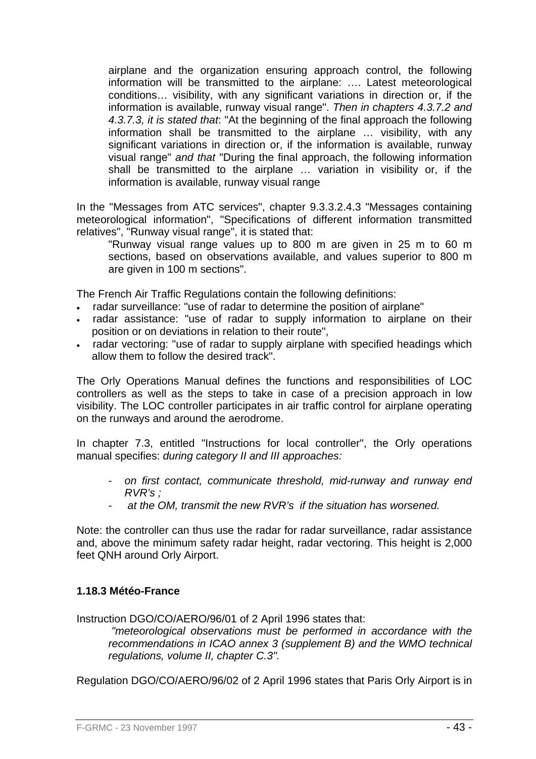airplane and the organization ensuring approach control, the following information will be transmitted to the airplane: …. Latest meteorological conditions… visibility, with any significant variations in direction or, if the information is available, runway visual range". *Then in chapters 4.3.7.2 and 4.3.7.3, it is stated that*: "At the beginning of the final approach the following information shall be transmitted to the airplane … visibility, with any significant variations in direction or, if the information is available, runway visual range" *and that* "During the final approach, the following information shall be transmitted to the airplane … variation in visibility or, if the information is available, runway visual range

In the "Messages from ATC services", chapter 9.3.3.2.4.3 "Messages containing meteorological information", "Specifications of different information transmitted relatives", "Runway visual range", it is stated that:

> "Runway visual range values up to 800 m are given in 25 m to 60 m sections, based on observations available, and values superior to 800 m are given in 100 m sections".

The French Air Traffic Regulations contain the following definitions:

- radar surveillance: "use of radar to determine the position of airplane"
- radar assistance: "use of radar to supply information to airplane on their position or on deviations in relation to their route",
- radar vectoring: "use of radar to supply airplane with specified headings which allow them to follow the desired track".

The Orly Operations Manual defines the functions and responsibilities of LOC controllers as well as the steps to take in case of a precision approach in low visibility. The LOC controller participates in air traffic control for airplane operating on the runways and around the aerodrome.

In chapter 7.3, entitled "Instructions for local controller", the Orly operations manual specifies: *during category II and III approaches:*

- *on first contact, communicate threshold, mid-runway and runway end RVR's ;*
- *at the OM, transmit the new RVR's if the situation has worsened.*

Note: the controller can thus use the radar for radar surveillance, radar assistance and, above the minimum safety radar height, radar vectoring. This height is 2,000 feet QNH around Orly Airport.

### 1.18.3 Météo-France

Instruction DGO/CO/AERO/96/01 of 2 April 1996 states that:

> *"meteorological observations must be performed in accordance with the recommendations in ICAO annex 3 (supplement B) and the WMO technical regulations, volume II, chapter C.3".*

Regulation DGO/CO/AERO/96/02 of 2 April 1996 states that Paris Orly Airport is in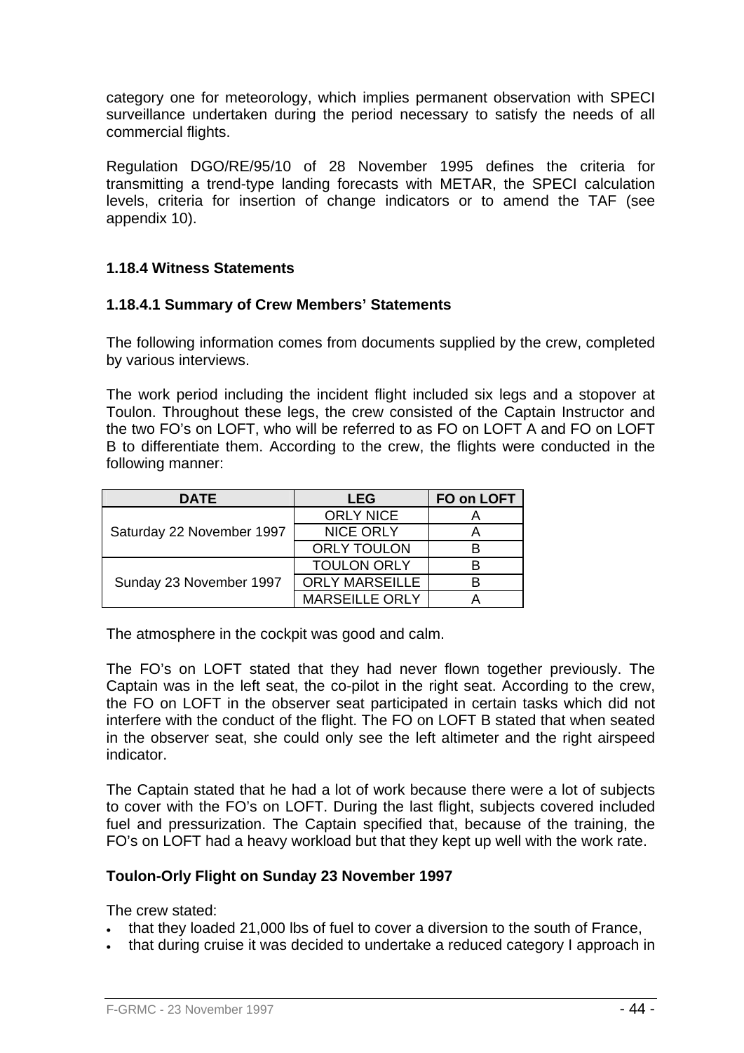category one for meteorology, which implies permanent observation with SPECI surveillance undertaken during the period necessary to satisfy the needs of all commercial flights.

Regulation DGO/RE/95/10 of 28 November 1995 defines the criteria for transmitting a trend-type landing forecasts with METAR, the SPECI calculation levels, criteria for insertion of change indicators or to amend the TAF (see appendix 10).

### 1.18.4 Witness Statements

#### 1.18.4.1 Summary of Crew Members' Statements

The following information comes from documents supplied by the crew, completed by various interviews.

The work period including the incident flight included six legs and a stopover at Toulon. Throughout these legs, the crew consisted of the Captain Instructor and the two FO's on LOFT, who will be referred to as FO on LOFT A and FO on LOFT B to differentiate them. According to the crew, the flights were conducted in the following manner:

| DATE | LEG | FO on LOFT |
|---|---|---|
| Saturday 22 November 1997 | ORLY NICE | A |
| | NICE ORLY | A |
| | ORLY TOULON | B |
| Sunday 23 November 1997 | TOULON ORLY | B |
| | ORLY MARSEILLE | B |
| | MARSEILLE ORLY | A |

The atmosphere in the cockpit was good and calm.

The FO's on LOFT stated that they had never flown together previously. The Captain was in the left seat, the co-pilot in the right seat. According to the crew, the FO on LOFT in the observer seat participated in certain tasks which did not interfere with the conduct of the flight. The FO on LOFT B stated that when seated in the observer seat, she could only see the left altimeter and the right airspeed indicator.

The Captain stated that he had a lot of work because there were a lot of subjects to cover with the FO's on LOFT. During the last flight, subjects covered included fuel and pressurization. The Captain specified that, because of the training, the FO's on LOFT had a heavy workload but that they kept up well with the work rate.

**Toulon-Orly Flight on Sunday 23 November 1997**

The crew stated:

- that they loaded 21,000 lbs of fuel to cover a diversion to the south of France,
- that during cruise it was decided to undertake a reduced category I approach in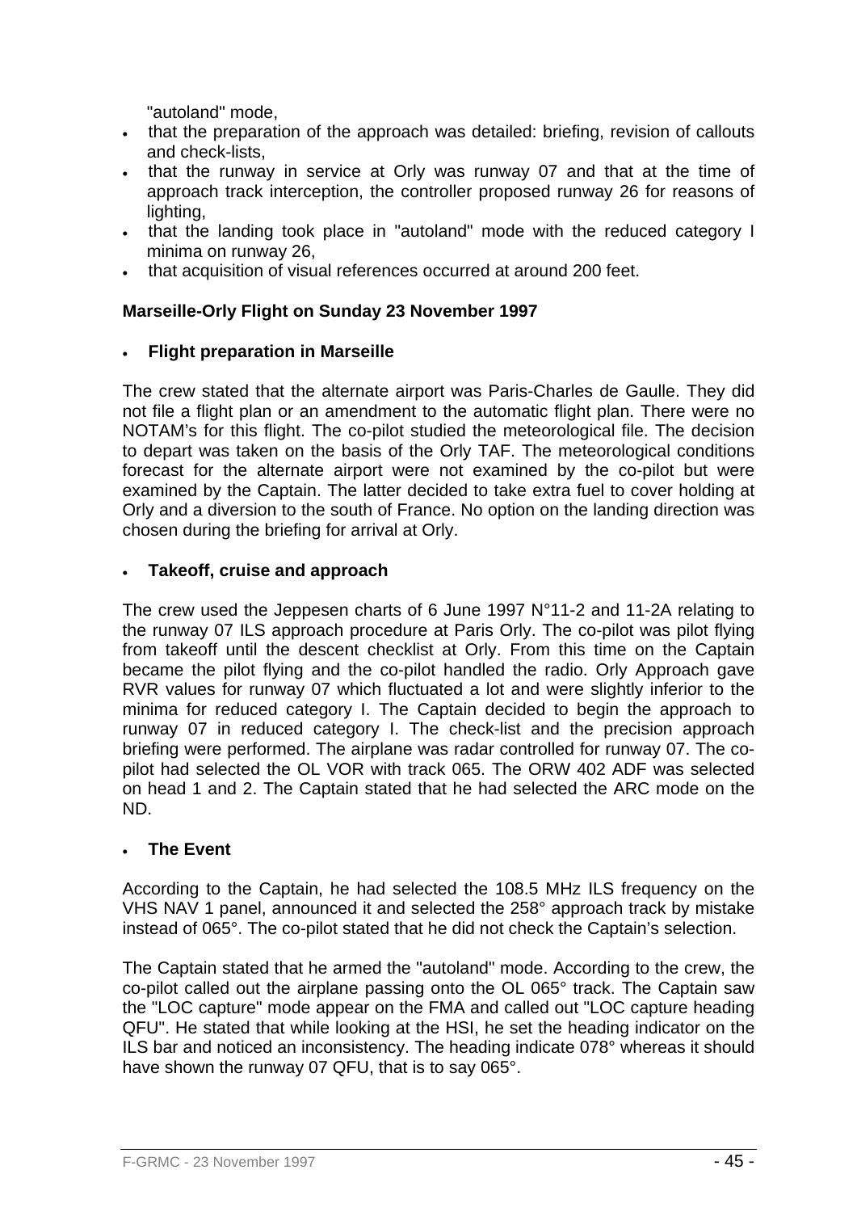"autoland" mode,

- that the preparation of the approach was detailed: briefing, revision of callouts and check-lists,
- that the runway in service at Orly was runway 07 and that at the time of approach track interception, the controller proposed runway 26 for reasons of lighting,
- that the landing took place in "autoland" mode with the reduced category I minima on runway 26,
- that acquisition of visual references occurred at around 200 feet.

**Marseille-Orly Flight on Sunday 23 November 1997**

- **Flight preparation in Marseille**

The crew stated that the alternate airport was Paris-Charles de Gaulle. They did not file a flight plan or an amendment to the automatic flight plan. There were no NOTAM's for this flight. The co-pilot studied the meteorological file. The decision to depart was taken on the basis of the Orly TAF. The meteorological conditions forecast for the alternate airport were not examined by the co-pilot but were examined by the Captain. The latter decided to take extra fuel to cover holding at Orly and a diversion to the south of France. No option on the landing direction was chosen during the briefing for arrival at Orly.

- **Takeoff, cruise and approach**

The crew used the Jeppesen charts of 6 June 1997 N°11-2 and 11-2A relating to the runway 07 ILS approach procedure at Paris Orly. The co-pilot was pilot flying from takeoff until the descent checklist at Orly. From this time on the Captain became the pilot flying and the co-pilot handled the radio. Orly Approach gave RVR values for runway 07 which fluctuated a lot and were slightly inferior to the minima for reduced category I. The Captain decided to begin the approach to runway 07 in reduced category I. The check-list and the precision approach briefing were performed. The airplane was radar controlled for runway 07. The co-pilot had selected the OL VOR with track 065. The ORW 402 ADF was selected on head 1 and 2. The Captain stated that he had selected the ARC mode on the ND.

- **The Event**

According to the Captain, he had selected the 108.5 MHz ILS frequency on the VHS NAV 1 panel, announced it and selected the 258° approach track by mistake instead of 065°. The co-pilot stated that he did not check the Captain's selection.

The Captain stated that he armed the "autoland" mode. According to the crew, the co-pilot called out the airplane passing onto the OL 065° track. The Captain saw the "LOC capture" mode appear on the FMA and called out "LOC capture heading QFU". He stated that while looking at the HSI, he set the heading indicator on the ILS bar and noticed an inconsistency. The heading indicate 078° whereas it should have shown the runway 07 QFU, that is to say 065°.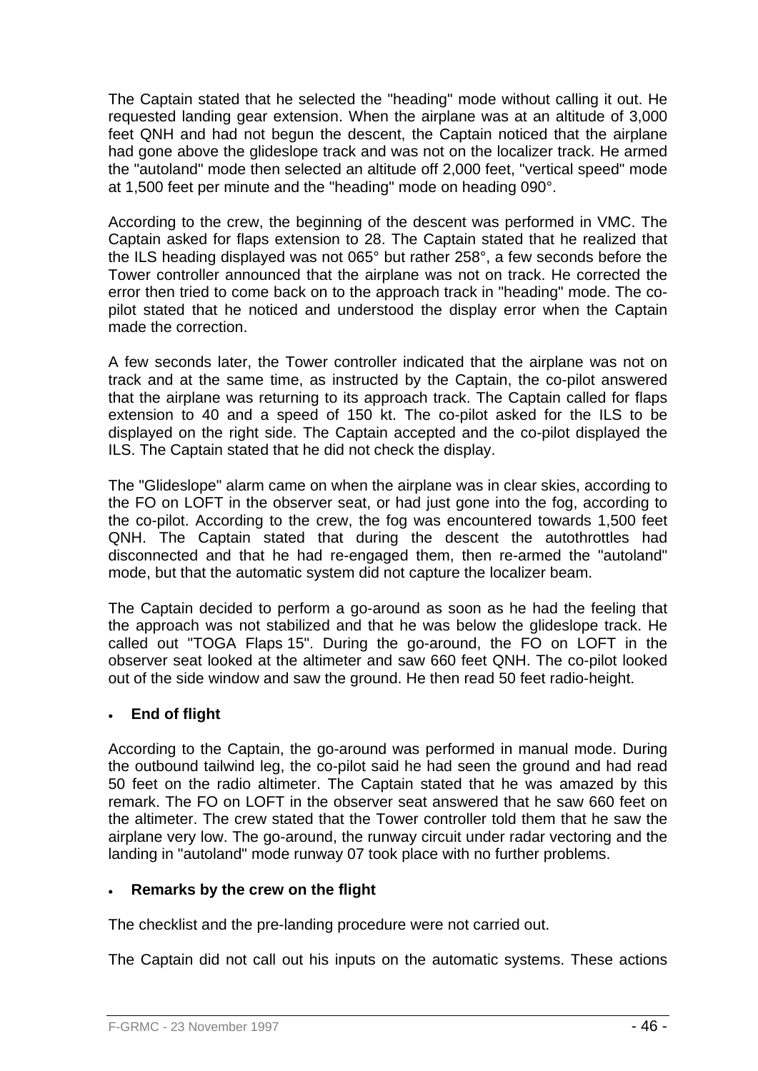The Captain stated that he selected the "heading" mode without calling it out. He requested landing gear extension. When the airplane was at an altitude of 3,000 feet QNH and had not begun the descent, the Captain noticed that the airplane had gone above the glideslope track and was not on the localizer track. He armed the "autoland" mode then selected an altitude off 2,000 feet, "vertical speed" mode at 1,500 feet per minute and the "heading" mode on heading 090°.

According to the crew, the beginning of the descent was performed in VMC. The Captain asked for flaps extension to 28. The Captain stated that he realized that the ILS heading displayed was not 065° but rather 258°, a few seconds before the Tower controller announced that the airplane was not on track. He corrected the error then tried to come back on to the approach track in "heading" mode. The co-pilot stated that he noticed and understood the display error when the Captain made the correction.

A few seconds later, the Tower controller indicated that the airplane was not on track and at the same time, as instructed by the Captain, the co-pilot answered that the airplane was returning to its approach track. The Captain called for flaps extension to 40 and a speed of 150 kt. The co-pilot asked for the ILS to be displayed on the right side. The Captain accepted and the co-pilot displayed the ILS. The Captain stated that he did not check the display.

The "Glideslope" alarm came on when the airplane was in clear skies, according to the FO on LOFT in the observer seat, or had just gone into the fog, according to the co-pilot. According to the crew, the fog was encountered towards 1,500 feet QNH. The Captain stated that during the descent the autothrottles had disconnected and that he had re-engaged them, then re-armed the "autoland" mode, but that the automatic system did not capture the localizer beam.

The Captain decided to perform a go-around as soon as he had the feeling that the approach was not stabilized and that he was below the glideslope track. He called out "TOGA Flaps 15". During the go-around, the FO on LOFT in the observer seat looked at the altimeter and saw 660 feet QNH. The co-pilot looked out of the side window and saw the ground. He then read 50 feet radio-height.

- **End of flight**

According to the Captain, the go-around was performed in manual mode. During the outbound tailwind leg, the co-pilot said he had seen the ground and had read 50 feet on the radio altimeter. The Captain stated that he was amazed by this remark. The FO on LOFT in the observer seat answered that he saw 660 feet on the altimeter. The crew stated that the Tower controller told them that he saw the airplane very low. The go-around, the runway circuit under radar vectoring and the landing in "autoland" mode runway 07 took place with no further problems.

- **Remarks by the crew on the flight**

The checklist and the pre-landing procedure were not carried out.

The Captain did not call out his inputs on the automatic systems. These actions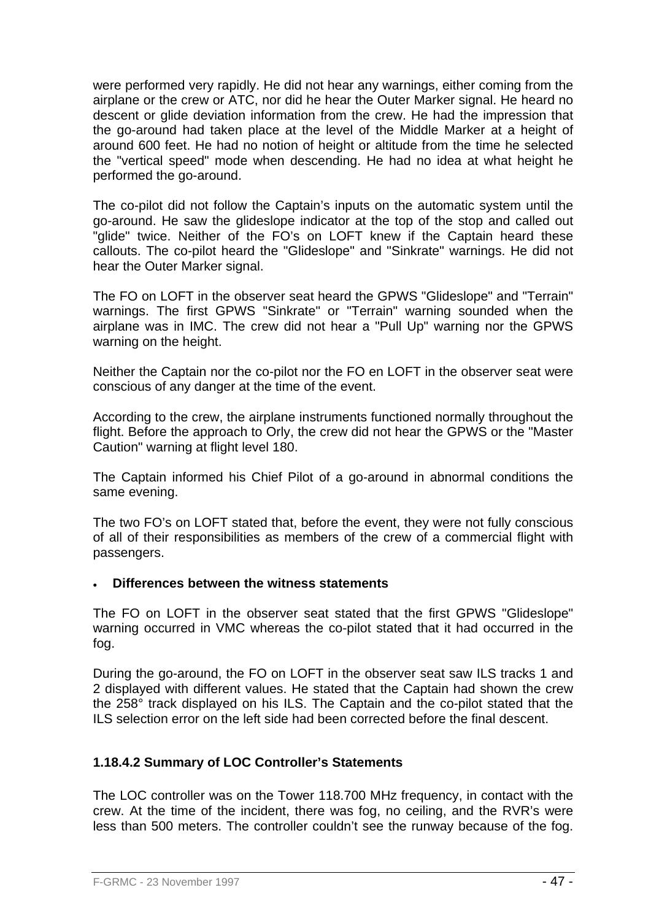were performed very rapidly. He did not hear any warnings, either coming from the airplane or the crew or ATC, nor did he hear the Outer Marker signal. He heard no descent or glide deviation information from the crew. He had the impression that the go-around had taken place at the level of the Middle Marker at a height of around 600 feet. He had no notion of height or altitude from the time he selected the "vertical speed" mode when descending. He had no idea at what height he performed the go-around.

The co-pilot did not follow the Captain's inputs on the automatic system until the go-around. He saw the glideslope indicator at the top of the stop and called out "glide" twice. Neither of the FO's on LOFT knew if the Captain heard these callouts. The co-pilot heard the "Glideslope" and "Sinkrate" warnings. He did not hear the Outer Marker signal.

The FO on LOFT in the observer seat heard the GPWS "Glideslope" and "Terrain" warnings. The first GPWS "Sinkrate" or "Terrain" warning sounded when the airplane was in IMC. The crew did not hear a "Pull Up" warning nor the GPWS warning on the height.

Neither the Captain nor the co-pilot nor the FO en LOFT in the observer seat were conscious of any danger at the time of the event.

According to the crew, the airplane instruments functioned normally throughout the flight. Before the approach to Orly, the crew did not hear the GPWS or the "Master Caution" warning at flight level 180.

The Captain informed his Chief Pilot of a go-around in abnormal conditions the same evening.

The two FO's on LOFT stated that, before the event, they were not fully conscious of all of their responsibilities as members of the crew of a commercial flight with passengers.

- **Differences between the witness statements**

The FO on LOFT in the observer seat stated that the first GPWS "Glideslope" warning occurred in VMC whereas the co-pilot stated that it had occurred in the fog.

During the go-around, the FO on LOFT in the observer seat saw ILS tracks 1 and 2 displayed with different values. He stated that the Captain had shown the crew the 258° track displayed on his ILS. The Captain and the co-pilot stated that the ILS selection error on the left side had been corrected before the final descent.

#### 1.18.4.2 Summary of LOC Controller's Statements

The LOC controller was on the Tower 118.700 MHz frequency, in contact with the crew. At the time of the incident, there was fog, no ceiling, and the RVR's were less than 500 meters. The controller couldn't see the runway because of the fog.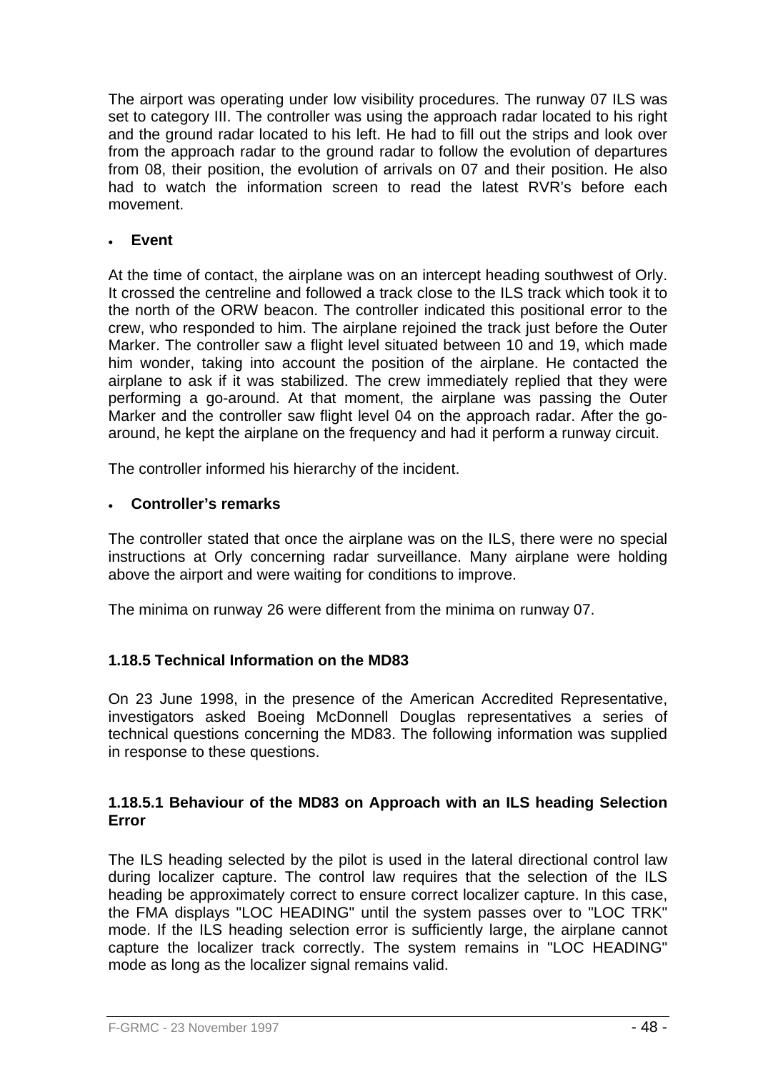The airport was operating under low visibility procedures. The runway 07 ILS was set to category III. The controller was using the approach radar located to his right and the ground radar located to his left. He had to fill out the strips and look over from the approach radar to the ground radar to follow the evolution of departures from 08, their position, the evolution of arrivals on 07 and their position. He also had to watch the information screen to read the latest RVR's before each movement.

- **Event**

At the time of contact, the airplane was on an intercept heading southwest of Orly. It crossed the centreline and followed a track close to the ILS track which took it to the north of the ORW beacon. The controller indicated this positional error to the crew, who responded to him. The airplane rejoined the track just before the Outer Marker. The controller saw a flight level situated between 10 and 19, which made him wonder, taking into account the position of the airplane. He contacted the airplane to ask if it was stabilized. The crew immediately replied that they were performing a go-around. At that moment, the airplane was passing the Outer Marker and the controller saw flight level 04 on the approach radar. After the go-around, he kept the airplane on the frequency and had it perform a runway circuit.

The controller informed his hierarchy of the incident.

- **Controller's remarks**

The controller stated that once the airplane was on the ILS, there were no special instructions at Orly concerning radar surveillance. Many airplane were holding above the airport and were waiting for conditions to improve.

The minima on runway 26 were different from the minima on runway 07.

### 1.18.5 Technical Information on the MD83

On 23 June 1998, in the presence of the American Accredited Representative, investigators asked Boeing McDonnell Douglas representatives a series of technical questions concerning the MD83. The following information was supplied in response to these questions.

#### 1.18.5.1 Behaviour of the MD83 on Approach with an ILS heading Selection Error

The ILS heading selected by the pilot is used in the lateral directional control law during localizer capture. The control law requires that the selection of the ILS heading be approximately correct to ensure correct localizer capture. In this case, the FMA displays "LOC HEADING" until the system passes over to "LOC TRK" mode. If the ILS heading selection error is sufficiently large, the airplane cannot capture the localizer track correctly. The system remains in "LOC HEADING" mode as long as the localizer signal remains valid.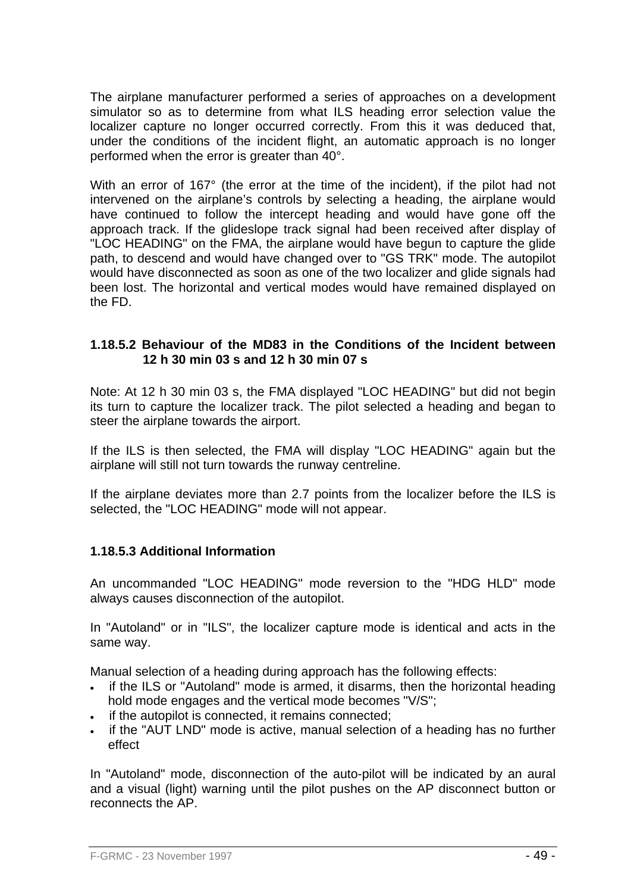The airplane manufacturer performed a series of approaches on a development simulator so as to determine from what ILS heading error selection value the localizer capture no longer occurred correctly. From this it was deduced that, under the conditions of the incident flight, an automatic approach is no longer performed when the error is greater than 40°.

With an error of 167° (the error at the time of the incident), if the pilot had not intervened on the airplane's controls by selecting a heading, the airplane would have continued to follow the intercept heading and would have gone off the approach track. If the glideslope track signal had been received after display of "LOC HEADING" on the FMA, the airplane would have begun to capture the glide path, to descend and would have changed over to "GS TRK" mode. The autopilot would have disconnected as soon as one of the two localizer and glide signals had been lost. The horizontal and vertical modes would have remained displayed on the FD.

### 1.18.5.2 Behaviour of the MD83 in the Conditions of the Incident between 12 h 30 min 03 s and 12 h 30 min 07 s

Note: At 12 h 30 min 03 s, the FMA displayed "LOC HEADING" but did not begin its turn to capture the localizer track. The pilot selected a heading and began to steer the airplane towards the airport.

If the ILS is then selected, the FMA will display "LOC HEADING" again but the airplane will still not turn towards the runway centreline.

If the airplane deviates more than 2.7 points from the localizer before the ILS is selected, the "LOC HEADING" mode will not appear.

### 1.18.5.3 Additional Information

An uncommanded "LOC HEADING" mode reversion to the "HDG HLD" mode always causes disconnection of the autopilot.

In "Autoland" or in "ILS", the localizer capture mode is identical and acts in the same way.

Manual selection of a heading during approach has the following effects:

- if the ILS or "Autoland" mode is armed, it disarms, then the horizontal heading hold mode engages and the vertical mode becomes "V/S";
- if the autopilot is connected, it remains connected;
- if the "AUT LND" mode is active, manual selection of a heading has no further effect

In "Autoland" mode, disconnection of the auto-pilot will be indicated by an aural and a visual (light) warning until the pilot pushes on the AP disconnect button or reconnects the AP.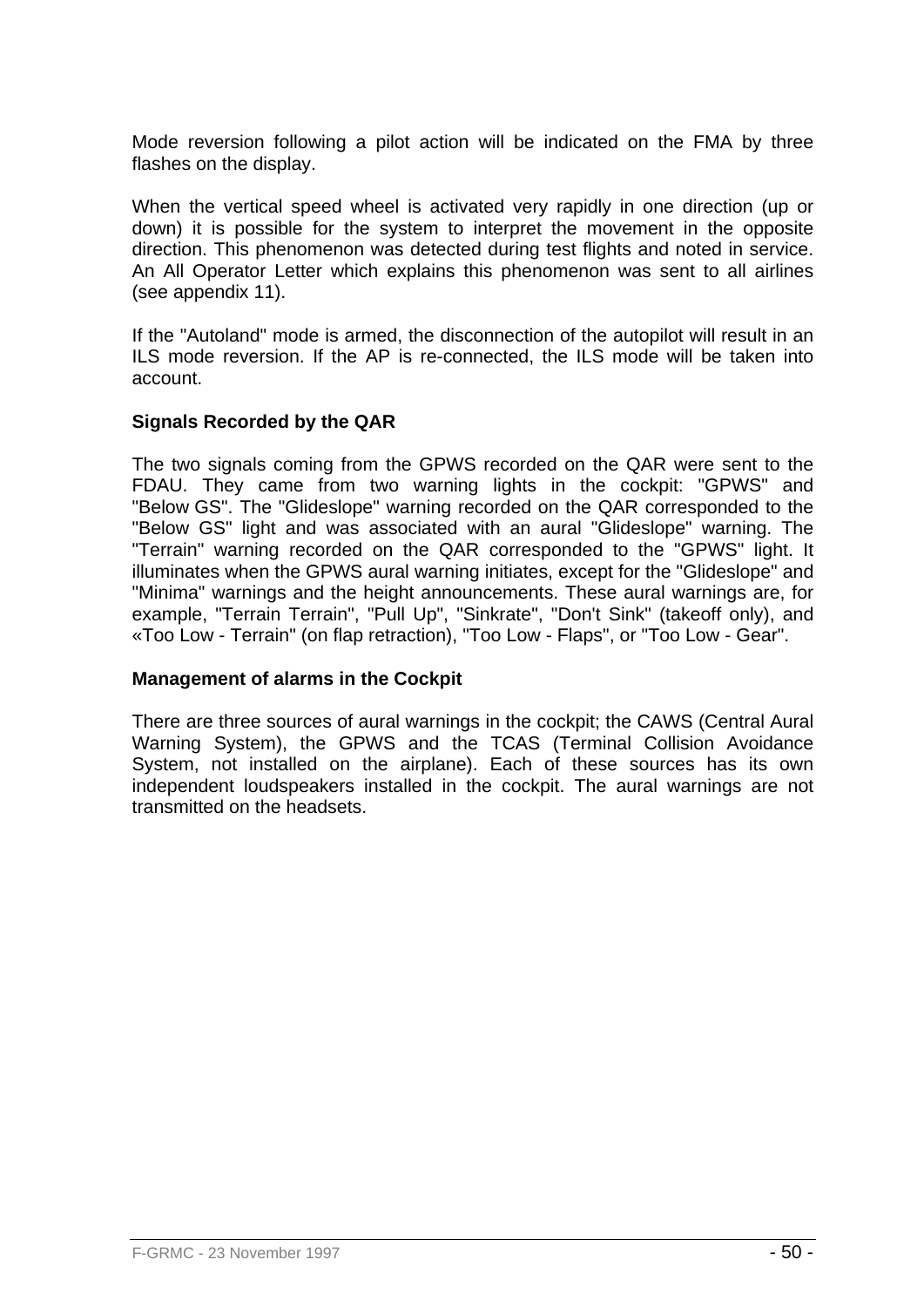Mode reversion following a pilot action will be indicated on the FMA by three flashes on the display.

When the vertical speed wheel is activated very rapidly in one direction (up or down) it is possible for the system to interpret the movement in the opposite direction. This phenomenon was detected during test flights and noted in service. An All Operator Letter which explains this phenomenon was sent to all airlines (see appendix 11).

If the "Autoland" mode is armed, the disconnection of the autopilot will result in an ILS mode reversion. If the AP is re-connected, the ILS mode will be taken into account.

**Signals Recorded by the QAR**

The two signals coming from the GPWS recorded on the QAR were sent to the FDAU. They came from two warning lights in the cockpit: "GPWS" and "Below GS". The "Glideslope" warning recorded on the QAR corresponded to the "Below GS" light and was associated with an aural "Glideslope" warning. The "Terrain" warning recorded on the QAR corresponded to the "GPWS" light. It illuminates when the GPWS aural warning initiates, except for the "Glideslope" and "Minima" warnings and the height announcements. These aural warnings are, for example, "Terrain Terrain", "Pull Up", "Sinkrate", "Don't Sink" (takeoff only), and «Too Low - Terrain" (on flap retraction), "Too Low - Flaps", or "Too Low - Gear".

**Management of alarms in the Cockpit**

There are three sources of aural warnings in the cockpit; the CAWS (Central Aural Warning System), the GPWS and the TCAS (Terminal Collision Avoidance System, not installed on the airplane). Each of these sources has its own independent loudspeakers installed in the cockpit. The aural warnings are not transmitted on the headsets.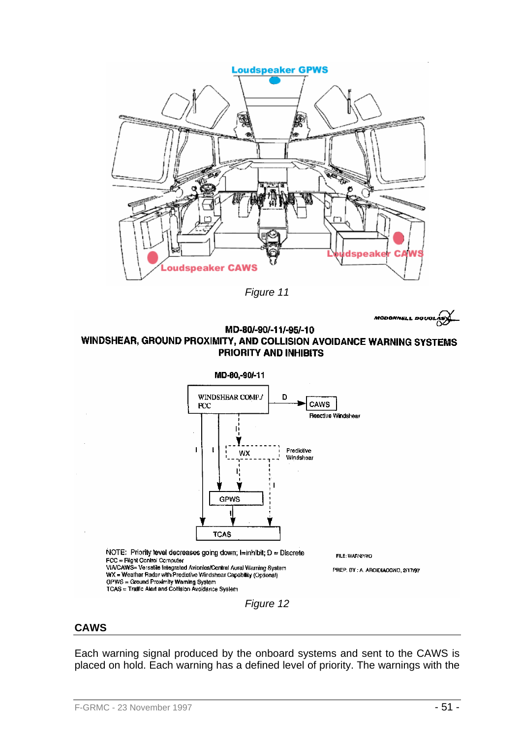Loudspeaker GPWS

Loudspeaker CAWS

Loudspeaker CAWS

*Figure 11*

MCDONNELL DOUGLAS

MD-80/-90/-11/-95/-10

WINDSHEAR, GROUND PROXIMITY, AND COLLISION AVOIDANCE WARNING SYSTEMS PRIORITY AND INHIBITS

MD-80,-90/-11

WINDSHEAR COMP./ FCC — D → CAWS (Reactive Windshear)

WX (Predictive Windshear)

GPWS

TCAS

NOTE: Priority level decreases going down; I=Inhibit; D = Discrete
FCC = Flight Control Computer
VIA/CAWS= Versatile Integrated Avionics/Central Aural Warning System
WX = Weather Radar with Predictive Windshear Capability (Optional)
GPWS = Ground Proximity Warning System
TCAS = Traffic Alert and Collision Avoidance System

FILE: WARNPRIO

PREP. BY : A. ARCIDIACONO, 2/17/97

*Figure 12*

## CAWS

Each warning signal produced by the onboard systems and sent to the CAWS is placed on hold. Each warning has a defined level of priority. The warnings with the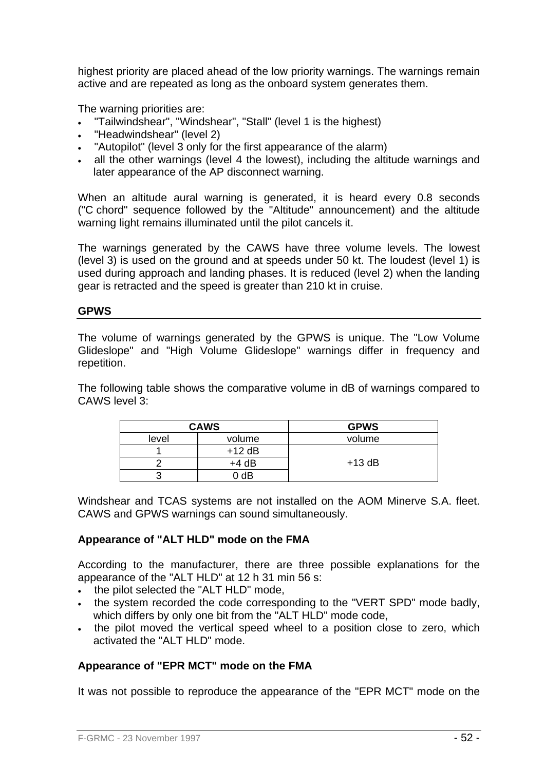highest priority are placed ahead of the low priority warnings. The warnings remain active and are repeated as long as the onboard system generates them.

The warning priorities are:

- "Tailwindshear", "Windshear", "Stall" (level 1 is the highest)
- "Headwindshear" (level 2)
- "Autopilot" (level 3 only for the first appearance of the alarm)
- all the other warnings (level 4 the lowest), including the altitude warnings and later appearance of the AP disconnect warning.

When an altitude aural warning is generated, it is heard every 0.8 seconds ("C chord" sequence followed by the "Altitude" announcement) and the altitude warning light remains illuminated until the pilot cancels it.

The warnings generated by the CAWS have three volume levels. The lowest (level 3) is used on the ground and at speeds under 50 kt. The loudest (level 1) is used during approach and landing phases. It is reduced (level 2) when the landing gear is retracted and the speed is greater than 210 kt in cruise.

## GPWS

The volume of warnings generated by the GPWS is unique. The "Low Volume Glideslope" and "High Volume Glideslope" warnings differ in frequency and repetition.

The following table shows the comparative volume in dB of warnings compared to CAWS level 3:

| CAWS | | GPWS |
|---|---|---|
| level | volume | volume |
| 1 | +12 dB | +13 dB |
| 2 | +4 dB | |
| 3 | 0 dB | |

Windshear and TCAS systems are not installed on the AOM Minerve S.A. fleet. CAWS and GPWS warnings can sound simultaneously.

### Appearance of "ALT HLD" mode on the FMA

According to the manufacturer, there are three possible explanations for the appearance of the "ALT HLD" at 12 h 31 min 56 s:

- the pilot selected the "ALT HLD" mode,
- the system recorded the code corresponding to the "VERT SPD" mode badly, which differs by only one bit from the "ALT HLD" mode code,
- the pilot moved the vertical speed wheel to a position close to zero, which activated the "ALT HLD" mode.

### Appearance of "EPR MCT" mode on the FMA

It was not possible to reproduce the appearance of the "EPR MCT" mode on the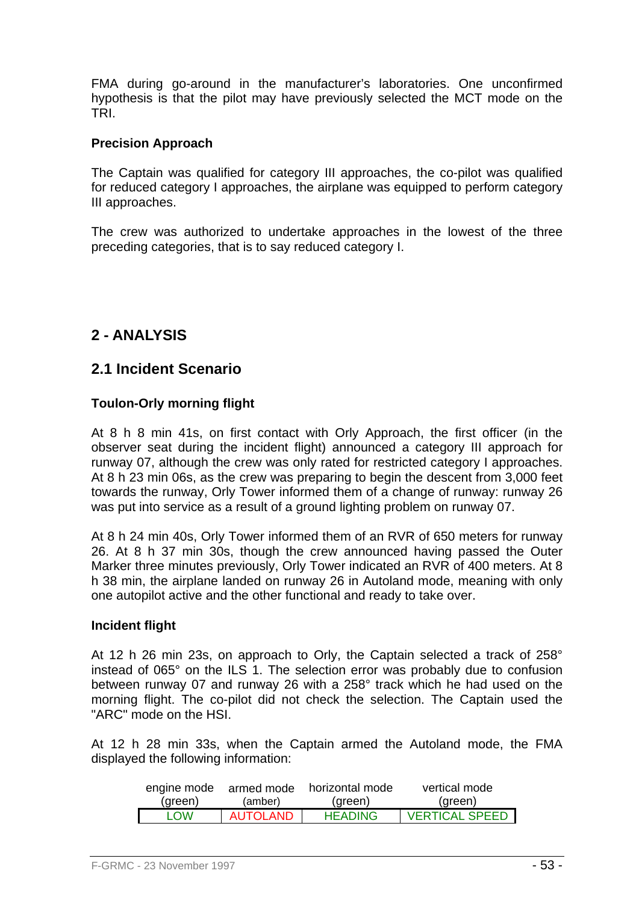FMA during go-around in the manufacturer's laboratories. One unconfirmed hypothesis is that the pilot may have previously selected the MCT mode on the TRI.

**Precision Approach**

The Captain was qualified for category III approaches, the co-pilot was qualified for reduced category I approaches, the airplane was equipped to perform category III approaches.

The crew was authorized to undertake approaches in the lowest of the three preceding categories, that is to say reduced category I.

## 2 - ANALYSIS

### 2.1 Incident Scenario

**Toulon-Orly morning flight**

At 8 h 8 min 41s, on first contact with Orly Approach, the first officer (in the observer seat during the incident flight) announced a category III approach for runway 07, although the crew was only rated for restricted category I approaches. At 8 h 23 min 06s, as the crew was preparing to begin the descent from 3,000 feet towards the runway, Orly Tower informed them of a change of runway: runway 26 was put into service as a result of a ground lighting problem on runway 07.

At 8 h 24 min 40s, Orly Tower informed them of an RVR of 650 meters for runway 26. At 8 h 37 min 30s, though the crew announced having passed the Outer Marker three minutes previously, Orly Tower indicated an RVR of 400 meters. At 8 h 38 min, the airplane landed on runway 26 in Autoland mode, meaning with only one autopilot active and the other functional and ready to take over.

**Incident flight**

At 12 h 26 min 23s, on approach to Orly, the Captain selected a track of 258° instead of 065° on the ILS 1. The selection error was probably due to confusion between runway 07 and runway 26 with a 258° track which he had used on the morning flight. The co-pilot did not check the selection. The Captain used the "ARC" mode on the HSI.

At 12 h 28 min 33s, when the Captain armed the Autoland mode, the FMA displayed the following information:

| engine mode (green) | armed mode (amber) | horizontal mode (green) | vertical mode (green) |
|---|---|---|---|
| LOW | AUTOLAND | HEADING | VERTICAL SPEED |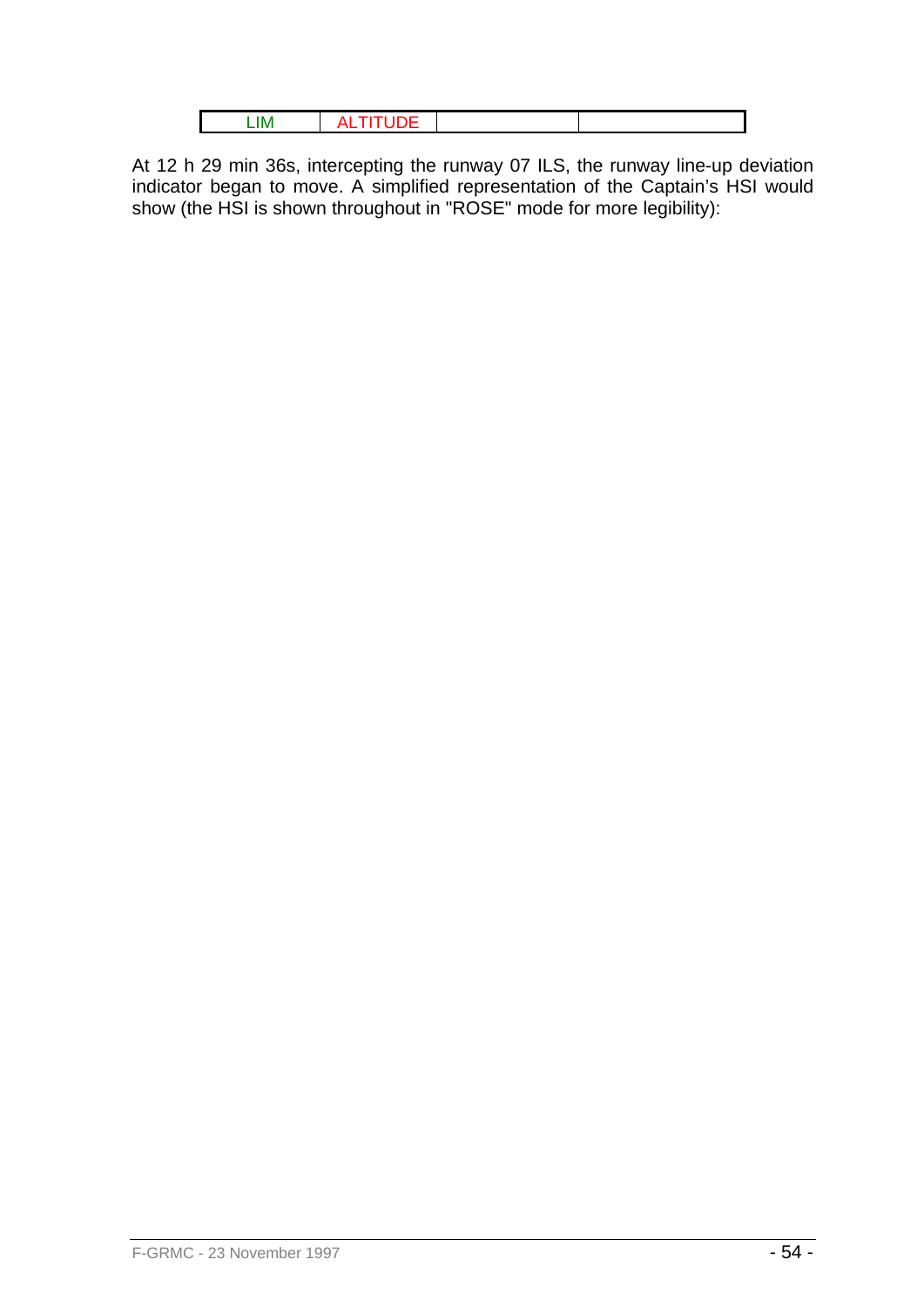| LIM | ALTITUDE | | |
|---|---|---|---|

At 12 h 29 min 36s, intercepting the runway 07 ILS, the runway line-up deviation indicator began to move. A simplified representation of the Captain's HSI would show (the HSI is shown throughout in "ROSE" mode for more legibility):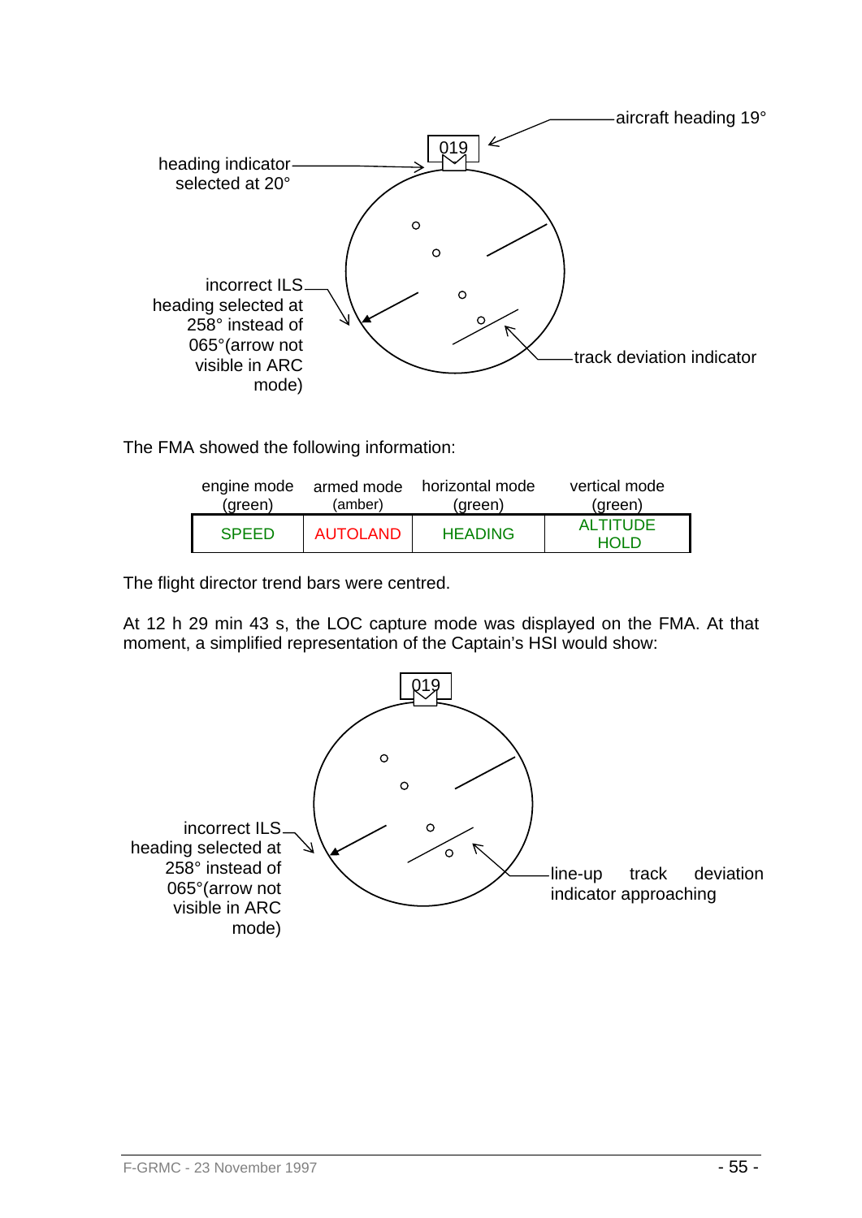aircraft heading 19°

heading indicator selected at 20°

019

incorrect ILS heading selected at 258° instead of 065°(arrow not visible in ARC mode)

track deviation indicator

The FMA showed the following information:

| engine mode (green) | armed mode (amber) | horizontal mode (green) | vertical mode (green) |
|---|---|---|---|
| SPEED | AUTOLAND | HEADING | ALTITUDE HOLD |

The flight director trend bars were centred.

At 12 h 29 min 43 s, the LOC capture mode was displayed on the FMA. At that moment, a simplified representation of the Captain's HSI would show:

019

incorrect ILS heading selected at 258° instead of 065°(arrow not visible in ARC mode)

line-up track deviation indicator approaching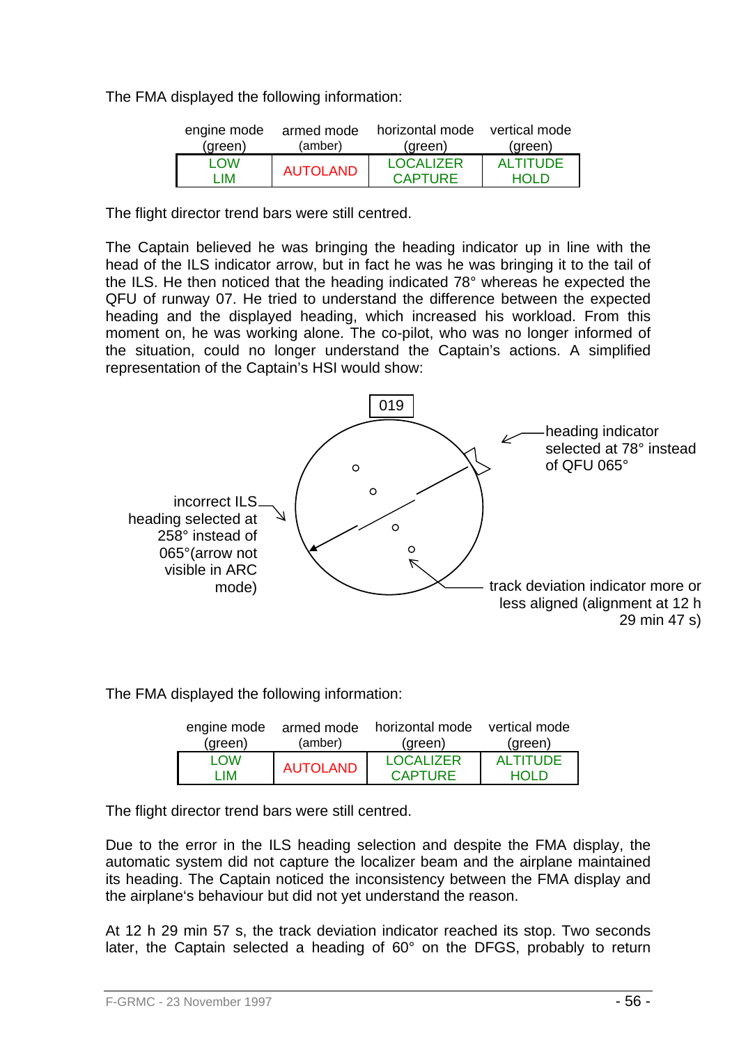The FMA displayed the following information:

| engine mode (green) | armed mode (amber) | horizontal mode (green) | vertical mode (green) |
|---|---|---|---|
| LOW LIM | AUTOLAND | LOCALIZER CAPTURE | ALTITUDE HOLD |

The flight director trend bars were still centred.

The Captain believed he was bringing the heading indicator up in line with the head of the ILS indicator arrow, but in fact he was he was bringing it to the tail of the ILS. He then noticed that the heading indicated 78° whereas he expected the QFU of runway 07. He tried to understand the difference between the expected heading and the displayed heading, which increased his workload. From this moment on, he was working alone. The co-pilot, who was no longer informed of the situation, could no longer understand the Captain's actions. A simplified representation of the Captain's HSI would show:

019

heading indicator selected at 78° instead of QFU 065°

incorrect ILS heading selected at 258° instead of 065°(arrow not visible in ARC mode)

track deviation indicator more or less aligned (alignment at 12 h 29 min 47 s)

The FMA displayed the following information:

| engine mode (green) | armed mode (amber) | horizontal mode (green) | vertical mode (green) |
|---|---|---|---|
| LOW LIM | AUTOLAND | LOCALIZER CAPTURE | ALTITUDE HOLD |

The flight director trend bars were still centred.

Due to the error in the ILS heading selection and despite the FMA display, the automatic system did not capture the localizer beam and the airplane maintained its heading. The Captain noticed the inconsistency between the FMA display and the airplane's behaviour but did not yet understand the reason.

At 12 h 29 min 57 s, the track deviation indicator reached its stop. Two seconds later, the Captain selected a heading of 60° on the DFGS, probably to return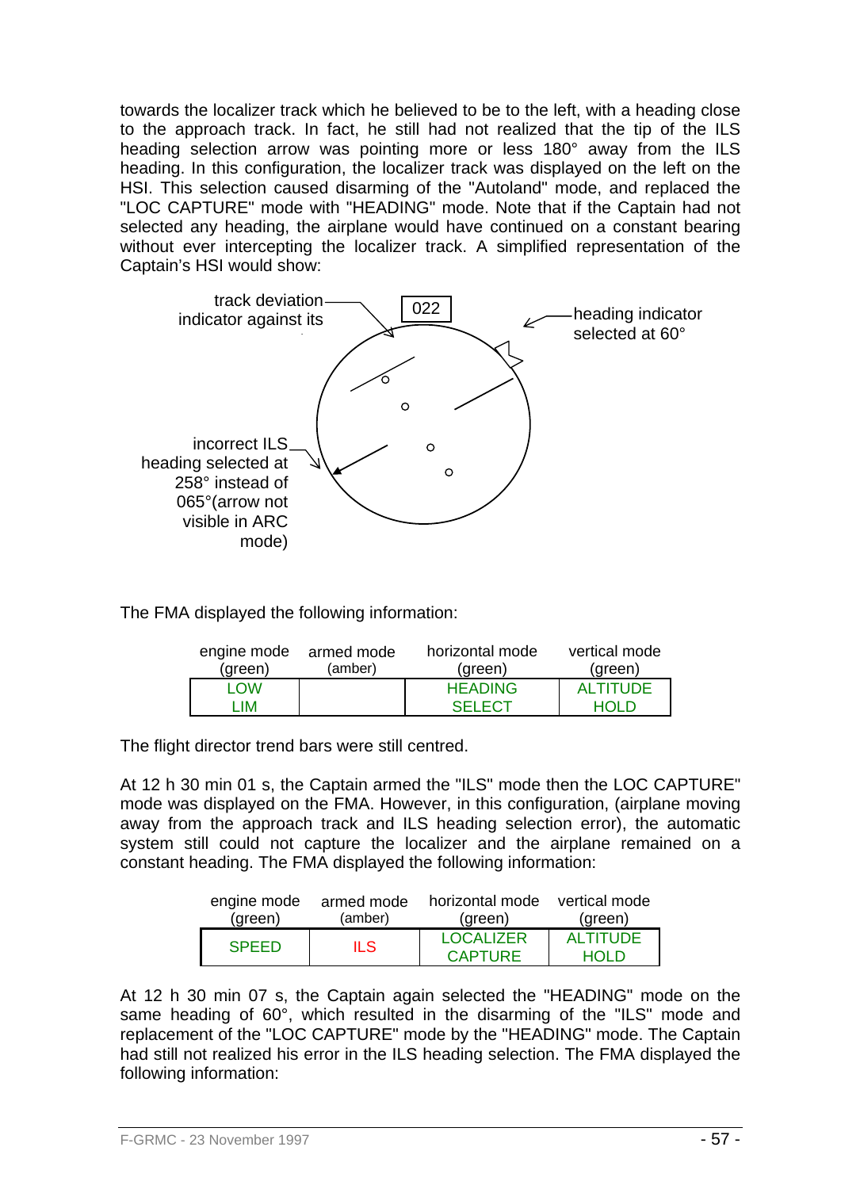towards the localizer track which he believed to be to the left, with a heading close to the approach track. In fact, he still had not realized that the tip of the ILS heading selection arrow was pointing more or less 180° away from the ILS heading. In this configuration, the localizer track was displayed on the left on the HSI. This selection caused disarming of the "Autoland" mode, and replaced the "LOC CAPTURE" mode with "HEADING" mode. Note that if the Captain had not selected any heading, the airplane would have continued on a constant bearing without ever intercepting the localizer track. A simplified representation of the Captain's HSI would show:

track deviation indicator against its

022

heading indicator selected at 60°

incorrect ILS heading selected at 258° instead of 065°(arrow not visible in ARC mode)

The FMA displayed the following information:

| engine mode (green) | armed mode (amber) | horizontal mode (green) | vertical mode (green) |
|---|---|---|---|
| LOW LIM | | HEADING SELECT | ALTITUDE HOLD |

The flight director trend bars were still centred.

At 12 h 30 min 01 s, the Captain armed the "ILS" mode then the LOC CAPTURE" mode was displayed on the FMA. However, in this configuration, (airplane moving away from the approach track and ILS heading selection error), the automatic system still could not capture the localizer and the airplane remained on a constant heading. The FMA displayed the following information:

| engine mode (green) | armed mode (amber) | horizontal mode (green) | vertical mode (green) |
|---|---|---|---|
| SPEED | ILS | LOCALIZER CAPTURE | ALTITUDE HOLD |

At 12 h 30 min 07 s, the Captain again selected the "HEADING" mode on the same heading of 60°, which resulted in the disarming of the "ILS" mode and replacement of the "LOC CAPTURE" mode by the "HEADING" mode. The Captain had still not realized his error in the ILS heading selection. The FMA displayed the following information: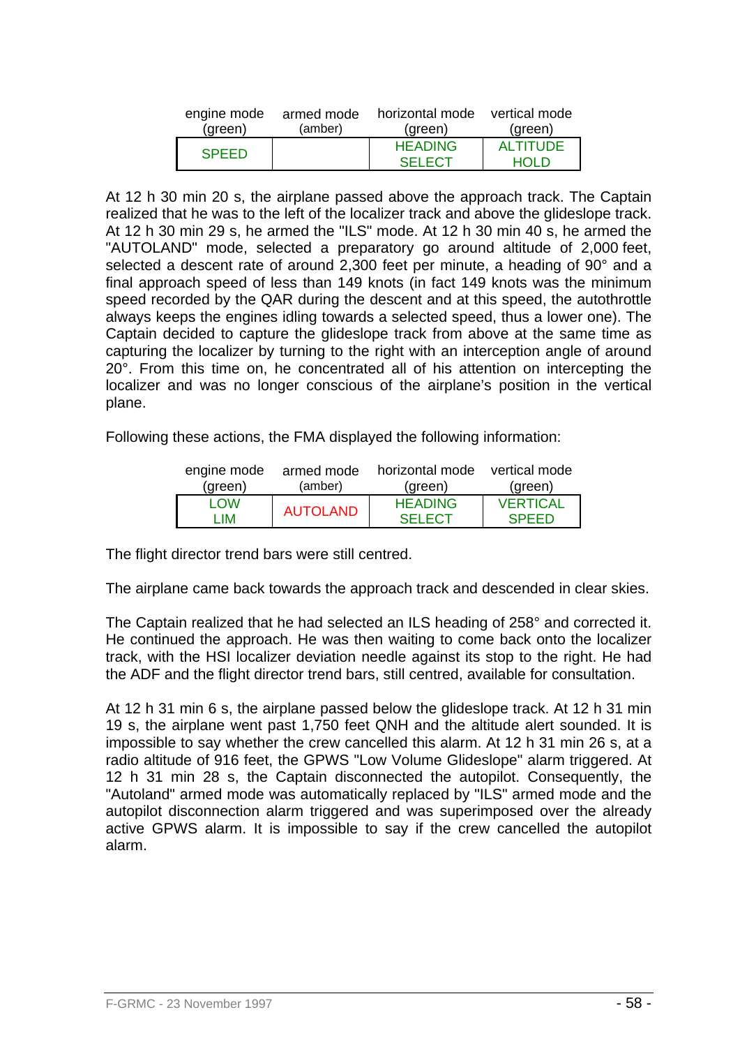| engine mode (green) | armed mode (amber) | horizontal mode (green) | vertical mode (green) |
|---|---|---|---|
| SPEED | | HEADING SELECT | ALTITUDE HOLD |

At 12 h 30 min 20 s, the airplane passed above the approach track. The Captain realized that he was to the left of the localizer track and above the glideslope track. At 12 h 30 min 29 s, he armed the "ILS" mode. At 12 h 30 min 40 s, he armed the "AUTOLAND" mode, selected a preparatory go around altitude of 2,000 feet, selected a descent rate of around 2,300 feet per minute, a heading of 90° and a final approach speed of less than 149 knots (in fact 149 knots was the minimum speed recorded by the QAR during the descent and at this speed, the autothrottle always keeps the engines idling towards a selected speed, thus a lower one). The Captain decided to capture the glideslope track from above at the same time as capturing the localizer by turning to the right with an interception angle of around 20°. From this time on, he concentrated all of his attention on intercepting the localizer and was no longer conscious of the airplane's position in the vertical plane.

Following these actions, the FMA displayed the following information:

| engine mode (green) | armed mode (amber) | horizontal mode (green) | vertical mode (green) |
|---|---|---|---|
| LOW LIM | AUTOLAND | HEADING SELECT | VERTICAL SPEED |

The flight director trend bars were still centred.

The airplane came back towards the approach track and descended in clear skies.

The Captain realized that he had selected an ILS heading of 258° and corrected it. He continued the approach. He was then waiting to come back onto the localizer track, with the HSI localizer deviation needle against its stop to the right. He had the ADF and the flight director trend bars, still centred, available for consultation.

At 12 h 31 min 6 s, the airplane passed below the glideslope track. At 12 h 31 min 19 s, the airplane went past 1,750 feet QNH and the altitude alert sounded. It is impossible to say whether the crew cancelled this alarm. At 12 h 31 min 26 s, at a radio altitude of 916 feet, the GPWS "Low Volume Glideslope" alarm triggered. At 12 h 31 min 28 s, the Captain disconnected the autopilot. Consequently, the "Autoland" armed mode was automatically replaced by "ILS" armed mode and the autopilot disconnection alarm triggered and was superimposed over the already active GPWS alarm. It is impossible to say if the crew cancelled the autopilot alarm.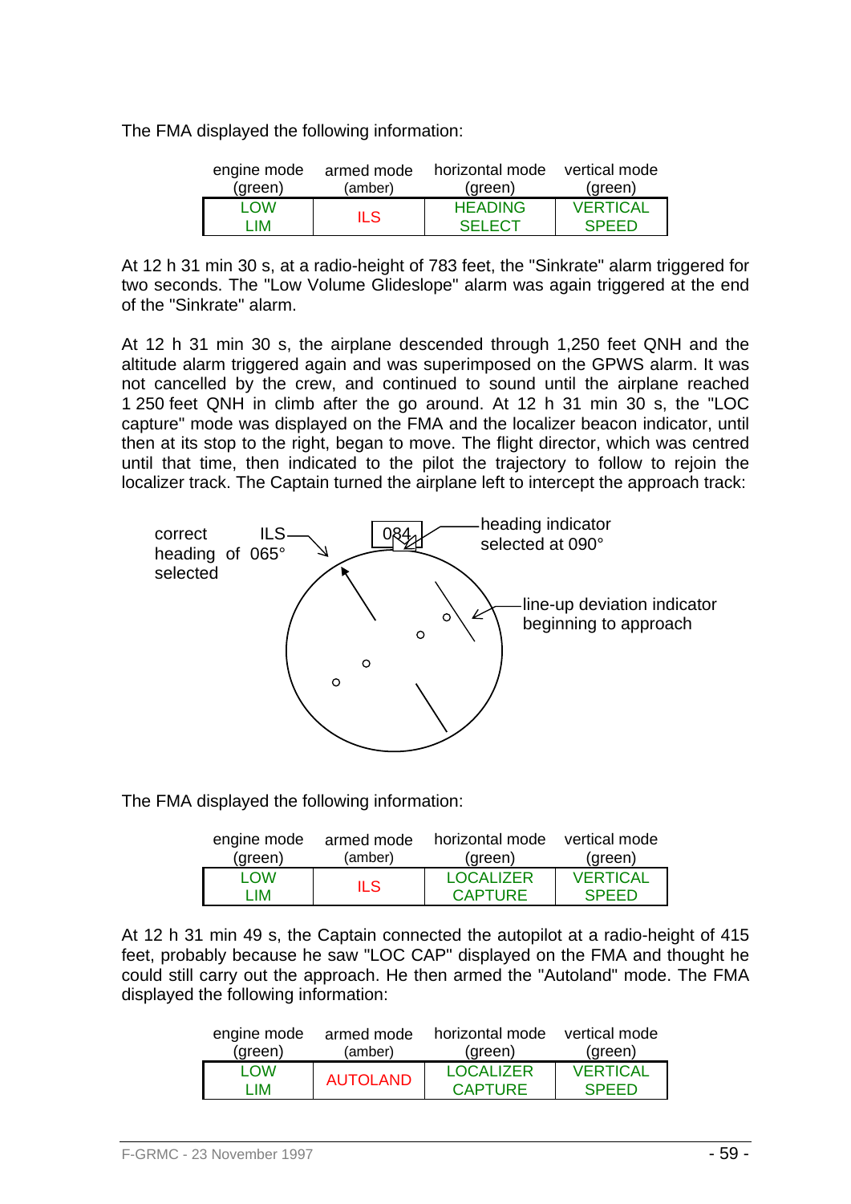The FMA displayed the following information:

| engine mode (green) | armed mode (amber) | horizontal mode (green) | vertical mode (green) |
|---|---|---|---|
| LOW LIM | ILS | HEADING SELECT | VERTICAL SPEED |

At 12 h 31 min 30 s, at a radio-height of 783 feet, the "Sinkrate" alarm triggered for two seconds. The "Low Volume Glideslope" alarm was again triggered at the end of the "Sinkrate" alarm.

At 12 h 31 min 30 s, the airplane descended through 1,250 feet QNH and the altitude alarm triggered again and was superimposed on the GPWS alarm. It was not cancelled by the crew, and continued to sound until the airplane reached 1 250 feet QNH in climb after the go around. At 12 h 31 min 30 s, the "LOC capture" mode was displayed on the FMA and the localizer beacon indicator, until then at its stop to the right, began to move. The flight director, which was centred until that time, then indicated to the pilot the trajectory to follow to rejoin the localizer track. The Captain turned the airplane left to intercept the approach track:

correct ILS heading of 065° selected

084

heading indicator selected at 090°

line-up deviation indicator beginning to approach

The FMA displayed the following information:

| engine mode (green) | armed mode (amber) | horizontal mode (green) | vertical mode (green) |
|---|---|---|---|
| LOW LIM | ILS | LOCALIZER CAPTURE | VERTICAL SPEED |

At 12 h 31 min 49 s, the Captain connected the autopilot at a radio-height of 415 feet, probably because he saw "LOC CAP" displayed on the FMA and thought he could still carry out the approach. He then armed the "Autoland" mode. The FMA displayed the following information:

| engine mode (green) | armed mode (amber) | horizontal mode (green) | vertical mode (green) |
|---|---|---|---|
| LOW LIM | AUTOLAND | LOCALIZER CAPTURE | VERTICAL SPEED |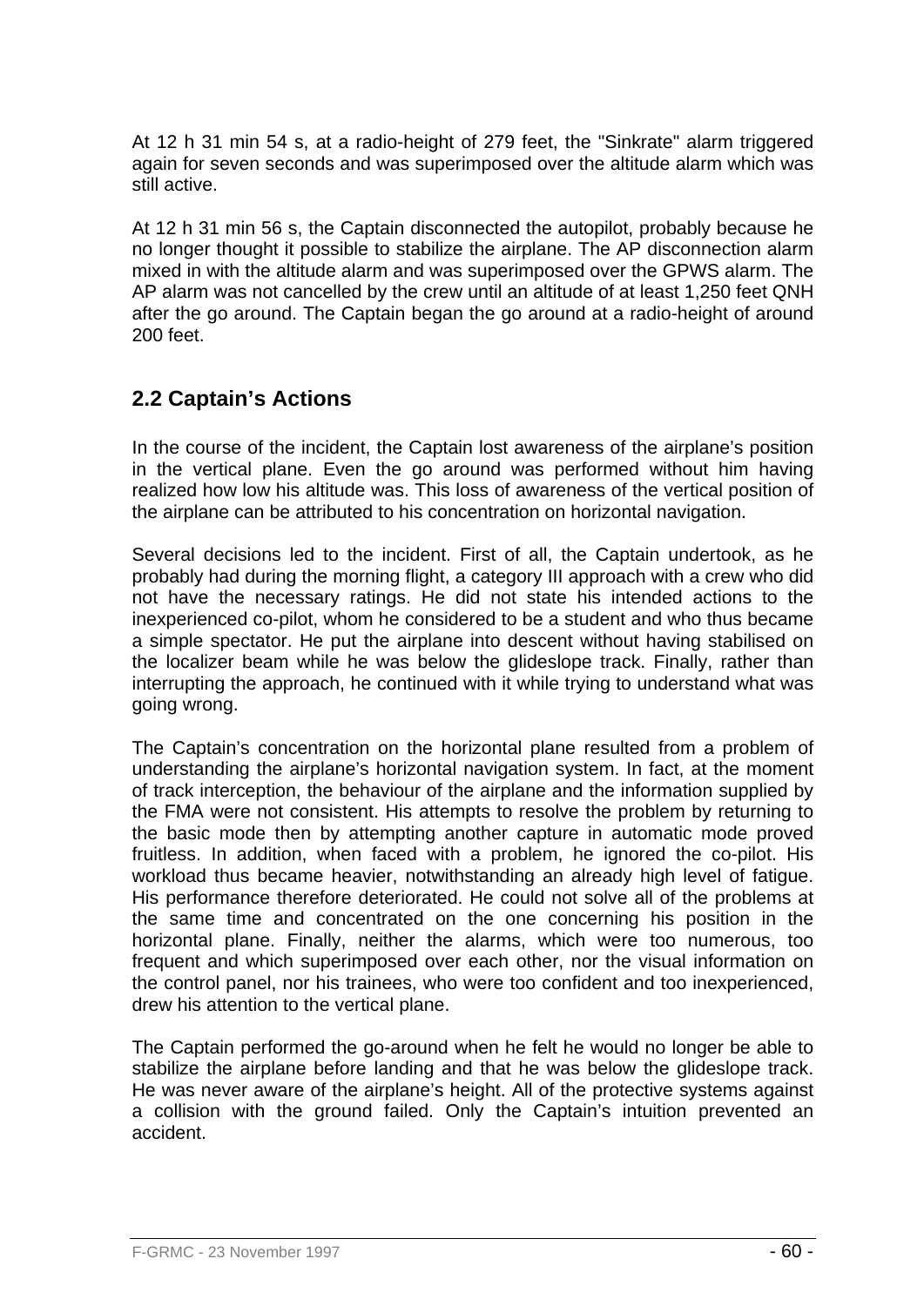At 12 h 31 min 54 s, at a radio-height of 279 feet, the "Sinkrate" alarm triggered again for seven seconds and was superimposed over the altitude alarm which was still active.

At 12 h 31 min 56 s, the Captain disconnected the autopilot, probably because he no longer thought it possible to stabilize the airplane. The AP disconnection alarm mixed in with the altitude alarm and was superimposed over the GPWS alarm. The AP alarm was not cancelled by the crew until an altitude of at least 1,250 feet QNH after the go around. The Captain began the go around at a radio-height of around 200 feet.

## 2.2 Captain's Actions

In the course of the incident, the Captain lost awareness of the airplane's position in the vertical plane. Even the go around was performed without him having realized how low his altitude was. This loss of awareness of the vertical position of the airplane can be attributed to his concentration on horizontal navigation.

Several decisions led to the incident. First of all, the Captain undertook, as he probably had during the morning flight, a category III approach with a crew who did not have the necessary ratings. He did not state his intended actions to the inexperienced co-pilot, whom he considered to be a student and who thus became a simple spectator. He put the airplane into descent without having stabilised on the localizer beam while he was below the glideslope track. Finally, rather than interrupting the approach, he continued with it while trying to understand what was going wrong.

The Captain's concentration on the horizontal plane resulted from a problem of understanding the airplane's horizontal navigation system. In fact, at the moment of track interception, the behaviour of the airplane and the information supplied by the FMA were not consistent. His attempts to resolve the problem by returning to the basic mode then by attempting another capture in automatic mode proved fruitless. In addition, when faced with a problem, he ignored the co-pilot. His workload thus became heavier, notwithstanding an already high level of fatigue. His performance therefore deteriorated. He could not solve all of the problems at the same time and concentrated on the one concerning his position in the horizontal plane. Finally, neither the alarms, which were too numerous, too frequent and which superimposed over each other, nor the visual information on the control panel, nor his trainees, who were too confident and too inexperienced, drew his attention to the vertical plane.

The Captain performed the go-around when he felt he would no longer be able to stabilize the airplane before landing and that he was below the glideslope track. He was never aware of the airplane's height. All of the protective systems against a collision with the ground failed. Only the Captain's intuition prevented an accident.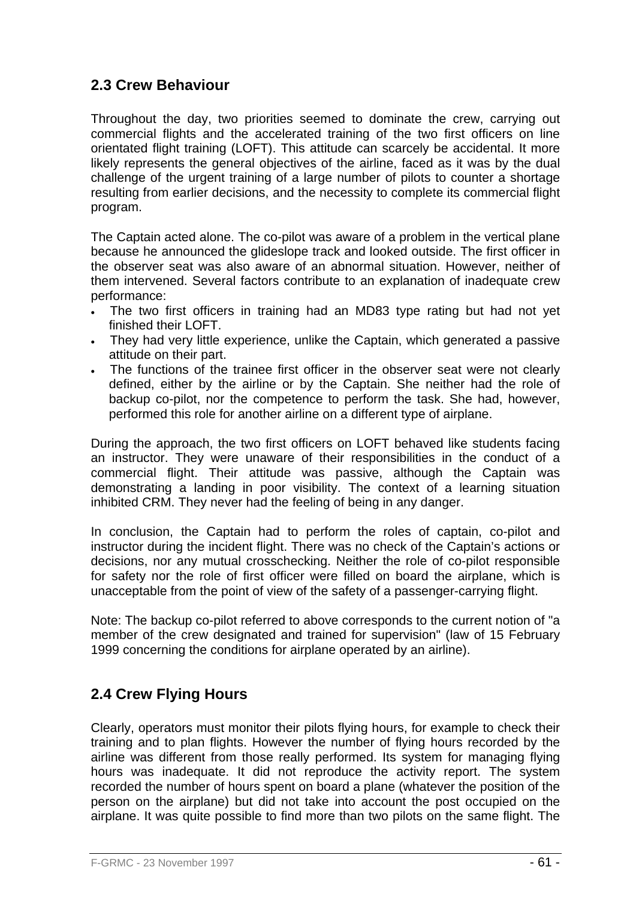## 2.3 Crew Behaviour

Throughout the day, two priorities seemed to dominate the crew, carrying out commercial flights and the accelerated training of the two first officers on line orientated flight training (LOFT). This attitude can scarcely be accidental. It more likely represents the general objectives of the airline, faced as it was by the dual challenge of the urgent training of a large number of pilots to counter a shortage resulting from earlier decisions, and the necessity to complete its commercial flight program.

The Captain acted alone. The co-pilot was aware of a problem in the vertical plane because he announced the glideslope track and looked outside. The first officer in the observer seat was also aware of an abnormal situation. However, neither of them intervened. Several factors contribute to an explanation of inadequate crew performance:

- The two first officers in training had an MD83 type rating but had not yet finished their LOFT.
- They had very little experience, unlike the Captain, which generated a passive attitude on their part.
- The functions of the trainee first officer in the observer seat were not clearly defined, either by the airline or by the Captain. She neither had the role of backup co-pilot, nor the competence to perform the task. She had, however, performed this role for another airline on a different type of airplane.

During the approach, the two first officers on LOFT behaved like students facing an instructor. They were unaware of their responsibilities in the conduct of a commercial flight. Their attitude was passive, although the Captain was demonstrating a landing in poor visibility. The context of a learning situation inhibited CRM. They never had the feeling of being in any danger.

In conclusion, the Captain had to perform the roles of captain, co-pilot and instructor during the incident flight. There was no check of the Captain's actions or decisions, nor any mutual crosschecking. Neither the role of co-pilot responsible for safety nor the role of first officer were filled on board the airplane, which is unacceptable from the point of view of the safety of a passenger-carrying flight.

Note: The backup co-pilot referred to above corresponds to the current notion of "a member of the crew designated and trained for supervision" (law of 15 February 1999 concerning the conditions for airplane operated by an airline).

## 2.4 Crew Flying Hours

Clearly, operators must monitor their pilots flying hours, for example to check their training and to plan flights. However the number of flying hours recorded by the airline was different from those really performed. Its system for managing flying hours was inadequate. It did not reproduce the activity report. The system recorded the number of hours spent on board a plane (whatever the position of the person on the airplane) but did not take into account the post occupied on the airplane. It was quite possible to find more than two pilots on the same flight. The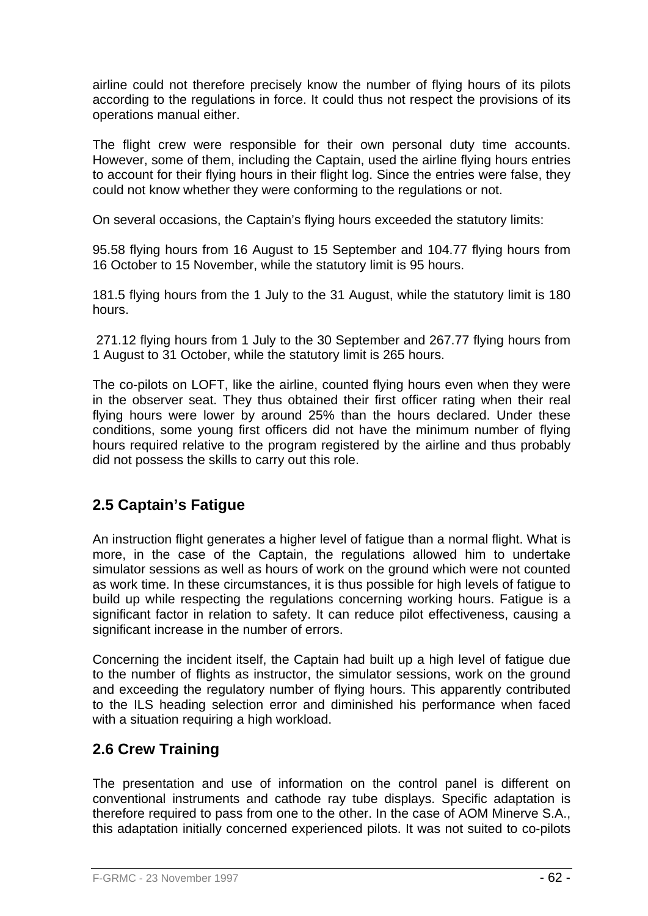airline could not therefore precisely know the number of flying hours of its pilots according to the regulations in force. It could thus not respect the provisions of its operations manual either.

The flight crew were responsible for their own personal duty time accounts. However, some of them, including the Captain, used the airline flying hours entries to account for their flying hours in their flight log. Since the entries were false, they could not know whether they were conforming to the regulations or not.

On several occasions, the Captain's flying hours exceeded the statutory limits:

95.58 flying hours from 16 August to 15 September and 104.77 flying hours from 16 October to 15 November, while the statutory limit is 95 hours.

181.5 flying hours from the 1 July to the 31 August, while the statutory limit is 180 hours.

271.12 flying hours from 1 July to the 30 September and 267.77 flying hours from 1 August to 31 October, while the statutory limit is 265 hours.

The co-pilots on LOFT, like the airline, counted flying hours even when they were in the observer seat. They thus obtained their first officer rating when their real flying hours were lower by around 25% than the hours declared. Under these conditions, some young first officers did not have the minimum number of flying hours required relative to the program registered by the airline and thus probably did not possess the skills to carry out this role.

## 2.5 Captain's Fatigue

An instruction flight generates a higher level of fatigue than a normal flight. What is more, in the case of the Captain, the regulations allowed him to undertake simulator sessions as well as hours of work on the ground which were not counted as work time. In these circumstances, it is thus possible for high levels of fatigue to build up while respecting the regulations concerning working hours. Fatigue is a significant factor in relation to safety. It can reduce pilot effectiveness, causing a significant increase in the number of errors.

Concerning the incident itself, the Captain had built up a high level of fatigue due to the number of flights as instructor, the simulator sessions, work on the ground and exceeding the regulatory number of flying hours. This apparently contributed to the ILS heading selection error and diminished his performance when faced with a situation requiring a high workload.

## 2.6 Crew Training

The presentation and use of information on the control panel is different on conventional instruments and cathode ray tube displays. Specific adaptation is therefore required to pass from one to the other. In the case of AOM Minerve S.A., this adaptation initially concerned experienced pilots. It was not suited to co-pilots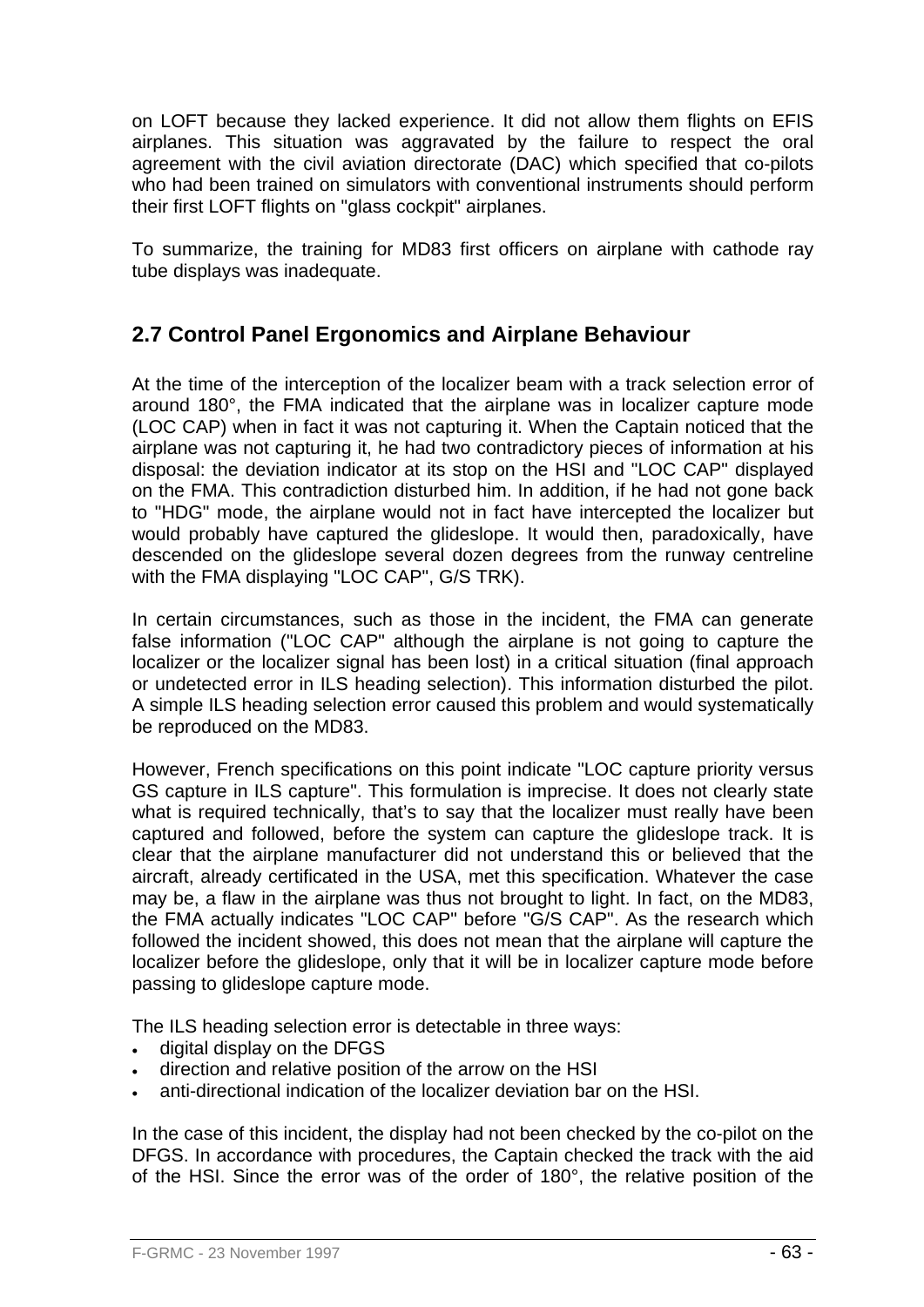on LOFT because they lacked experience. It did not allow them flights on EFIS airplanes. This situation was aggravated by the failure to respect the oral agreement with the civil aviation directorate (DAC) which specified that co-pilots who had been trained on simulators with conventional instruments should perform their first LOFT flights on "glass cockpit" airplanes.

To summarize, the training for MD83 first officers on airplane with cathode ray tube displays was inadequate.

## 2.7 Control Panel Ergonomics and Airplane Behaviour

At the time of the interception of the localizer beam with a track selection error of around 180°, the FMA indicated that the airplane was in localizer capture mode (LOC CAP) when in fact it was not capturing it. When the Captain noticed that the airplane was not capturing it, he had two contradictory pieces of information at his disposal: the deviation indicator at its stop on the HSI and "LOC CAP" displayed on the FMA. This contradiction disturbed him. In addition, if he had not gone back to "HDG" mode, the airplane would not in fact have intercepted the localizer but would probably have captured the glideslope. It would then, paradoxically, have descended on the glideslope several dozen degrees from the runway centreline with the FMA displaying "LOC CAP", G/S TRK).

In certain circumstances, such as those in the incident, the FMA can generate false information ("LOC CAP" although the airplane is not going to capture the localizer or the localizer signal has been lost) in a critical situation (final approach or undetected error in ILS heading selection). This information disturbed the pilot. A simple ILS heading selection error caused this problem and would systematically be reproduced on the MD83.

However, French specifications on this point indicate "LOC capture priority versus GS capture in ILS capture". This formulation is imprecise. It does not clearly state what is required technically, that's to say that the localizer must really have been captured and followed, before the system can capture the glideslope track. It is clear that the airplane manufacturer did not understand this or believed that the aircraft, already certificated in the USA, met this specification. Whatever the case may be, a flaw in the airplane was thus not brought to light. In fact, on the MD83, the FMA actually indicates "LOC CAP" before "G/S CAP". As the research which followed the incident showed, this does not mean that the airplane will capture the localizer before the glideslope, only that it will be in localizer capture mode before passing to glideslope capture mode.

The ILS heading selection error is detectable in three ways:

- digital display on the DFGS
- direction and relative position of the arrow on the HSI
- anti-directional indication of the localizer deviation bar on the HSI.

In the case of this incident, the display had not been checked by the co-pilot on the DFGS. In accordance with procedures, the Captain checked the track with the aid of the HSI. Since the error was of the order of 180°, the relative position of the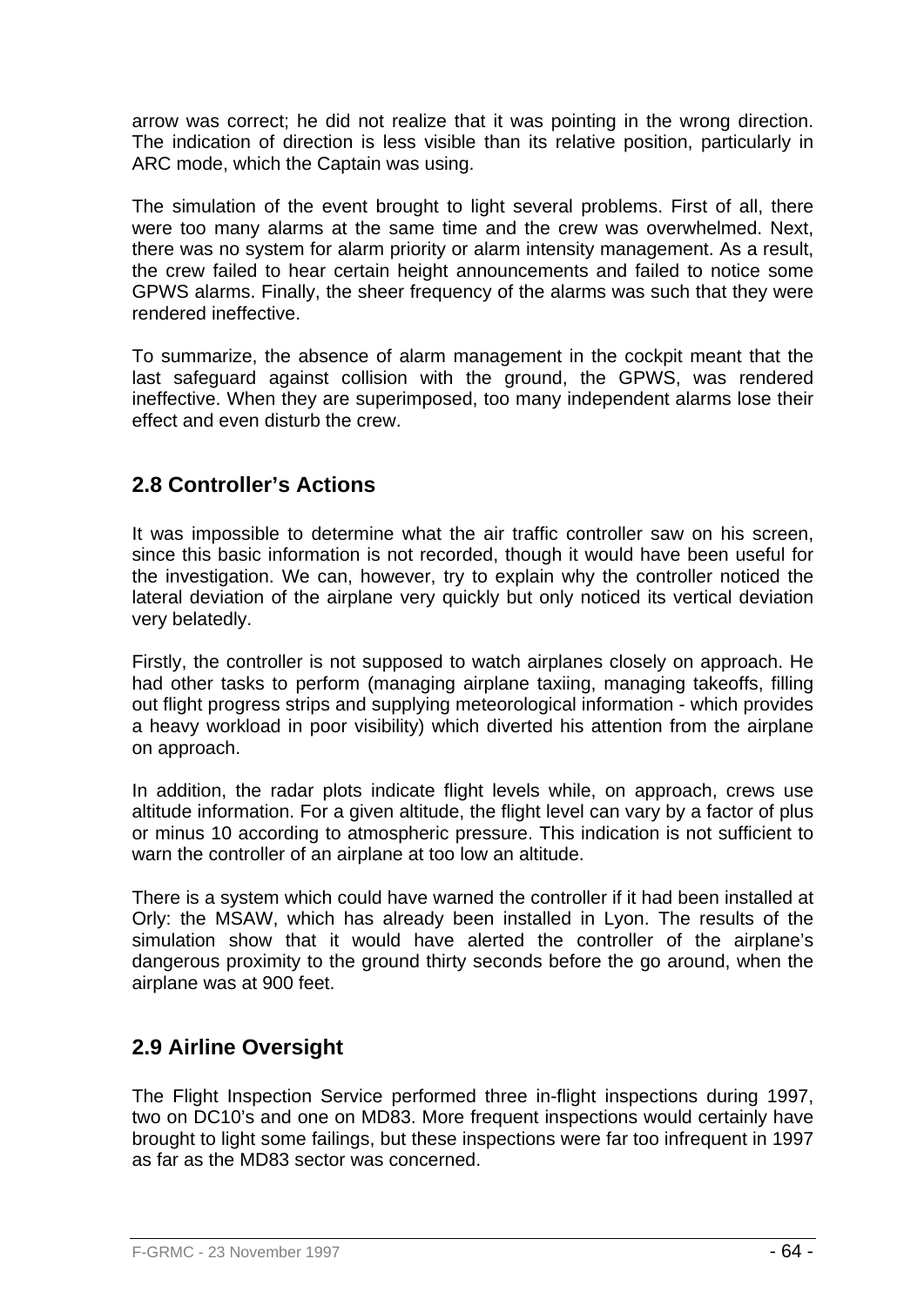arrow was correct; he did not realize that it was pointing in the wrong direction. The indication of direction is less visible than its relative position, particularly in ARC mode, which the Captain was using.

The simulation of the event brought to light several problems. First of all, there were too many alarms at the same time and the crew was overwhelmed. Next, there was no system for alarm priority or alarm intensity management. As a result, the crew failed to hear certain height announcements and failed to notice some GPWS alarms. Finally, the sheer frequency of the alarms was such that they were rendered ineffective.

To summarize, the absence of alarm management in the cockpit meant that the last safeguard against collision with the ground, the GPWS, was rendered ineffective. When they are superimposed, too many independent alarms lose their effect and even disturb the crew.

## 2.8 Controller's Actions

It was impossible to determine what the air traffic controller saw on his screen, since this basic information is not recorded, though it would have been useful for the investigation. We can, however, try to explain why the controller noticed the lateral deviation of the airplane very quickly but only noticed its vertical deviation very belatedly.

Firstly, the controller is not supposed to watch airplanes closely on approach. He had other tasks to perform (managing airplane taxiing, managing takeoffs, filling out flight progress strips and supplying meteorological information - which provides a heavy workload in poor visibility) which diverted his attention from the airplane on approach.

In addition, the radar plots indicate flight levels while, on approach, crews use altitude information. For a given altitude, the flight level can vary by a factor of plus or minus 10 according to atmospheric pressure. This indication is not sufficient to warn the controller of an airplane at too low an altitude.

There is a system which could have warned the controller if it had been installed at Orly: the MSAW, which has already been installed in Lyon. The results of the simulation show that it would have alerted the controller of the airplane's dangerous proximity to the ground thirty seconds before the go around, when the airplane was at 900 feet.

## 2.9 Airline Oversight

The Flight Inspection Service performed three in-flight inspections during 1997, two on DC10's and one on MD83. More frequent inspections would certainly have brought to light some failings, but these inspections were far too infrequent in 1997 as far as the MD83 sector was concerned.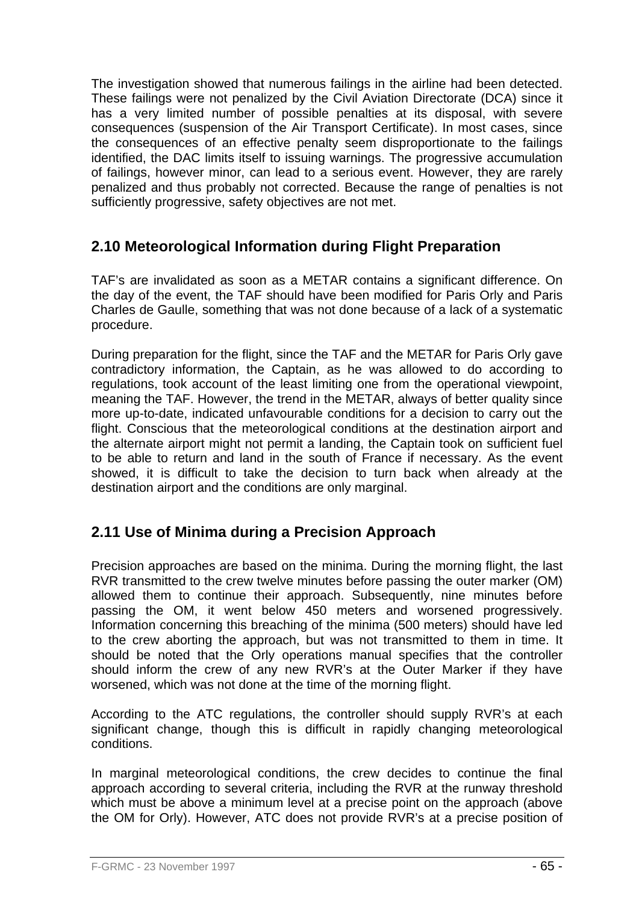The investigation showed that numerous failings in the airline had been detected. These failings were not penalized by the Civil Aviation Directorate (DCA) since it has a very limited number of possible penalties at its disposal, with severe consequences (suspension of the Air Transport Certificate). In most cases, since the consequences of an effective penalty seem disproportionate to the failings identified, the DAC limits itself to issuing warnings. The progressive accumulation of failings, however minor, can lead to a serious event. However, they are rarely penalized and thus probably not corrected. Because the range of penalties is not sufficiently progressive, safety objectives are not met.

## 2.10 Meteorological Information during Flight Preparation

TAF's are invalidated as soon as a METAR contains a significant difference. On the day of the event, the TAF should have been modified for Paris Orly and Paris Charles de Gaulle, something that was not done because of a lack of a systematic procedure.

During preparation for the flight, since the TAF and the METAR for Paris Orly gave contradictory information, the Captain, as he was allowed to do according to regulations, took account of the least limiting one from the operational viewpoint, meaning the TAF. However, the trend in the METAR, always of better quality since more up-to-date, indicated unfavourable conditions for a decision to carry out the flight. Conscious that the meteorological conditions at the destination airport and the alternate airport might not permit a landing, the Captain took on sufficient fuel to be able to return and land in the south of France if necessary. As the event showed, it is difficult to take the decision to turn back when already at the destination airport and the conditions are only marginal.

## 2.11 Use of Minima during a Precision Approach

Precision approaches are based on the minima. During the morning flight, the last RVR transmitted to the crew twelve minutes before passing the outer marker (OM) allowed them to continue their approach. Subsequently, nine minutes before passing the OM, it went below 450 meters and worsened progressively. Information concerning this breaching of the minima (500 meters) should have led to the crew aborting the approach, but was not transmitted to them in time. It should be noted that the Orly operations manual specifies that the controller should inform the crew of any new RVR's at the Outer Marker if they have worsened, which was not done at the time of the morning flight.

According to the ATC regulations, the controller should supply RVR's at each significant change, though this is difficult in rapidly changing meteorological conditions.

In marginal meteorological conditions, the crew decides to continue the final approach according to several criteria, including the RVR at the runway threshold which must be above a minimum level at a precise point on the approach (above the OM for Orly). However, ATC does not provide RVR's at a precise position of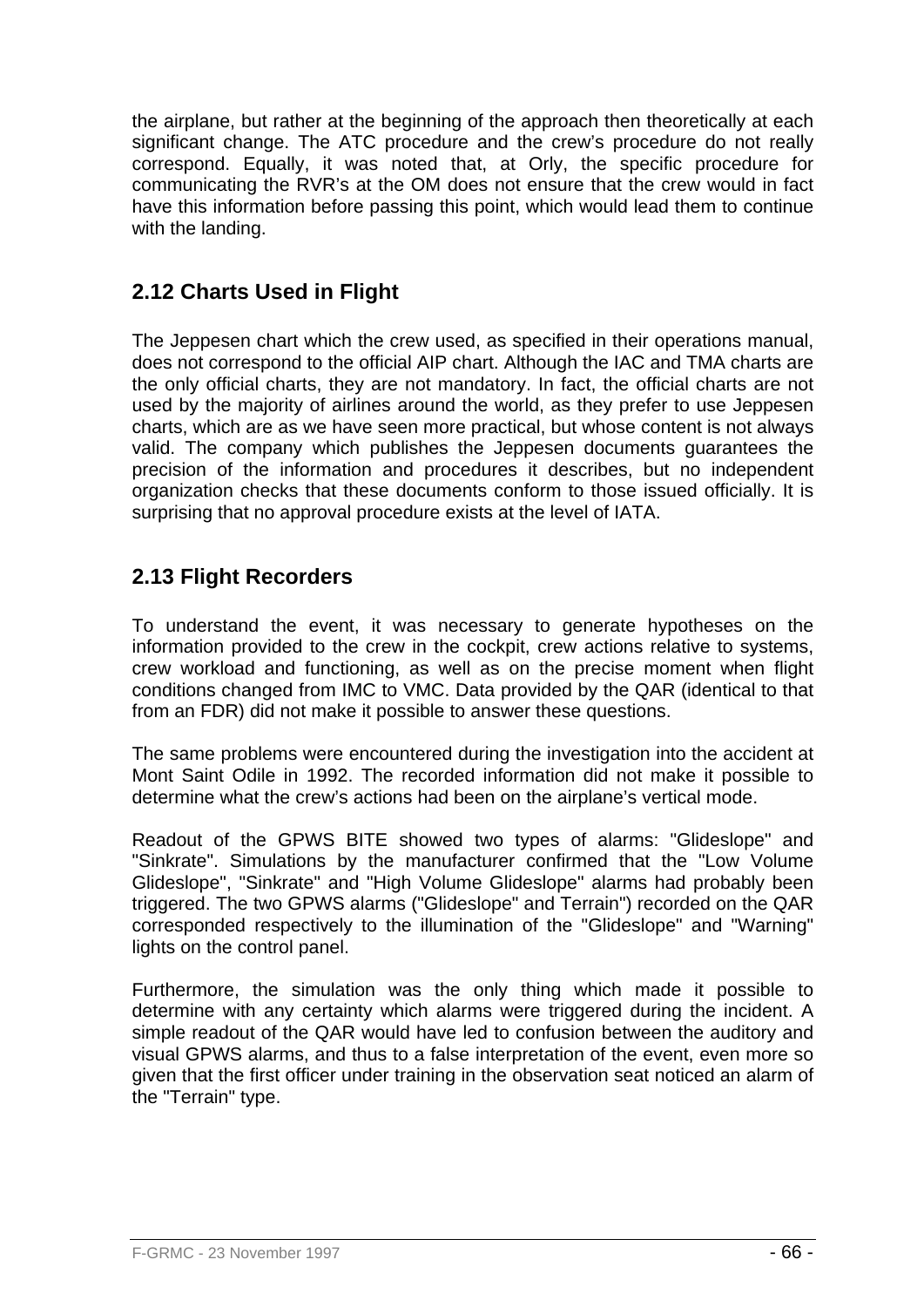the airplane, but rather at the beginning of the approach then theoretically at each significant change. The ATC procedure and the crew's procedure do not really correspond. Equally, it was noted that, at Orly, the specific procedure for communicating the RVR's at the OM does not ensure that the crew would in fact have this information before passing this point, which would lead them to continue with the landing.

## 2.12 Charts Used in Flight

The Jeppesen chart which the crew used, as specified in their operations manual, does not correspond to the official AIP chart. Although the IAC and TMA charts are the only official charts, they are not mandatory. In fact, the official charts are not used by the majority of airlines around the world, as they prefer to use Jeppesen charts, which are as we have seen more practical, but whose content is not always valid. The company which publishes the Jeppesen documents guarantees the precision of the information and procedures it describes, but no independent organization checks that these documents conform to those issued officially. It is surprising that no approval procedure exists at the level of IATA.

## 2.13 Flight Recorders

To understand the event, it was necessary to generate hypotheses on the information provided to the crew in the cockpit, crew actions relative to systems, crew workload and functioning, as well as on the precise moment when flight conditions changed from IMC to VMC. Data provided by the QAR (identical to that from an FDR) did not make it possible to answer these questions.

The same problems were encountered during the investigation into the accident at Mont Saint Odile in 1992. The recorded information did not make it possible to determine what the crew's actions had been on the airplane's vertical mode.

Readout of the GPWS BITE showed two types of alarms: "Glideslope" and "Sinkrate". Simulations by the manufacturer confirmed that the "Low Volume Glideslope", "Sinkrate" and "High Volume Glideslope" alarms had probably been triggered. The two GPWS alarms ("Glideslope" and Terrain") recorded on the QAR corresponded respectively to the illumination of the "Glideslope" and "Warning" lights on the control panel.

Furthermore, the simulation was the only thing which made it possible to determine with any certainty which alarms were triggered during the incident. A simple readout of the QAR would have led to confusion between the auditory and visual GPWS alarms, and thus to a false interpretation of the event, even more so given that the first officer under training in the observation seat noticed an alarm of the "Terrain" type.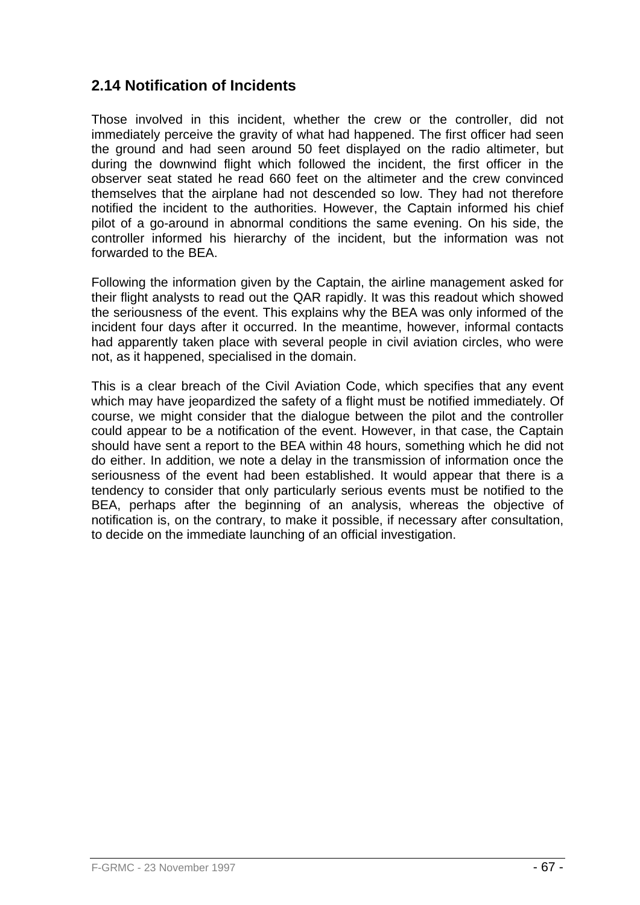## 2.14 Notification of Incidents

Those involved in this incident, whether the crew or the controller, did not immediately perceive the gravity of what had happened. The first officer had seen the ground and had seen around 50 feet displayed on the radio altimeter, but during the downwind flight which followed the incident, the first officer in the observer seat stated he read 660 feet on the altimeter and the crew convinced themselves that the airplane had not descended so low. They had not therefore notified the incident to the authorities. However, the Captain informed his chief pilot of a go-around in abnormal conditions the same evening. On his side, the controller informed his hierarchy of the incident, but the information was not forwarded to the BEA.

Following the information given by the Captain, the airline management asked for their flight analysts to read out the QAR rapidly. It was this readout which showed the seriousness of the event. This explains why the BEA was only informed of the incident four days after it occurred. In the meantime, however, informal contacts had apparently taken place with several people in civil aviation circles, who were not, as it happened, specialised in the domain.

This is a clear breach of the Civil Aviation Code, which specifies that any event which may have jeopardized the safety of a flight must be notified immediately. Of course, we might consider that the dialogue between the pilot and the controller could appear to be a notification of the event. However, in that case, the Captain should have sent a report to the BEA within 48 hours, something which he did not do either. In addition, we note a delay in the transmission of information once the seriousness of the event had been established. It would appear that there is a tendency to consider that only particularly serious events must be notified to the BEA, perhaps after the beginning of an analysis, whereas the objective of notification is, on the contrary, to make it possible, if necessary after consultation, to decide on the immediate launching of an official investigation.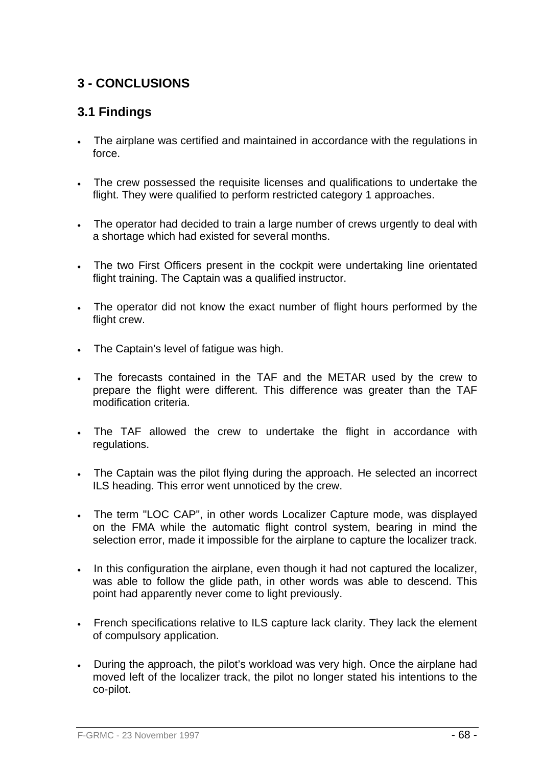# 3 - CONCLUSIONS

## 3.1 Findings

- The airplane was certified and maintained in accordance with the regulations in force.
- The crew possessed the requisite licenses and qualifications to undertake the flight. They were qualified to perform restricted category 1 approaches.
- The operator had decided to train a large number of crews urgently to deal with a shortage which had existed for several months.
- The two First Officers present in the cockpit were undertaking line orientated flight training. The Captain was a qualified instructor.
- The operator did not know the exact number of flight hours performed by the flight crew.
- The Captain's level of fatigue was high.
- The forecasts contained in the TAF and the METAR used by the crew to prepare the flight were different. This difference was greater than the TAF modification criteria.
- The TAF allowed the crew to undertake the flight in accordance with regulations.
- The Captain was the pilot flying during the approach. He selected an incorrect ILS heading. This error went unnoticed by the crew.
- The term "LOC CAP", in other words Localizer Capture mode, was displayed on the FMA while the automatic flight control system, bearing in mind the selection error, made it impossible for the airplane to capture the localizer track.
- In this configuration the airplane, even though it had not captured the localizer, was able to follow the glide path, in other words was able to descend. This point had apparently never come to light previously.
- French specifications relative to ILS capture lack clarity. They lack the element of compulsory application.
- During the approach, the pilot's workload was very high. Once the airplane had moved left of the localizer track, the pilot no longer stated his intentions to the co-pilot.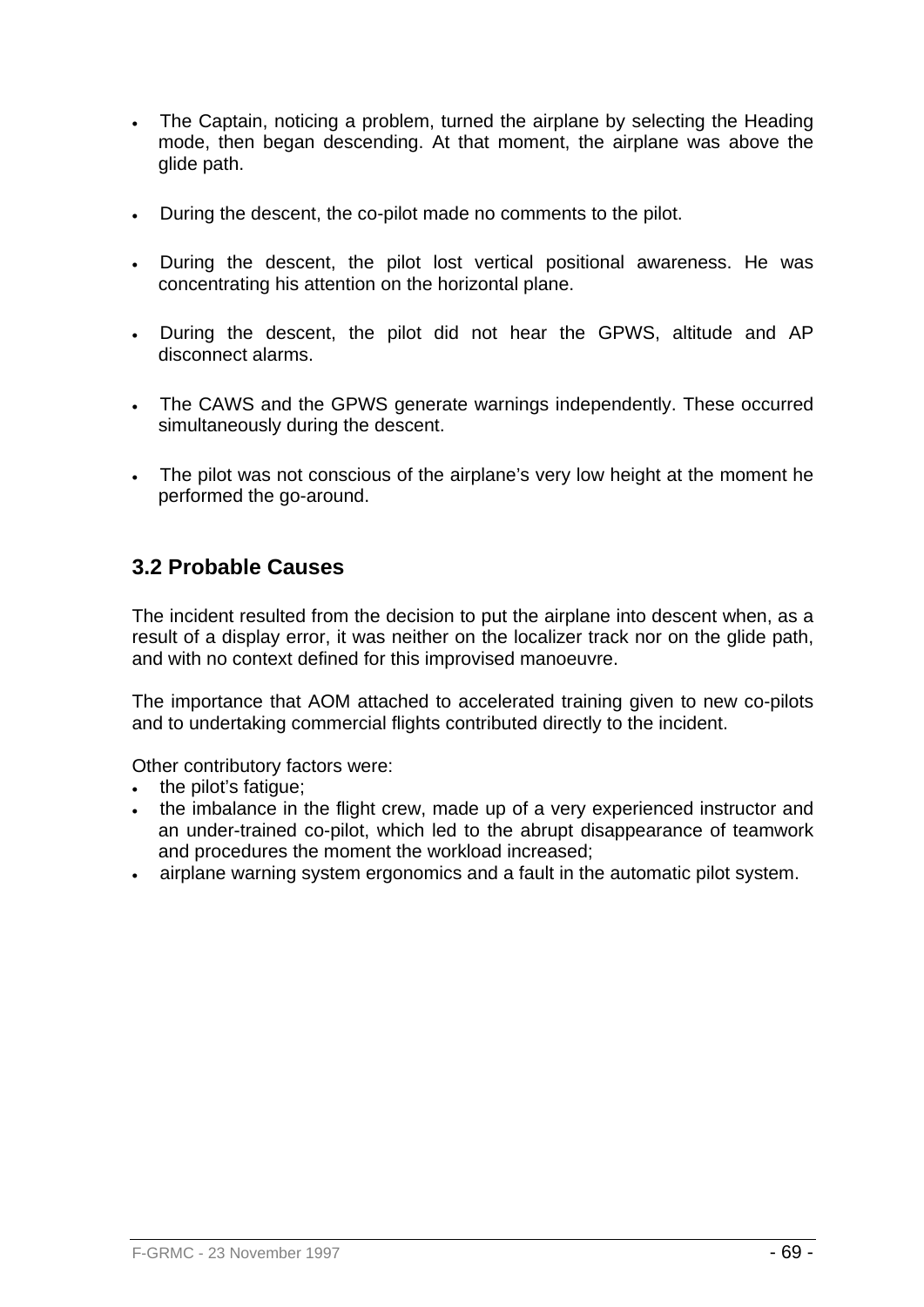- The Captain, noticing a problem, turned the airplane by selecting the Heading mode, then began descending. At that moment, the airplane was above the glide path.

- During the descent, the co-pilot made no comments to the pilot.

- During the descent, the pilot lost vertical positional awareness. He was concentrating his attention on the horizontal plane.

- During the descent, the pilot did not hear the GPWS, altitude and AP disconnect alarms.

- The CAWS and the GPWS generate warnings independently. These occurred simultaneously during the descent.

- The pilot was not conscious of the airplane's very low height at the moment he performed the go-around.

## 3.2 Probable Causes

The incident resulted from the decision to put the airplane into descent when, as a result of a display error, it was neither on the localizer track nor on the glide path, and with no context defined for this improvised manoeuvre.

The importance that AOM attached to accelerated training given to new co-pilots and to undertaking commercial flights contributed directly to the incident.

Other contributory factors were:

- the pilot's fatigue;
- the imbalance in the flight crew, made up of a very experienced instructor and an under-trained co-pilot, which led to the abrupt disappearance of teamwork and procedures the moment the workload increased;
- airplane warning system ergonomics and a fault in the automatic pilot system.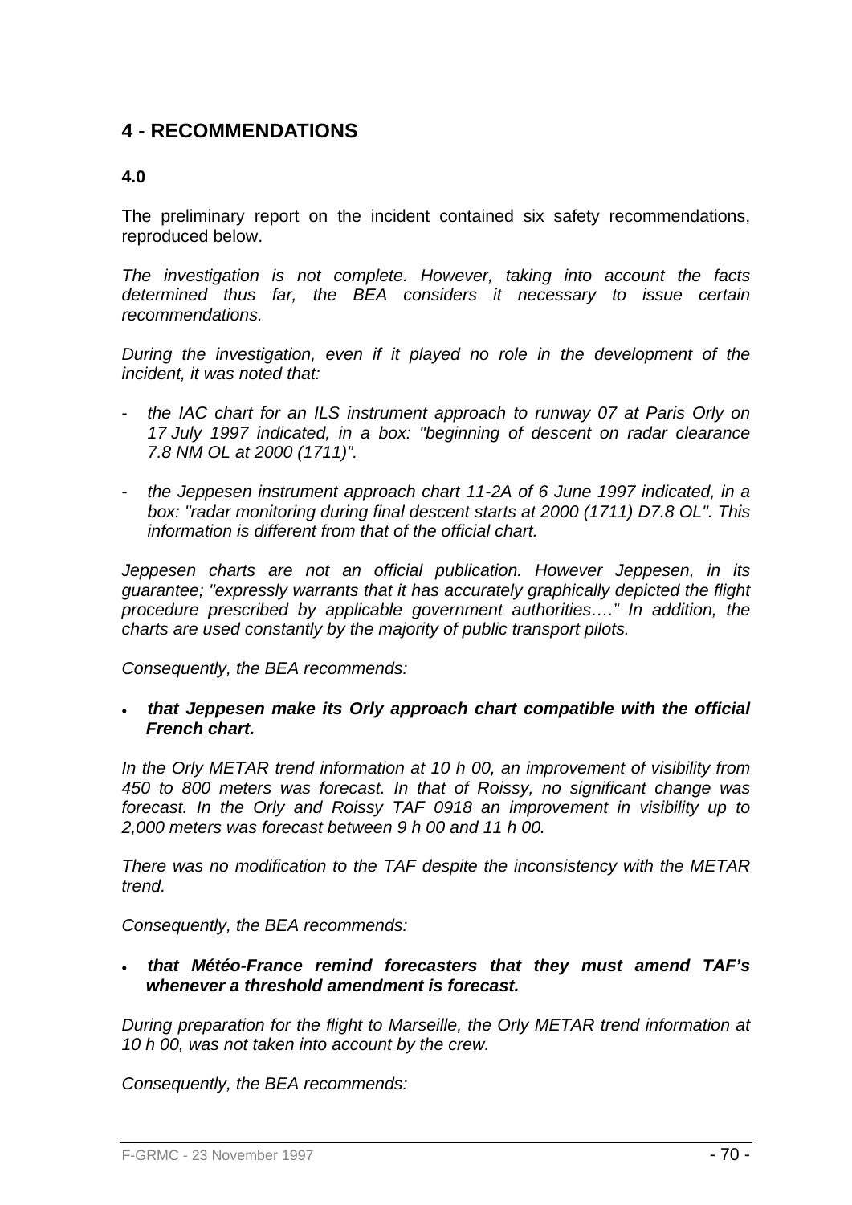## 4 - RECOMMENDATIONS

### 4.0

The preliminary report on the incident contained six safety recommendations, reproduced below.

*The investigation is not complete. However, taking into account the facts determined thus far, the BEA considers it necessary to issue certain recommendations.*

*During the investigation, even if it played no role in the development of the incident, it was noted that:*

- *the IAC chart for an ILS instrument approach to runway 07 at Paris Orly on 17 July 1997 indicated, in a box: "beginning of descent on radar clearance 7.8 NM OL at 2000 (1711)".*
- *the Jeppesen instrument approach chart 11-2A of 6 June 1997 indicated, in a box: "radar monitoring during final descent starts at 2000 (1711) D7.8 OL". This information is different from that of the official chart.*

*Jeppesen charts are not an official publication. However Jeppesen, in its guarantee; "expressly warrants that it has accurately graphically depicted the flight procedure prescribed by applicable government authorities…." In addition, the charts are used constantly by the majority of public transport pilots.*

*Consequently, the BEA recommends:*

- ***that Jeppesen make its Orly approach chart compatible with the official French chart.***

*In the Orly METAR trend information at 10 h 00, an improvement of visibility from 450 to 800 meters was forecast. In that of Roissy, no significant change was forecast. In the Orly and Roissy TAF 0918 an improvement in visibility up to 2,000 meters was forecast between 9 h 00 and 11 h 00.*

*There was no modification to the TAF despite the inconsistency with the METAR trend.*

*Consequently, the BEA recommends:*

- ***that Météo-France remind forecasters that they must amend TAF's whenever a threshold amendment is forecast.***

*During preparation for the flight to Marseille, the Orly METAR trend information at 10 h 00, was not taken into account by the crew.*

*Consequently, the BEA recommends:*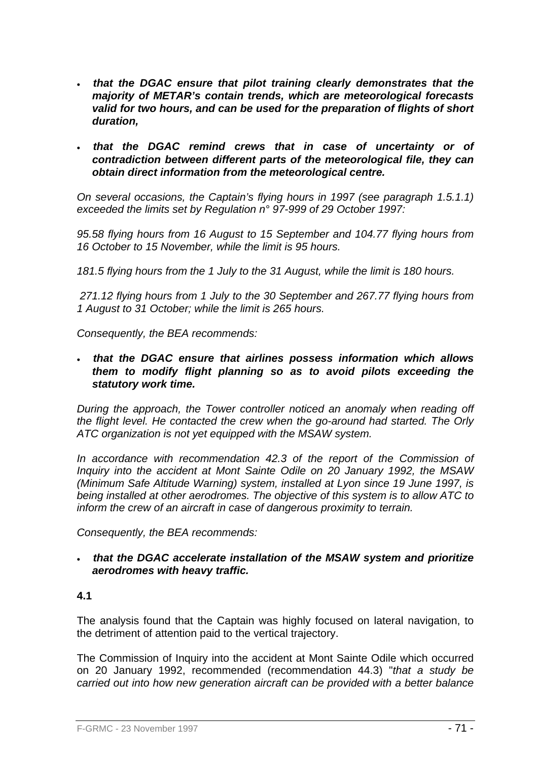- ***that the DGAC ensure that pilot training clearly demonstrates that the majority of METAR's contain trends, which are meteorological forecasts valid for two hours, and can be used for the preparation of flights of short duration,***

- ***that the DGAC remind crews that in case of uncertainty or of contradiction between different parts of the meteorological file, they can obtain direct information from the meteorological centre.***

*On several occasions, the Captain's flying hours in 1997 (see paragraph 1.5.1.1) exceeded the limits set by Regulation n° 97-999 of 29 October 1997:*

*95.58 flying hours from 16 August to 15 September and 104.77 flying hours from 16 October to 15 November, while the limit is 95 hours.*

*181.5 flying hours from the 1 July to the 31 August, while the limit is 180 hours.*

*271.12 flying hours from 1 July to the 30 September and 267.77 flying hours from 1 August to 31 October; while the limit is 265 hours.*

*Consequently, the BEA recommends:*

- ***that the DGAC ensure that airlines possess information which allows them to modify flight planning so as to avoid pilots exceeding the statutory work time.***

*During the approach, the Tower controller noticed an anomaly when reading off the flight level. He contacted the crew when the go-around had started. The Orly ATC organization is not yet equipped with the MSAW system.*

*In accordance with recommendation 42.3 of the report of the Commission of Inquiry into the accident at Mont Sainte Odile on 20 January 1992, the MSAW (Minimum Safe Altitude Warning) system, installed at Lyon since 19 June 1997, is being installed at other aerodromes. The objective of this system is to allow ATC to inform the crew of an aircraft in case of dangerous proximity to terrain.*

*Consequently, the BEA recommends:*

- ***that the DGAC accelerate installation of the MSAW system and prioritize aerodromes with heavy traffic.***

**4.1**

The analysis found that the Captain was highly focused on lateral navigation, to the detriment of attention paid to the vertical trajectory.

The Commission of Inquiry into the accident at Mont Sainte Odile which occurred on 20 January 1992, recommended (recommendation 44.3) "*that a study be carried out into how new generation aircraft can be provided with a better balance*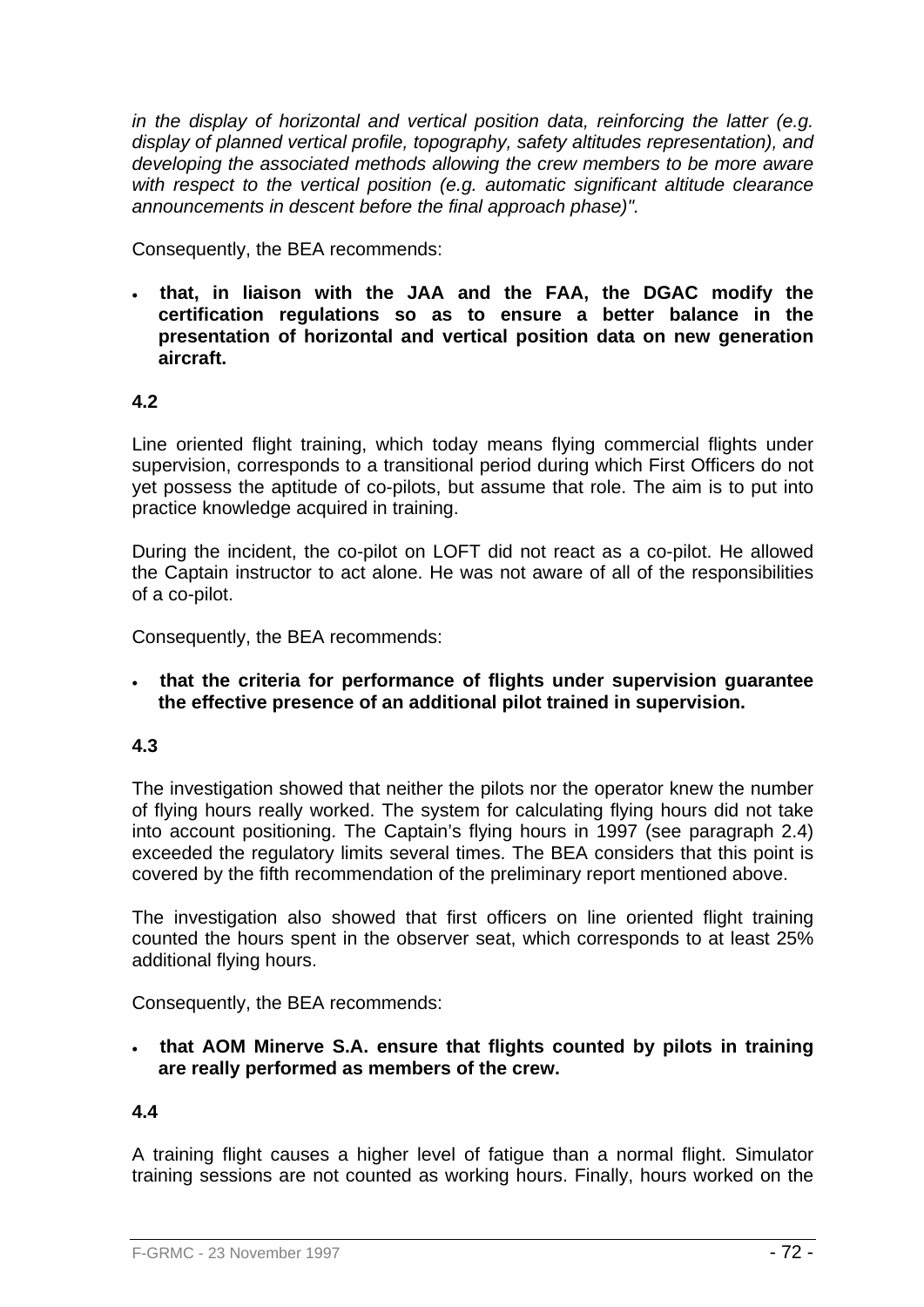*in the display of horizontal and vertical position data, reinforcing the latter (e.g. display of planned vertical profile, topography, safety altitudes representation), and developing the associated methods allowing the crew members to be more aware with respect to the vertical position (e.g. automatic significant altitude clearance announcements in descent before the final approach phase)".*

Consequently, the BEA recommends:

- **that, in liaison with the JAA and the FAA, the DGAC modify the certification regulations so as to ensure a better balance in the presentation of horizontal and vertical position data on new generation aircraft.**

**4.2**

Line oriented flight training, which today means flying commercial flights under supervision, corresponds to a transitional period during which First Officers do not yet possess the aptitude of co-pilots, but assume that role. The aim is to put into practice knowledge acquired in training.

During the incident, the co-pilot on LOFT did not react as a co-pilot. He allowed the Captain instructor to act alone. He was not aware of all of the responsibilities of a co-pilot.

Consequently, the BEA recommends:

- **that the criteria for performance of flights under supervision guarantee the effective presence of an additional pilot trained in supervision.**

**4.3**

The investigation showed that neither the pilots nor the operator knew the number of flying hours really worked. The system for calculating flying hours did not take into account positioning. The Captain's flying hours in 1997 (see paragraph 2.4) exceeded the regulatory limits several times. The BEA considers that this point is covered by the fifth recommendation of the preliminary report mentioned above.

The investigation also showed that first officers on line oriented flight training counted the hours spent in the observer seat, which corresponds to at least 25% additional flying hours.

Consequently, the BEA recommends:

- **that AOM Minerve S.A. ensure that flights counted by pilots in training are really performed as members of the crew.**

**4.4**

A training flight causes a higher level of fatigue than a normal flight. Simulator training sessions are not counted as working hours. Finally, hours worked on the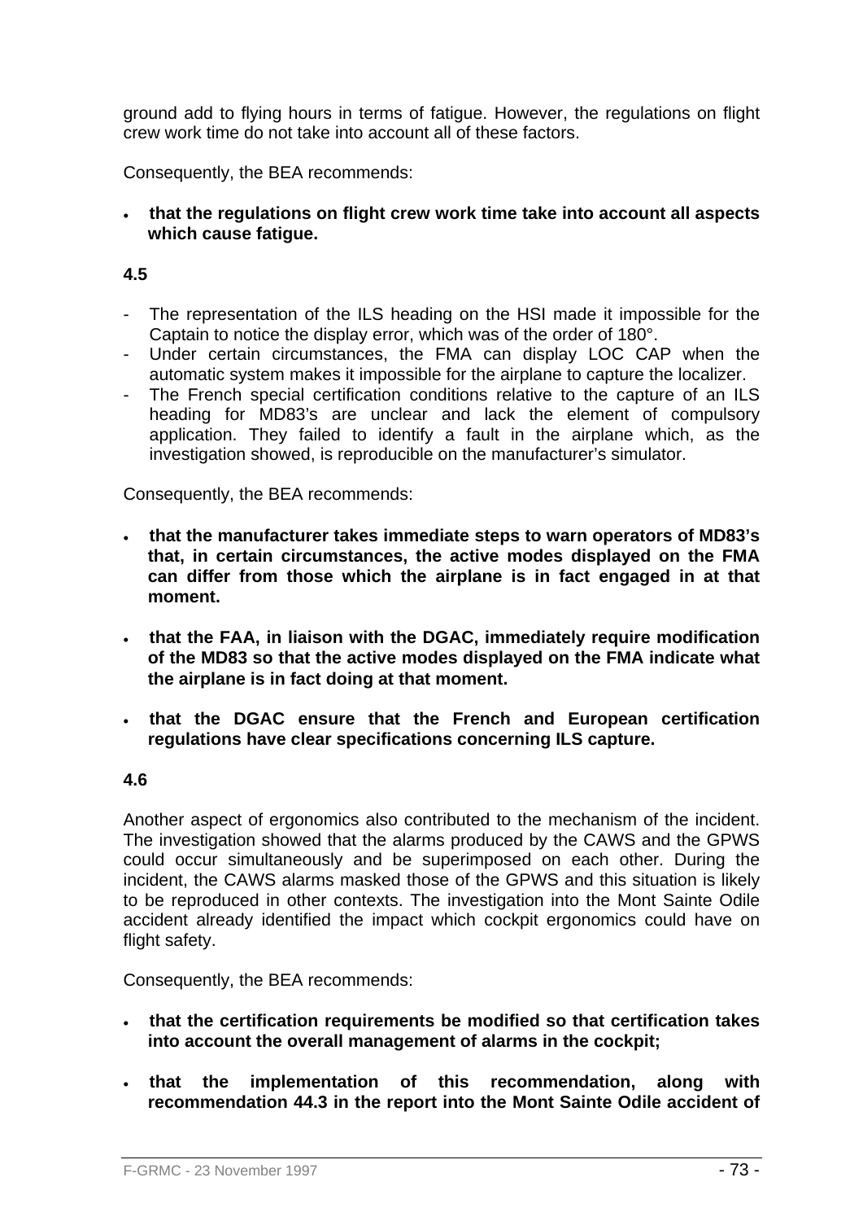ground add to flying hours in terms of fatigue. However, the regulations on flight crew work time do not take into account all of these factors.

Consequently, the BEA recommends:

- **that the regulations on flight crew work time take into account all aspects which cause fatigue.**

**4.5**

- The representation of the ILS heading on the HSI made it impossible for the Captain to notice the display error, which was of the order of 180°.
- Under certain circumstances, the FMA can display LOC CAP when the automatic system makes it impossible for the airplane to capture the localizer.
- The French special certification conditions relative to the capture of an ILS heading for MD83's are unclear and lack the element of compulsory application. They failed to identify a fault in the airplane which, as the investigation showed, is reproducible on the manufacturer's simulator.

Consequently, the BEA recommends:

- **that the manufacturer takes immediate steps to warn operators of MD83's that, in certain circumstances, the active modes displayed on the FMA can differ from those which the airplane is in fact engaged in at that moment.**

- **that the FAA, in liaison with the DGAC, immediately require modification of the MD83 so that the active modes displayed on the FMA indicate what the airplane is in fact doing at that moment.**

- **that the DGAC ensure that the French and European certification regulations have clear specifications concerning ILS capture.**

**4.6**

Another aspect of ergonomics also contributed to the mechanism of the incident. The investigation showed that the alarms produced by the CAWS and the GPWS could occur simultaneously and be superimposed on each other. During the incident, the CAWS alarms masked those of the GPWS and this situation is likely to be reproduced in other contexts. The investigation into the Mont Sainte Odile accident already identified the impact which cockpit ergonomics could have on flight safety.

Consequently, the BEA recommends:

- **that the certification requirements be modified so that certification takes into account the overall management of alarms in the cockpit;**

- **that the implementation of this recommendation, along with recommendation 44.3 in the report into the Mont Sainte Odile accident of**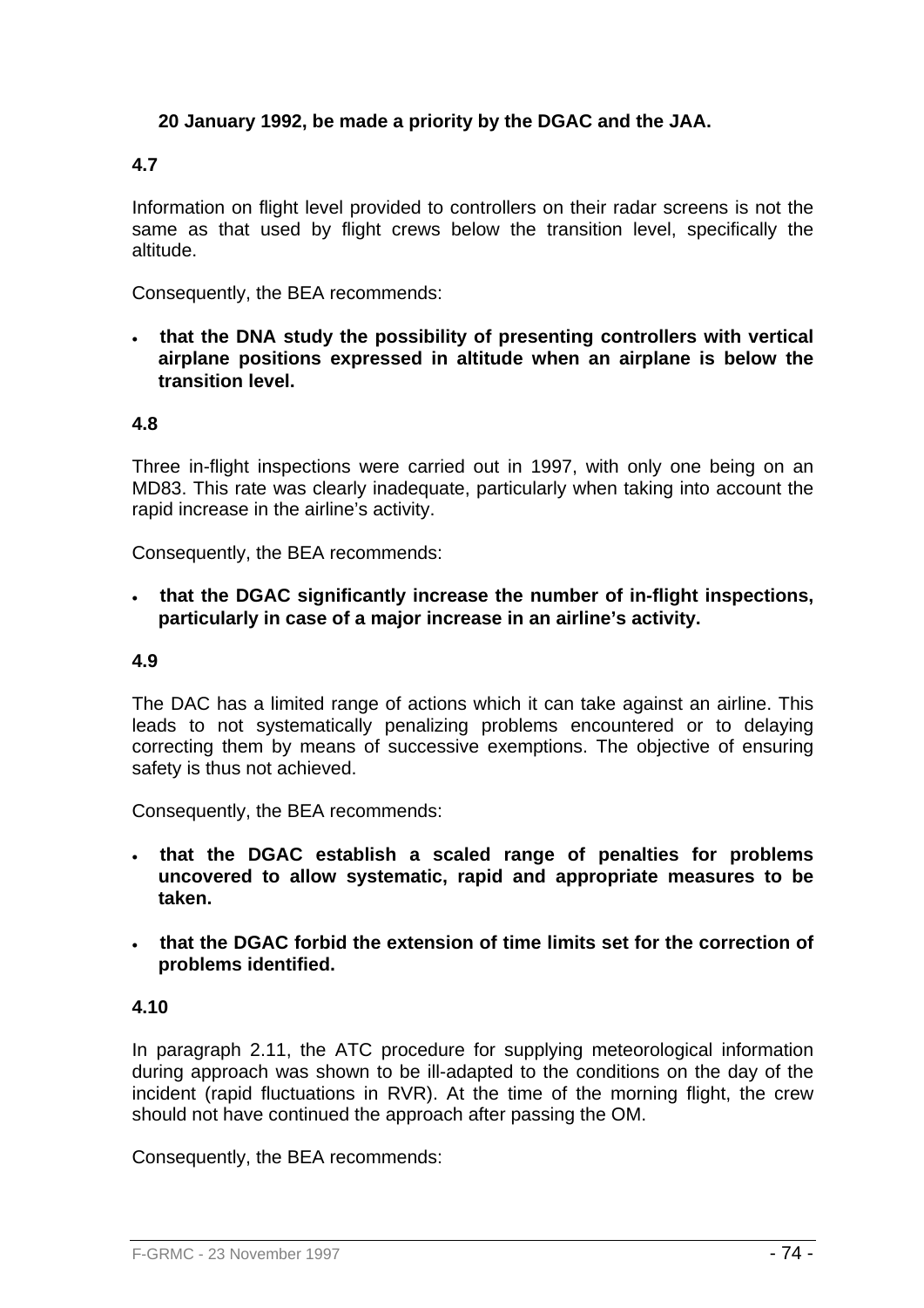**20 January 1992, be made a priority by the DGAC and the JAA.**

### 4.7

Information on flight level provided to controllers on their radar screens is not the same as that used by flight crews below the transition level, specifically the altitude.

Consequently, the BEA recommends:

- **that the DNA study the possibility of presenting controllers with vertical airplane positions expressed in altitude when an airplane is below the transition level.**

### 4.8

Three in-flight inspections were carried out in 1997, with only one being on an MD83. This rate was clearly inadequate, particularly when taking into account the rapid increase in the airline's activity.

Consequently, the BEA recommends:

- **that the DGAC significantly increase the number of in-flight inspections, particularly in case of a major increase in an airline's activity.**

### 4.9

The DAC has a limited range of actions which it can take against an airline. This leads to not systematically penalizing problems encountered or to delaying correcting them by means of successive exemptions. The objective of ensuring safety is thus not achieved.

Consequently, the BEA recommends:

- **that the DGAC establish a scaled range of penalties for problems uncovered to allow systematic, rapid and appropriate measures to be taken.**

- **that the DGAC forbid the extension of time limits set for the correction of problems identified.**

### 4.10

In paragraph 2.11, the ATC procedure for supplying meteorological information during approach was shown to be ill-adapted to the conditions on the day of the incident (rapid fluctuations in RVR). At the time of the morning flight, the crew should not have continued the approach after passing the OM.

Consequently, the BEA recommends: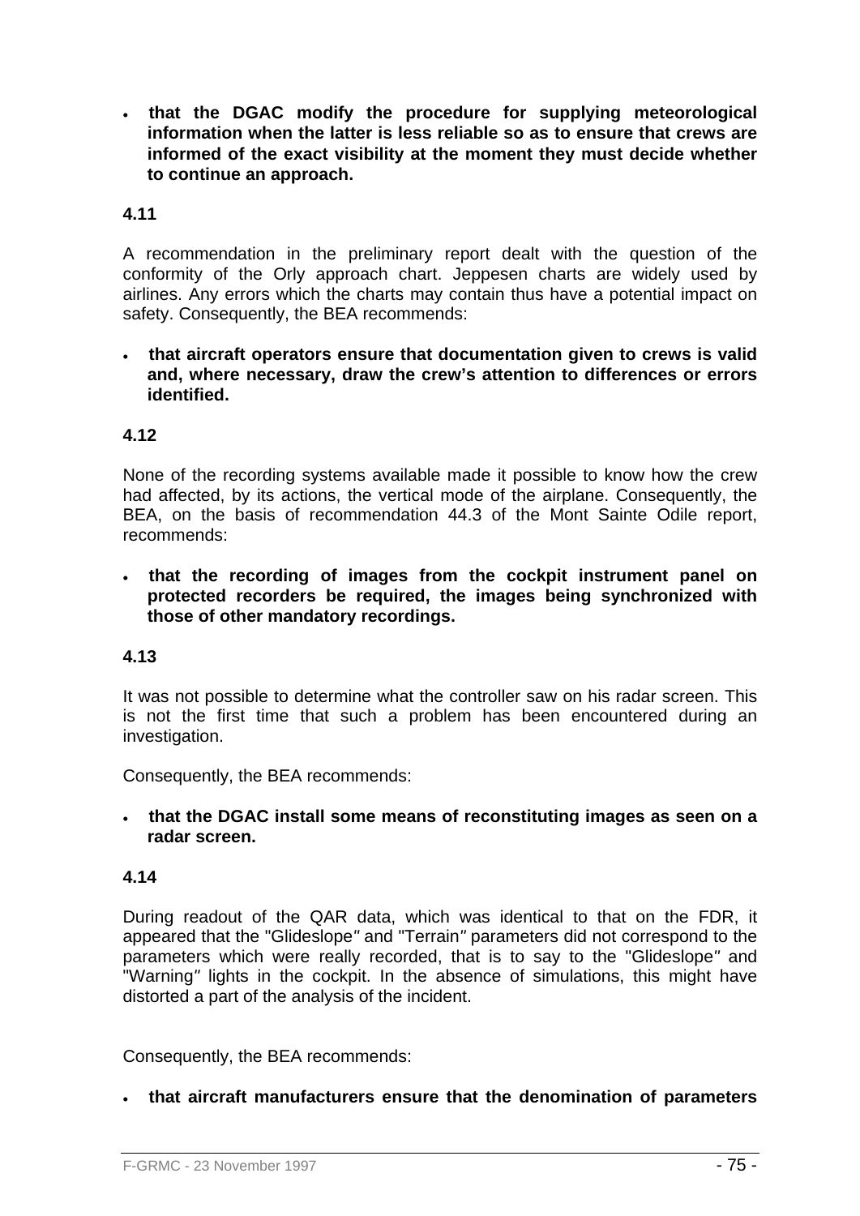- **that the DGAC modify the procedure for supplying meteorological information when the latter is less reliable so as to ensure that crews are informed of the exact visibility at the moment they must decide whether to continue an approach.**

**4.11**

A recommendation in the preliminary report dealt with the question of the conformity of the Orly approach chart. Jeppesen charts are widely used by airlines. Any errors which the charts may contain thus have a potential impact on safety. Consequently, the BEA recommends:

- **that aircraft operators ensure that documentation given to crews is valid and, where necessary, draw the crew's attention to differences or errors identified.**

**4.12**

None of the recording systems available made it possible to know how the crew had affected, by its actions, the vertical mode of the airplane. Consequently, the BEA, on the basis of recommendation 44.3 of the Mont Sainte Odile report, recommends:

- **that the recording of images from the cockpit instrument panel on protected recorders be required, the images being synchronized with those of other mandatory recordings.**

**4.13**

It was not possible to determine what the controller saw on his radar screen. This is not the first time that such a problem has been encountered during an investigation.

Consequently, the BEA recommends:

- **that the DGAC install some means of reconstituting images as seen on a radar screen.**

**4.14**

During readout of the QAR data, which was identical to that on the FDR, it appeared that the "Glideslope" and "Terrain" parameters did not correspond to the parameters which were really recorded, that is to say to the "Glideslope" and "Warning" lights in the cockpit. In the absence of simulations, this might have distorted a part of the analysis of the incident.

Consequently, the BEA recommends:

- **that aircraft manufacturers ensure that the denomination of parameters**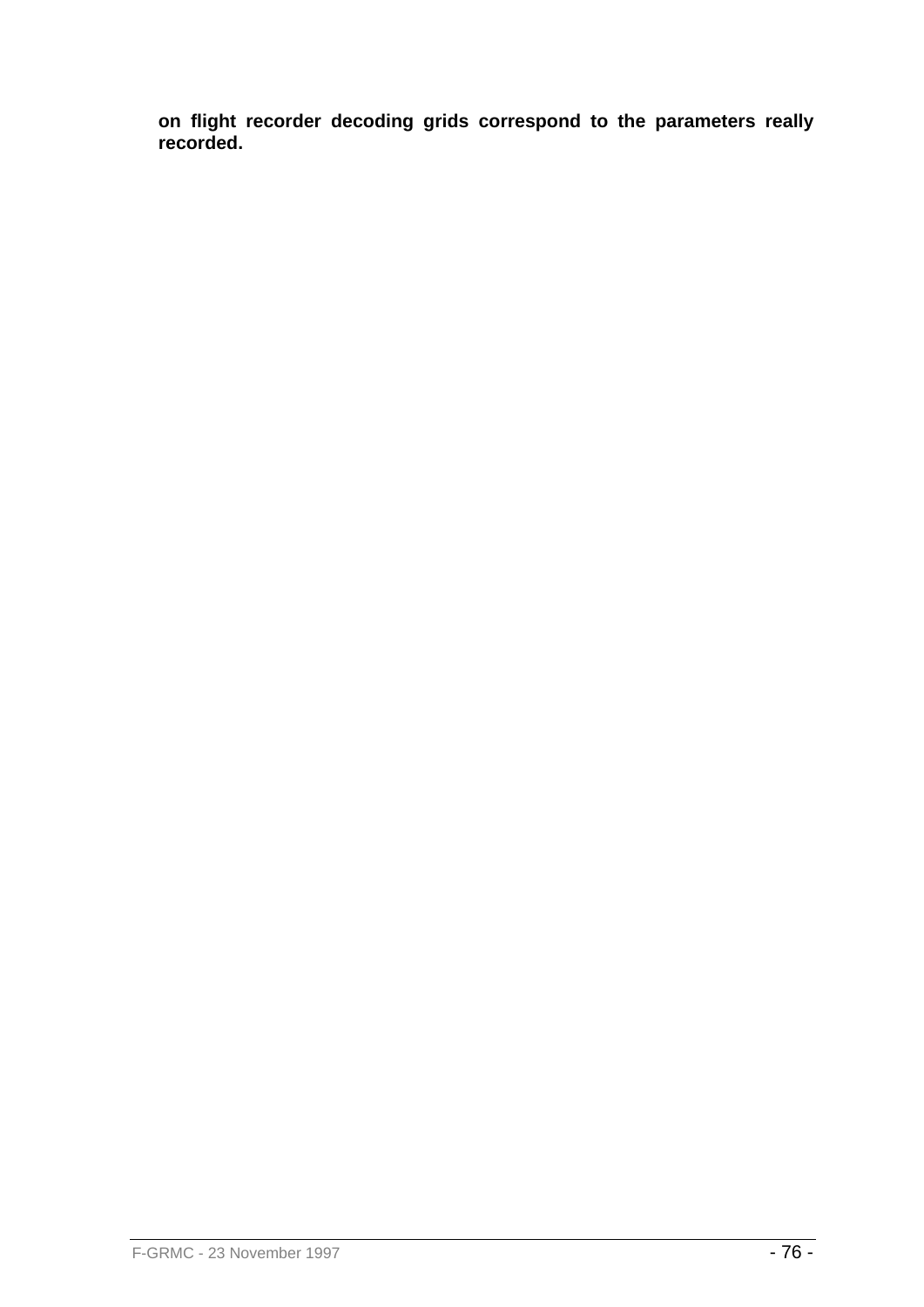**on flight recorder decoding grids correspond to the parameters really recorded.**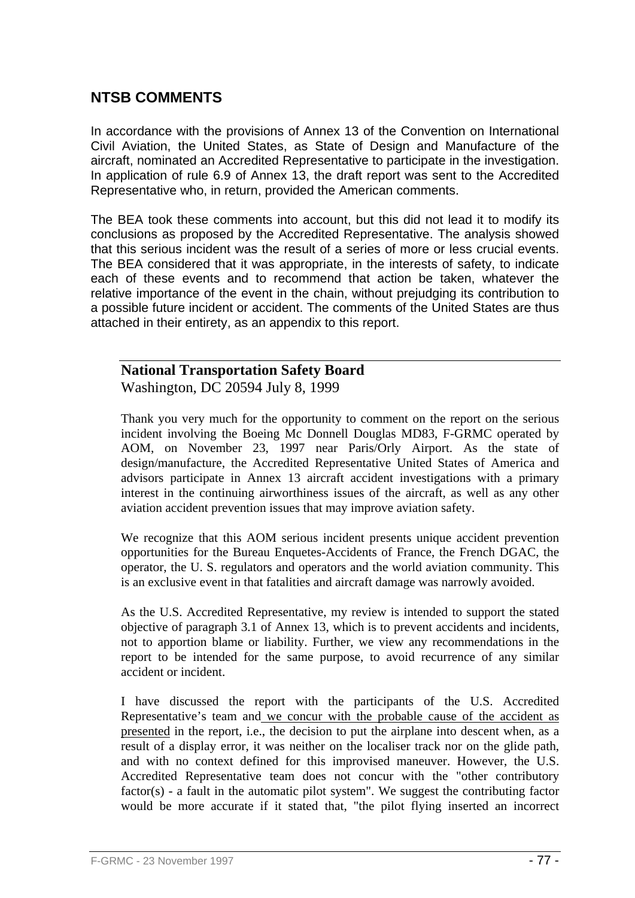## NTSB COMMENTS

In accordance with the provisions of Annex 13 of the Convention on International Civil Aviation, the United States, as State of Design and Manufacture of the aircraft, nominated an Accredited Representative to participate in the investigation. In application of rule 6.9 of Annex 13, the draft report was sent to the Accredited Representative who, in return, provided the American comments.

The BEA took these comments into account, but this did not lead it to modify its conclusions as proposed by the Accredited Representative. The analysis showed that this serious incident was the result of a series of more or less crucial events. The BEA considered that it was appropriate, in the interests of safety, to indicate each of these events and to recommend that action be taken, whatever the relative importance of the event in the chain, without prejudging its contribution to a possible future incident or accident. The comments of the United States are thus attached in their entirety, as an appendix to this report.

---

**National Transportation Safety Board**
Washington, DC 20594 July 8, 1999

Thank you very much for the opportunity to comment on the report on the serious incident involving the Boeing Mc Donnell Douglas MD83, F-GRMC operated by AOM, on November 23, 1997 near Paris/Orly Airport. As the state of design/manufacture, the Accredited Representative United States of America and advisors participate in Annex 13 aircraft accident investigations with a primary interest in the continuing airworthiness issues of the aircraft, as well as any other aviation accident prevention issues that may improve aviation safety.

We recognize that this AOM serious incident presents unique accident prevention opportunities for the Bureau Enquetes-Accidents of France, the French DGAC, the operator, the U. S. regulators and operators and the world aviation community. This is an exclusive event in that fatalities and aircraft damage was narrowly avoided.

As the U.S. Accredited Representative, my review is intended to support the stated objective of paragraph 3.1 of Annex 13, which is to prevent accidents and incidents, not to apportion blame or liability. Further, we view any recommendations in the report to be intended for the same purpose, to avoid recurrence of any similar accident or incident.

I have discussed the report with the participants of the U.S. Accredited Representative's team and <u>we concur with the probable cause of the accident as presented</u> in the report, i.e., the decision to put the airplane into descent when, as a result of a display error, it was neither on the localiser track nor on the glide path, and with no context defined for this improvised maneuver. However, the U.S. Accredited Representative team does not concur with the "other contributory factor(s) - a fault in the automatic pilot system". We suggest the contributing factor would be more accurate if it stated that, "the pilot flying inserted an incorrect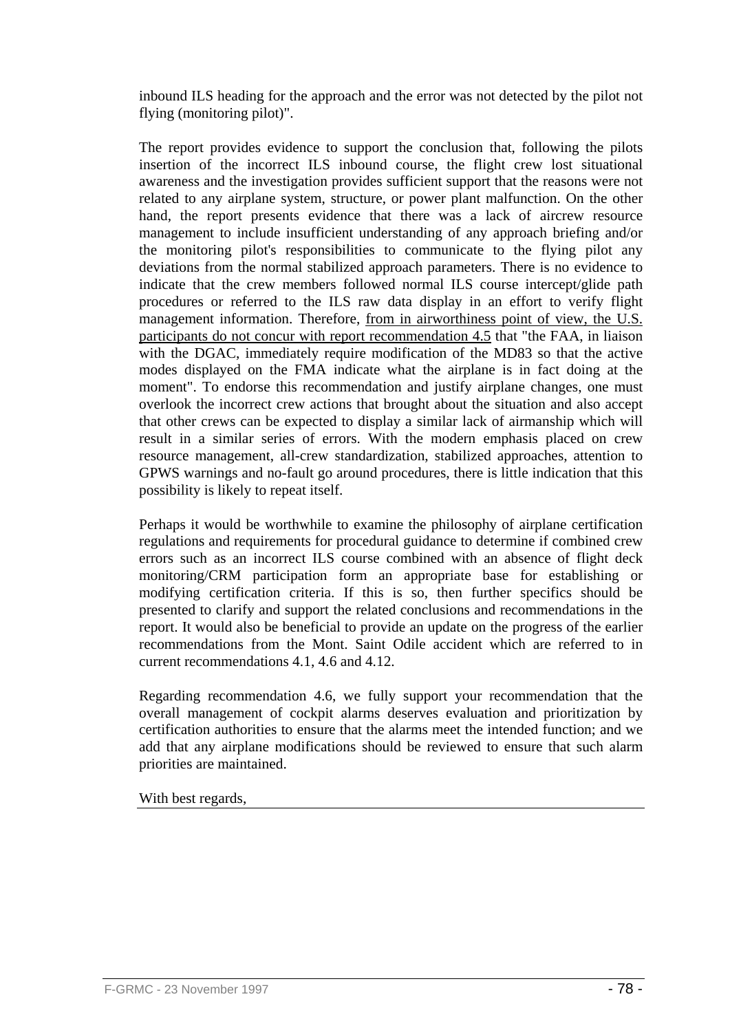inbound ILS heading for the approach and the error was not detected by the pilot not flying (monitoring pilot)".

The report provides evidence to support the conclusion that, following the pilots insertion of the incorrect ILS inbound course, the flight crew lost situational awareness and the investigation provides sufficient support that the reasons were not related to any airplane system, structure, or power plant malfunction. On the other hand, the report presents evidence that there was a lack of aircrew resource management to include insufficient understanding of any approach briefing and/or the monitoring pilot's responsibilities to communicate to the flying pilot any deviations from the normal stabilized approach parameters. There is no evidence to indicate that the crew members followed normal ILS course intercept/glide path procedures or referred to the ILS raw data display in an effort to verify flight management information. Therefore, <u>from in airworthiness point of view, the U.S. participants do not concur with report recommendation 4.5</u> that "the FAA, in liaison with the DGAC, immediately require modification of the MD83 so that the active modes displayed on the FMA indicate what the airplane is in fact doing at the moment". To endorse this recommendation and justify airplane changes, one must overlook the incorrect crew actions that brought about the situation and also accept that other crews can be expected to display a similar lack of airmanship which will result in a similar series of errors. With the modern emphasis placed on crew resource management, all-crew standardization, stabilized approaches, attention to GPWS warnings and no-fault go around procedures, there is little indication that this possibility is likely to repeat itself.

Perhaps it would be worthwhile to examine the philosophy of airplane certification regulations and requirements for procedural guidance to determine if combined crew errors such as an incorrect ILS course combined with an absence of flight deck monitoring/CRM participation form an appropriate base for establishing or modifying certification criteria. If this is so, then further specifics should be presented to clarify and support the related conclusions and recommendations in the report. It would also be beneficial to provide an update on the progress of the earlier recommendations from the Mont. Saint Odile accident which are referred to in current recommendations 4.1, 4.6 and 4.12.

Regarding recommendation 4.6, we fully support your recommendation that the overall management of cockpit alarms deserves evaluation and prioritization by certification authorities to ensure that the alarms meet the intended function; and we add that any airplane modifications should be reviewed to ensure that such alarm priorities are maintained.

With best regards,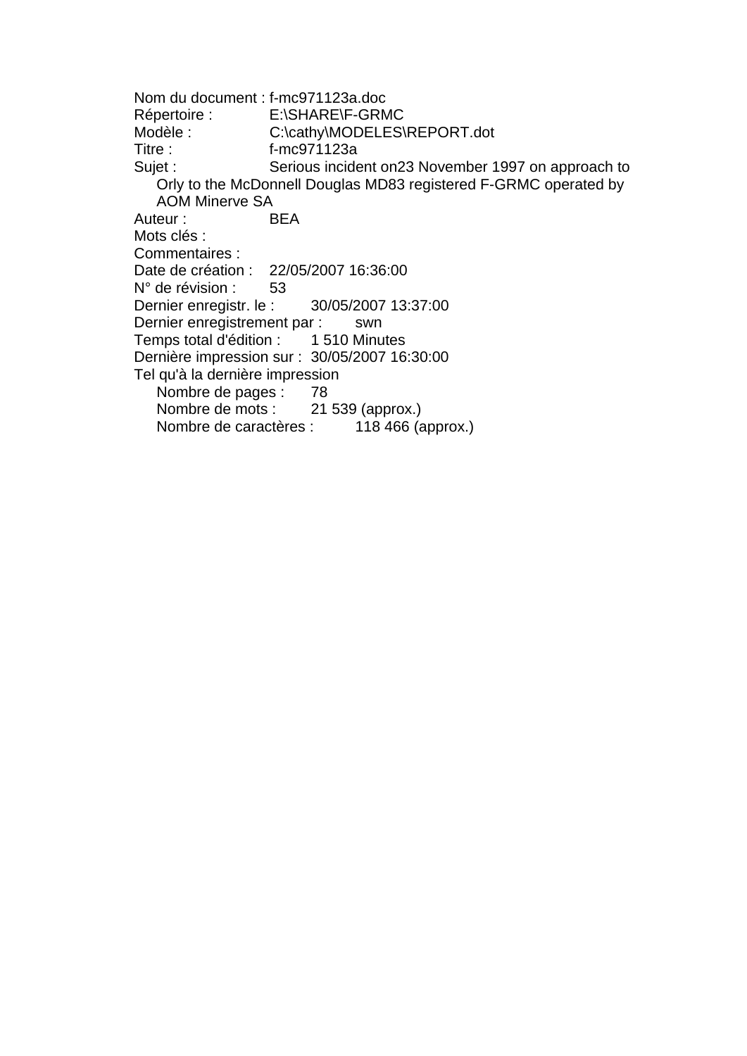Nom du document : f-mc971123a.doc
Répertoire : E:\SHARE\F-GRMC
Modèle : C:\cathy\MODELES\REPORT.dot
Titre : f-mc971123a
Sujet : Serious incident on23 November 1997 on approach to Orly to the McDonnell Douglas MD83 registered F-GRMC operated by AOM Minerve SA
Auteur : BEA
Mots clés :
Commentaires :
Date de création : 22/05/2007 16:36:00
N° de révision : 53
Dernier enregistr. le : 30/05/2007 13:37:00
Dernier enregistrement par : swn
Temps total d'édition : 1 510 Minutes
Dernière impression sur : 30/05/2007 16:30:00
Tel qu'à la dernière impression
  Nombre de pages : 78
  Nombre de mots : 21 539 (approx.)
  Nombre de caractères : 118 466 (approx.)